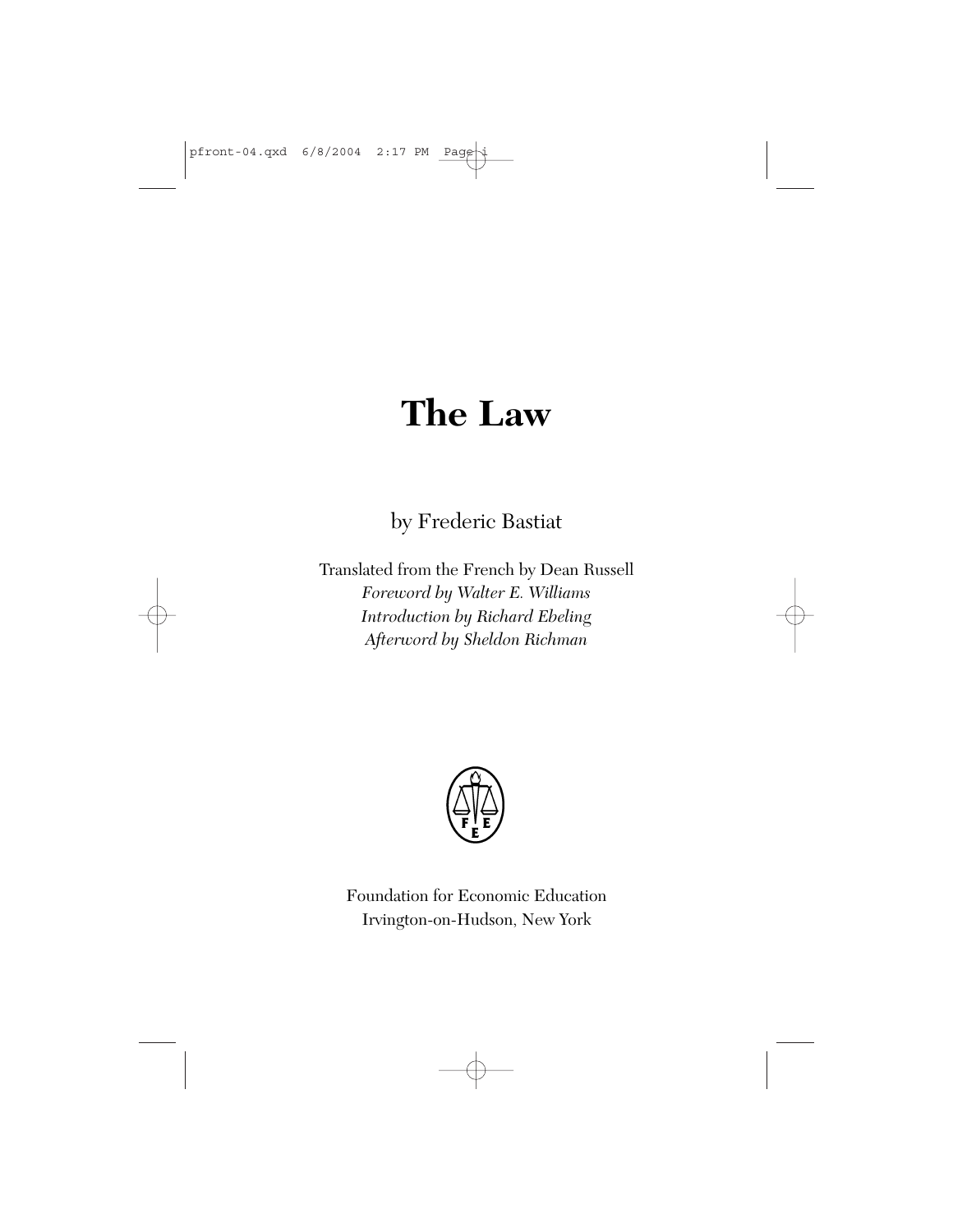# The Law

by Frederic Bastiat

Translated from the French by Dean Russell

*Foreword by Walter E. Williams*

*Introduction by Richard Ebeling*

*Afterword by Sheldon Richman*

Foundation for Economic Education
Irvington-on-Hudson, New York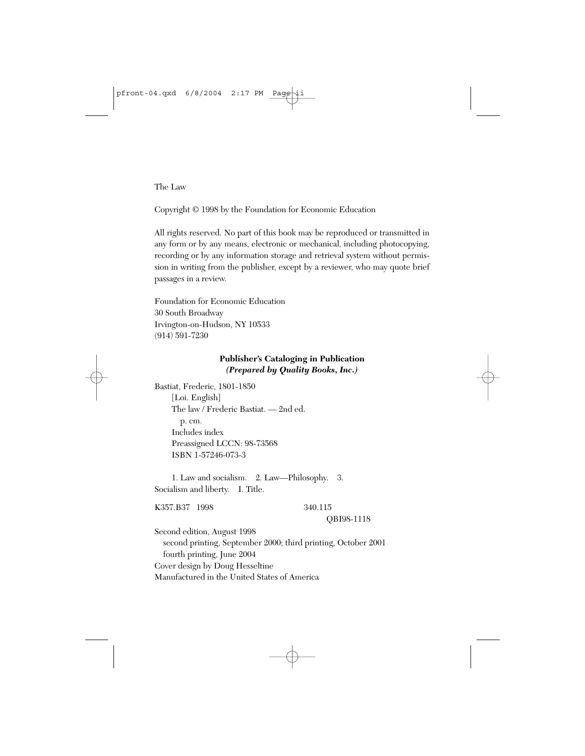The Law

Copyright © 1998 by the Foundation for Economic Education

All rights reserved. No part of this book may be reproduced or transmitted in any form or by any means, electronic or mechanical, including photocopying, recording or by any information storage and retrieval system without permission in writing from the publisher, except by a reviewer, who may quote brief passages in a review.

Foundation for Economic Education
30 South Broadway
Irvington-on-Hudson, NY 10533
(914) 591-7230

**Publisher's Cataloging in Publication**
***(Prepared by Quality Books, Inc.)***

Bastiat, Frederic, 1801-1850
[Loi. English]
The law / Frederic Bastiat. — 2nd ed.
p. cm.
Includes index
Preassigned LCCN: 98-73568
ISBN 1-57246-073-3

1. Law and socialism. 2. Law—Philosophy. 3. Socialism and liberty. I. Title.

K357.B37 1998 340.115
QBI98-1118

Second edition, August 1998
second printing, September 2000; third printing, October 2001
fourth printing, June 2004
Cover design by Doug Hesseltine
Manufactured in the United States of America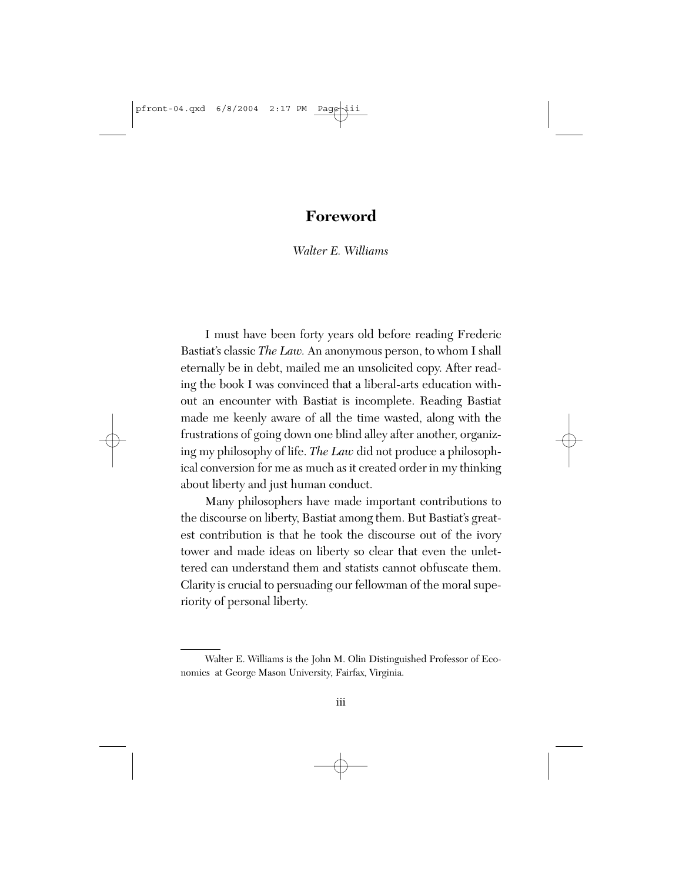# Foreword

*Walter E. Williams*

I must have been forty years old before reading Frederic Bastiat's classic *The Law.* An anonymous person, to whom I shall eternally be in debt, mailed me an unsolicited copy. After reading the book I was convinced that a liberal-arts education without an encounter with Bastiat is incomplete. Reading Bastiat made me keenly aware of all the time wasted, along with the frustrations of going down one blind alley after another, organizing my philosophy of life. *The Law* did not produce a philosophical conversion for me as much as it created order in my thinking about liberty and just human conduct.

Many philosophers have made important contributions to the discourse on liberty, Bastiat among them. But Bastiat's greatest contribution is that he took the discourse out of the ivory tower and made ideas on liberty so clear that even the unlettered can understand them and statists cannot obfuscate them. Clarity is crucial to persuading our fellowman of the moral superiority of personal liberty.

---

Walter E. Williams is the John M. Olin Distinguished Professor of Economics at George Mason University, Fairfax, Virginia.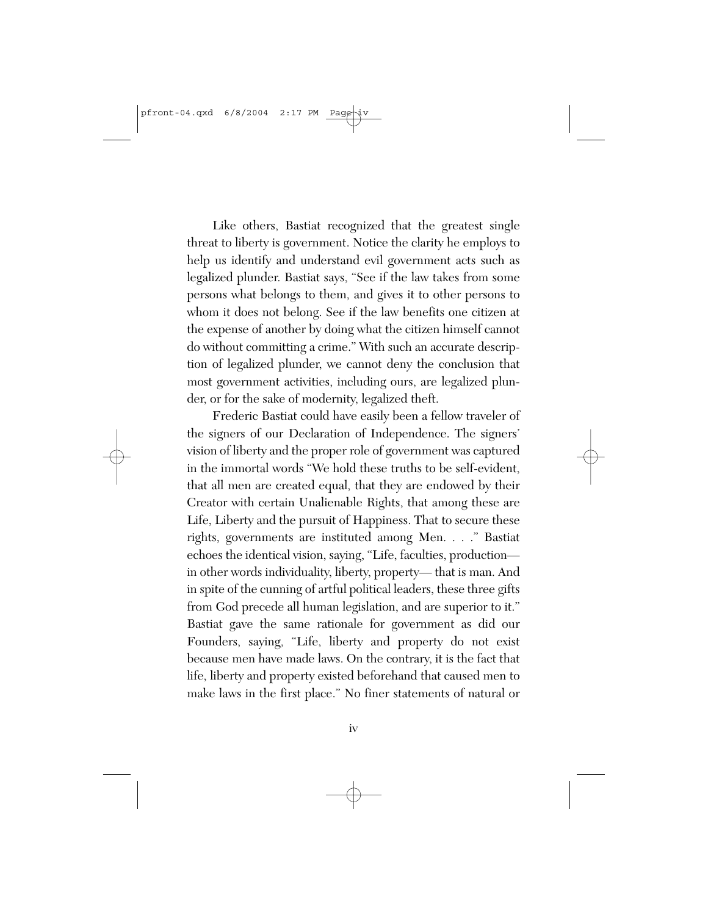Like others, Bastiat recognized that the greatest single threat to liberty is government. Notice the clarity he employs to help us identify and understand evil government acts such as legalized plunder. Bastiat says, "See if the law takes from some persons what belongs to them, and gives it to other persons to whom it does not belong. See if the law benefits one citizen at the expense of another by doing what the citizen himself cannot do without committing a crime." With such an accurate description of legalized plunder, we cannot deny the conclusion that most government activities, including ours, are legalized plunder, or for the sake of modernity, legalized theft.

Frederic Bastiat could have easily been a fellow traveler of the signers of our Declaration of Independence. The signers' vision of liberty and the proper role of government was captured in the immortal words "We hold these truths to be self-evident, that all men are created equal, that they are endowed by their Creator with certain Unalienable Rights, that among these are Life, Liberty and the pursuit of Happiness. That to secure these rights, governments are instituted among Men. . . ." Bastiat echoes the identical vision, saying, "Life, faculties, production—in other words individuality, liberty, property— that is man. And in spite of the cunning of artful political leaders, these three gifts from God precede all human legislation, and are superior to it." Bastiat gave the same rationale for government as did our Founders, saying, "Life, liberty and property do not exist because men have made laws. On the contrary, it is the fact that life, liberty and property existed beforehand that caused men to make laws in the first place." No finer statements of natural or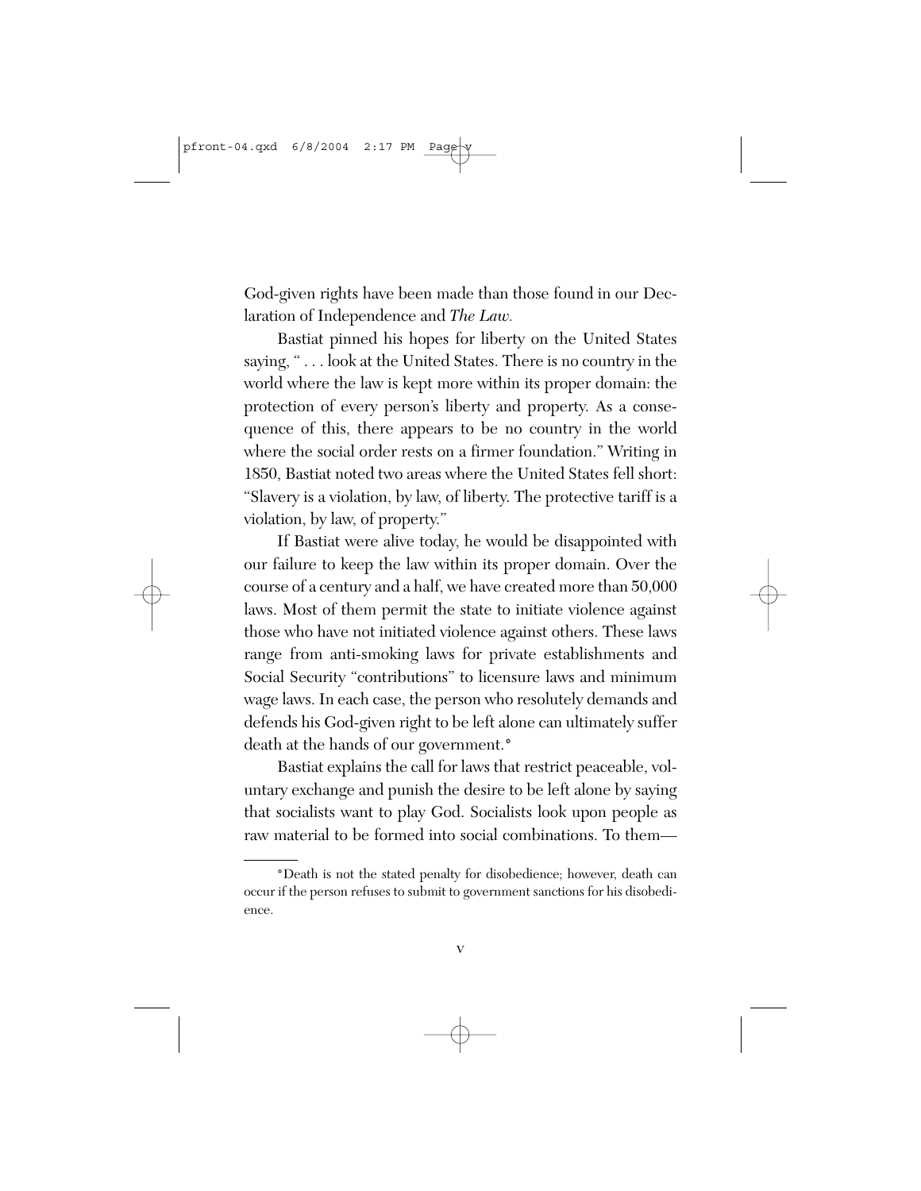God-given rights have been made than those found in our Declaration of Independence and *The Law.*

Bastiat pinned his hopes for liberty on the United States saying, " . . . look at the United States. There is no country in the world where the law is kept more within its proper domain: the protection of every person's liberty and property. As a consequence of this, there appears to be no country in the world where the social order rests on a firmer foundation." Writing in 1850, Bastiat noted two areas where the United States fell short: "Slavery is a violation, by law, of liberty. The protective tariff is a violation, by law, of property."

If Bastiat were alive today, he would be disappointed with our failure to keep the law within its proper domain. Over the course of a century and a half, we have created more than 50,000 laws. Most of them permit the state to initiate violence against those who have not initiated violence against others. These laws range from anti-smoking laws for private establishments and Social Security "contributions" to licensure laws and minimum wage laws. In each case, the person who resolutely demands and defends his God-given right to be left alone can ultimately suffer death at the hands of our government.*

Bastiat explains the call for laws that restrict peaceable, voluntary exchange and punish the desire to be left alone by saying that socialists want to play God. Socialists look upon people as raw material to be formed into social combinations. To them—

---

*Death is not the stated penalty for disobedience; however, death can occur if the person refuses to submit to government sanctions for his disobedience.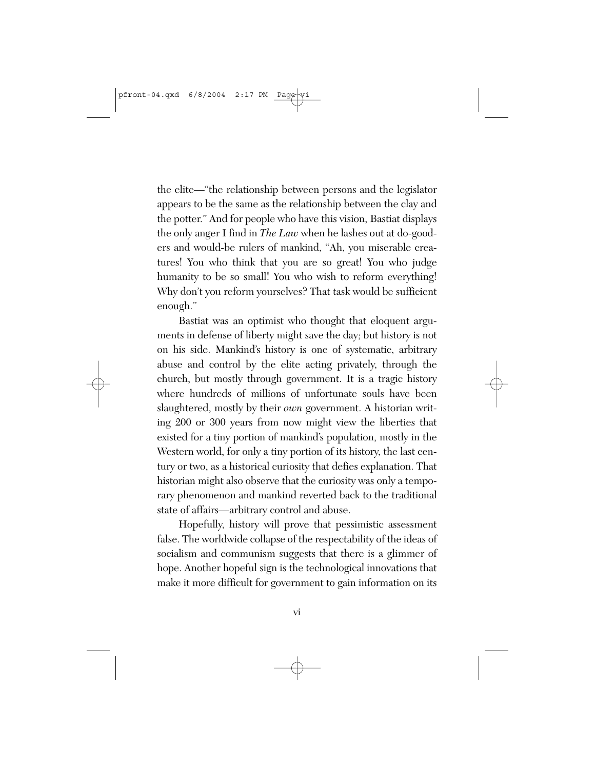the elite—"the relationship between persons and the legislator appears to be the same as the relationship between the clay and the potter." And for people who have this vision, Bastiat displays the only anger I find in *The Law* when he lashes out at do-gooders and would-be rulers of mankind, "Ah, you miserable creatures! You who think that you are so great! You who judge humanity to be so small! You who wish to reform everything! Why don't you reform yourselves? That task would be sufficient enough."

Bastiat was an optimist who thought that eloquent arguments in defense of liberty might save the day; but history is not on his side. Mankind's history is one of systematic, arbitrary abuse and control by the elite acting privately, through the church, but mostly through government. It is a tragic history where hundreds of millions of unfortunate souls have been slaughtered, mostly by their *own* government. A historian writing 200 or 300 years from now might view the liberties that existed for a tiny portion of mankind's population, mostly in the Western world, for only a tiny portion of its history, the last century or two, as a historical curiosity that defies explanation. That historian might also observe that the curiosity was only a temporary phenomenon and mankind reverted back to the traditional state of affairs—arbitrary control and abuse.

Hopefully, history will prove that pessimistic assessment false. The worldwide collapse of the respectability of the ideas of socialism and communism suggests that there is a glimmer of hope. Another hopeful sign is the technological innovations that make it more difficult for government to gain information on its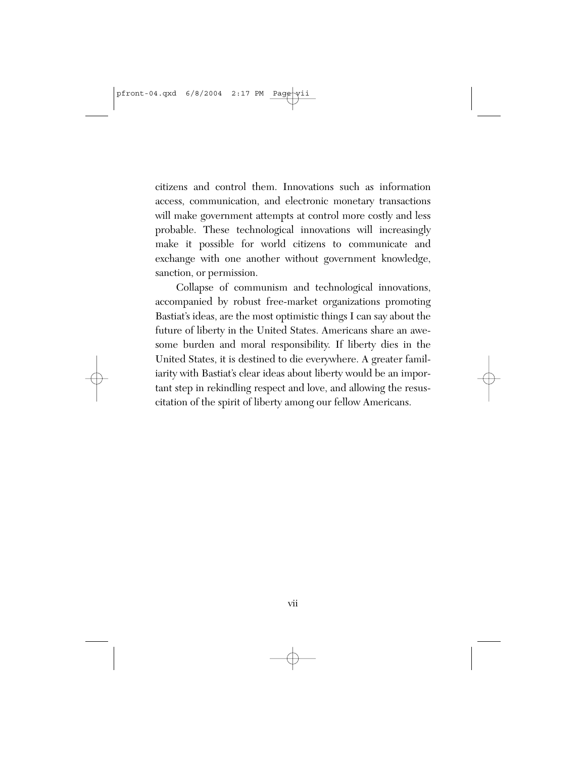citizens and control them. Innovations such as information access, communication, and electronic monetary transactions will make government attempts at control more costly and less probable. These technological innovations will increasingly make it possible for world citizens to communicate and exchange with one another without government knowledge, sanction, or permission.

Collapse of communism and technological innovations, accompanied by robust free-market organizations promoting Bastiat's ideas, are the most optimistic things I can say about the future of liberty in the United States. Americans share an awesome burden and moral responsibility. If liberty dies in the United States, it is destined to die everywhere. A greater familiarity with Bastiat's clear ideas about liberty would be an important step in rekindling respect and love, and allowing the resuscitation of the spirit of liberty among our fellow Americans.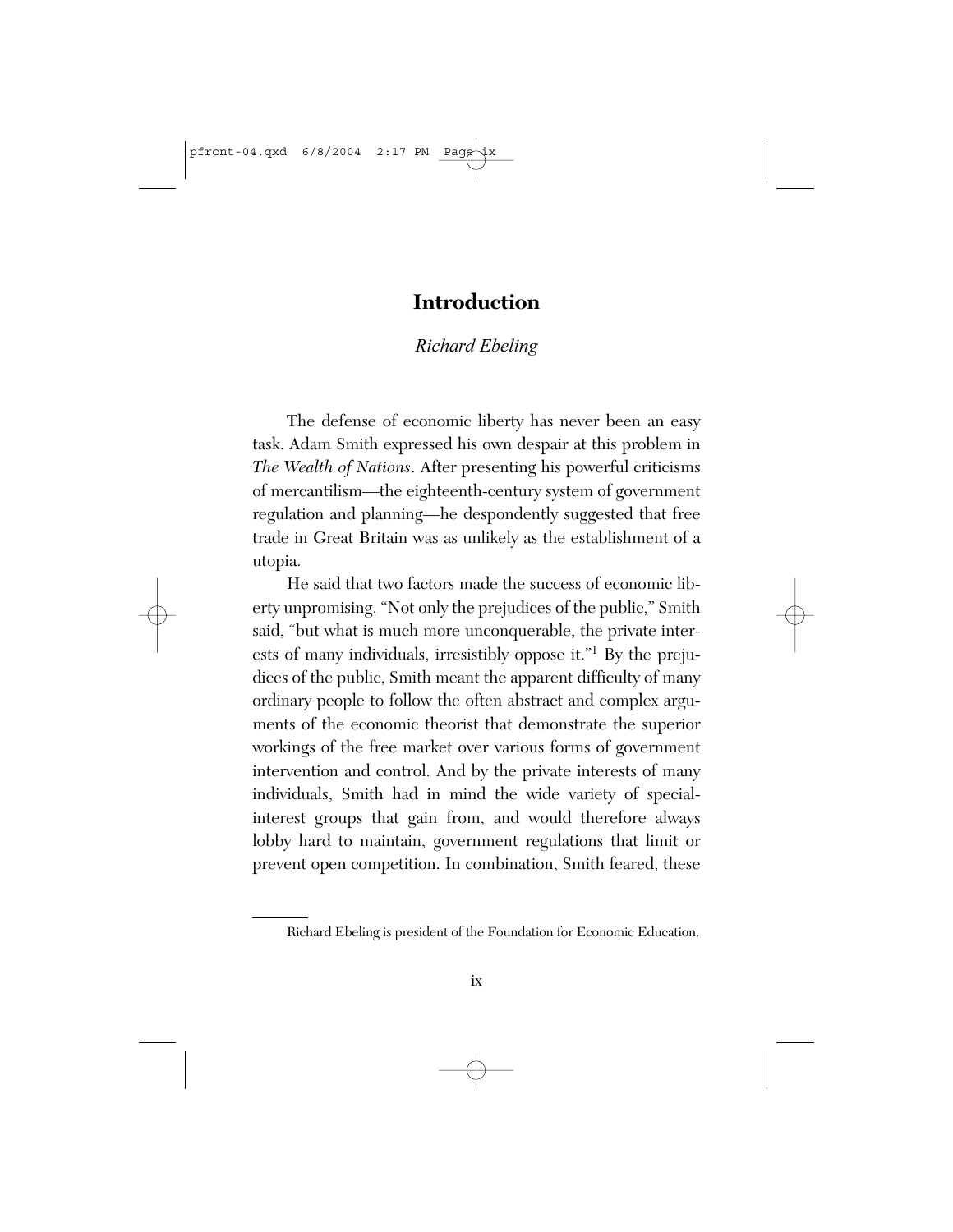# Introduction

*Richard Ebeling*

The defense of economic liberty has never been an easy task. Adam Smith expressed his own despair at this problem in *The Wealth of Nations*. After presenting his powerful criticisms of mercantilism—the eighteenth-century system of government regulation and planning—he despondently suggested that free trade in Great Britain was as unlikely as the establishment of a utopia.

He said that two factors made the success of economic liberty unpromising. "Not only the prejudices of the public," Smith said, "but what is much more unconquerable, the private interests of many individuals, irresistibly oppose it."[1] By the prejudices of the public, Smith meant the apparent difficulty of many ordinary people to follow the often abstract and complex arguments of the economic theorist that demonstrate the superior workings of the free market over various forms of government intervention and control. And by the private interests of many individuals, Smith had in mind the wide variety of special-interest groups that gain from, and would therefore always lobby hard to maintain, government regulations that limit or prevent open competition. In combination, Smith feared, these

---

Richard Ebeling is president of the Foundation for Economic Education.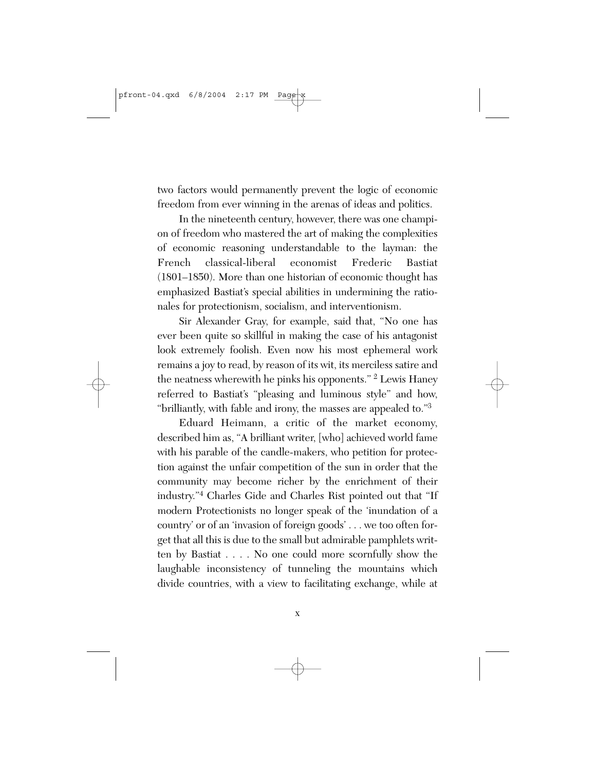two factors would permanently prevent the logic of economic freedom from ever winning in the arenas of ideas and politics.

In the nineteenth century, however, there was one champion of freedom who mastered the art of making the complexities of economic reasoning understandable to the layman: the French classical-liberal economist Frederic Bastiat (1801–1850). More than one historian of economic thought has emphasized Bastiat's special abilities in undermining the rationales for protectionism, socialism, and interventionism.

Sir Alexander Gray, for example, said that, "No one has ever been quite so skillful in making the case of his antagonist look extremely foolish. Even now his most ephemeral work remains a joy to read, by reason of its wit, its merciless satire and the neatness wherewith he pinks his opponents." [2] Lewis Haney referred to Bastiat's "pleasing and luminous style" and how, "brilliantly, with fable and irony, the masses are appealed to."[3]

Eduard Heimann, a critic of the market economy, described him as, "A brilliant writer, [who] achieved world fame with his parable of the candle-makers, who petition for protection against the unfair competition of the sun in order that the community may become richer by the enrichment of their industry."[4] Charles Gide and Charles Rist pointed out that "If modern Protectionists no longer speak of the 'inundation of a country' or of an 'invasion of foreign goods' . . . we too often forget that all this is due to the small but admirable pamphlets written by Bastiat . . . . No one could more scornfully show the laughable inconsistency of tunneling the mountains which divide countries, with a view to facilitating exchange, while at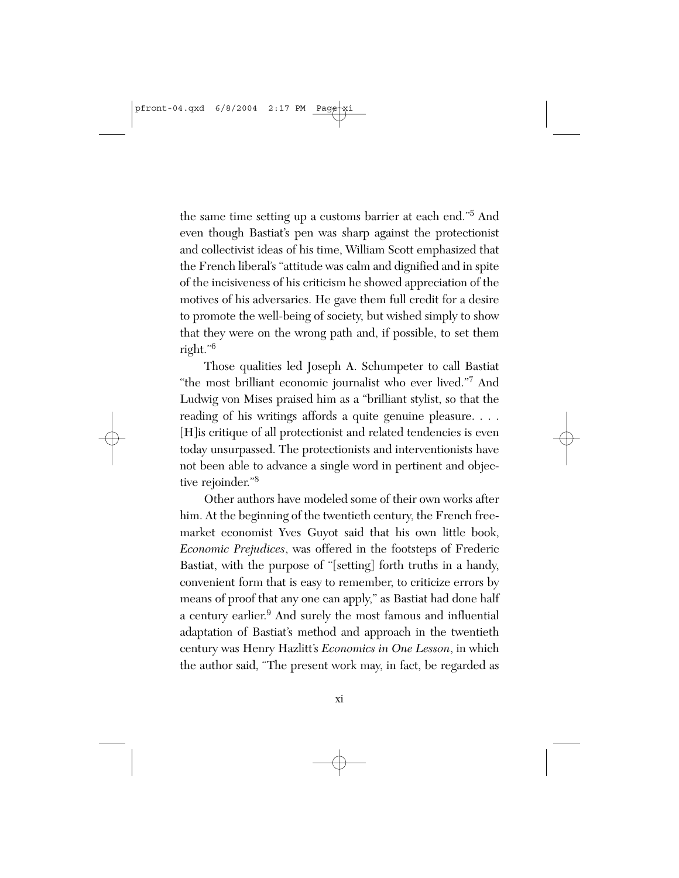the same time setting up a customs barrier at each end."[5] And even though Bastiat's pen was sharp against the protectionist and collectivist ideas of his time, William Scott emphasized that the French liberal's "attitude was calm and dignified and in spite of the incisiveness of his criticism he showed appreciation of the motives of his adversaries. He gave them full credit for a desire to promote the well-being of society, but wished simply to show that they were on the wrong path and, if possible, to set them right."[6]

Those qualities led Joseph A. Schumpeter to call Bastiat "the most brilliant economic journalist who ever lived."[7] And Ludwig von Mises praised him as a "brilliant stylist, so that the reading of his writings affords a quite genuine pleasure. . . . [H]is critique of all protectionist and related tendencies is even today unsurpassed. The protectionists and interventionists have not been able to advance a single word in pertinent and objective rejoinder."[8]

Other authors have modeled some of their own works after him. At the beginning of the twentieth century, the French free-market economist Yves Guyot said that his own little book, *Economic Prejudices*, was offered in the footsteps of Frederic Bastiat, with the purpose of "[setting] forth truths in a handy, convenient form that is easy to remember, to criticize errors by means of proof that any one can apply," as Bastiat had done half a century earlier.[9] And surely the most famous and influential adaptation of Bastiat's method and approach in the twentieth century was Henry Hazlitt's *Economics in One Lesson*, in which the author said, "The present work may, in fact, be regarded as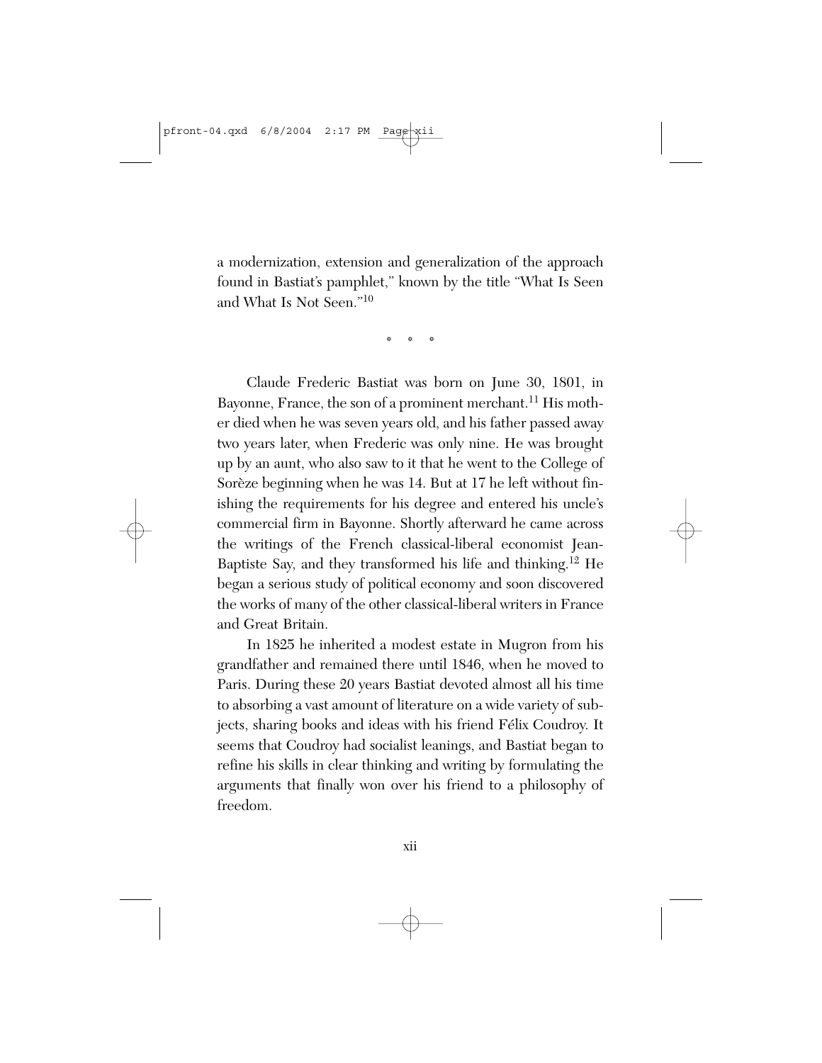a modernization, extension and generalization of the approach found in Bastiat's pamphlet," known by the title "What Is Seen and What Is Not Seen."[10]

\* \* \*

Claude Frederic Bastiat was born on June 30, 1801, in Bayonne, France, the son of a prominent merchant.[11] His mother died when he was seven years old, and his father passed away two years later, when Frederic was only nine. He was brought up by an aunt, who also saw to it that he went to the College of Sorèze beginning when he was 14. But at 17 he left without finishing the requirements for his degree and entered his uncle's commercial firm in Bayonne. Shortly afterward he came across the writings of the French classical-liberal economist Jean-Baptiste Say, and they transformed his life and thinking.[12] He began a serious study of political economy and soon discovered the works of many of the other classical-liberal writers in France and Great Britain.

In 1825 he inherited a modest estate in Mugron from his grandfather and remained there until 1846, when he moved to Paris. During these 20 years Bastiat devoted almost all his time to absorbing a vast amount of literature on a wide variety of subjects, sharing books and ideas with his friend Félix Coudroy. It seems that Coudroy had socialist leanings, and Bastiat began to refine his skills in clear thinking and writing by formulating the arguments that finally won over his friend to a philosophy of freedom.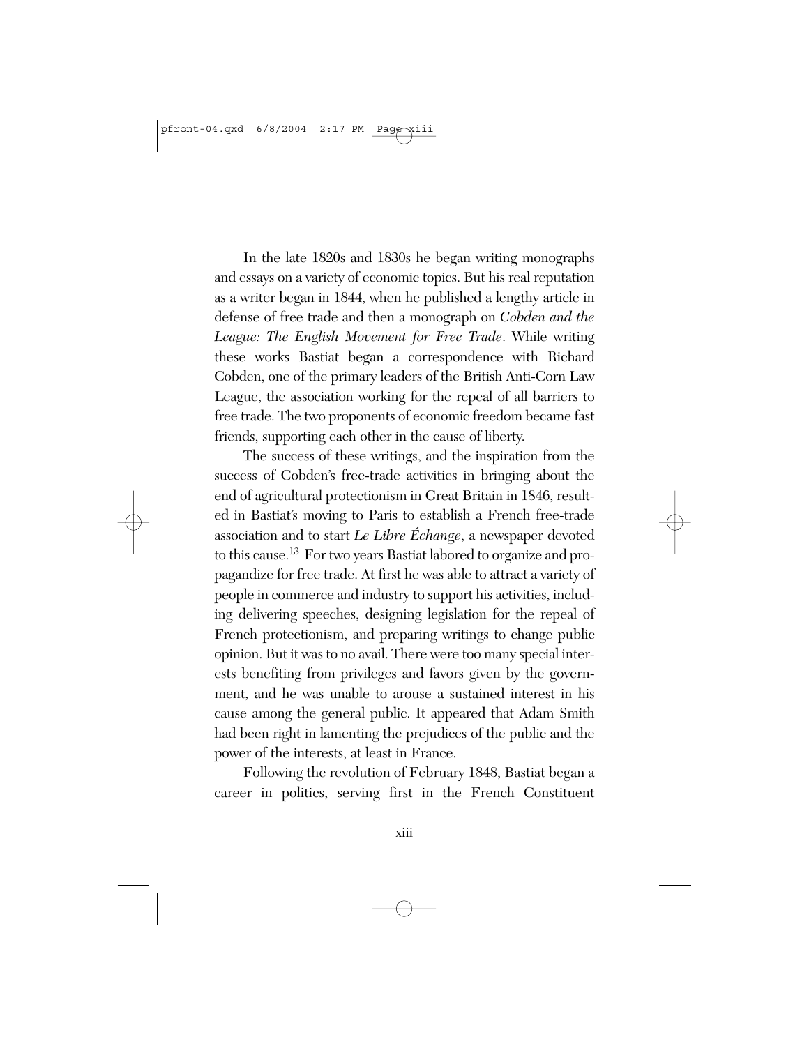In the late 1820s and 1830s he began writing monographs and essays on a variety of economic topics. But his real reputation as a writer began in 1844, when he published a lengthy article in defense of free trade and then a monograph on *Cobden and the League: The English Movement for Free Trade*. While writing these works Bastiat began a correspondence with Richard Cobden, one of the primary leaders of the British Anti-Corn Law League, the association working for the repeal of all barriers to free trade. The two proponents of economic freedom became fast friends, supporting each other in the cause of liberty.

The success of these writings, and the inspiration from the success of Cobden's free-trade activities in bringing about the end of agricultural protectionism in Great Britain in 1846, resulted in Bastiat's moving to Paris to establish a French free-trade association and to start *Le Libre Échange*, a newspaper devoted to this cause.[13] For two years Bastiat labored to organize and propagandize for free trade. At first he was able to attract a variety of people in commerce and industry to support his activities, including delivering speeches, designing legislation for the repeal of French protectionism, and preparing writings to change public opinion. But it was to no avail. There were too many special interests benefiting from privileges and favors given by the government, and he was unable to arouse a sustained interest in his cause among the general public. It appeared that Adam Smith had been right in lamenting the prejudices of the public and the power of the interests, at least in France.

Following the revolution of February 1848, Bastiat began a career in politics, serving first in the French Constituent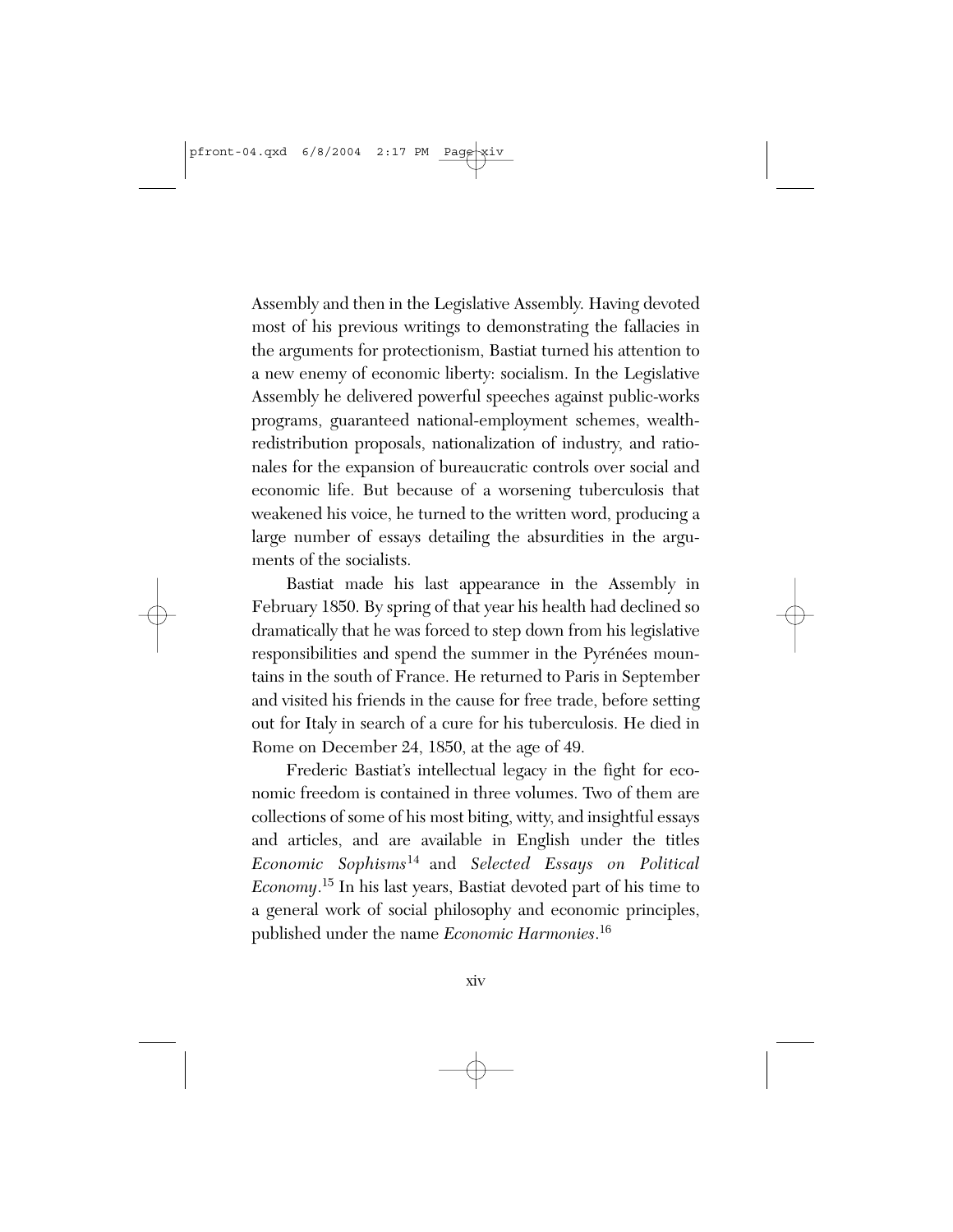Assembly and then in the Legislative Assembly. Having devoted most of his previous writings to demonstrating the fallacies in the arguments for protectionism, Bastiat turned his attention to a new enemy of economic liberty: socialism. In the Legislative Assembly he delivered powerful speeches against public-works programs, guaranteed national-employment schemes, wealth-redistribution proposals, nationalization of industry, and rationales for the expansion of bureaucratic controls over social and economic life. But because of a worsening tuberculosis that weakened his voice, he turned to the written word, producing a large number of essays detailing the absurdities in the arguments of the socialists.

Bastiat made his last appearance in the Assembly in February 1850. By spring of that year his health had declined so dramatically that he was forced to step down from his legislative responsibilities and spend the summer in the Pyrénées mountains in the south of France. He returned to Paris in September and visited his friends in the cause for free trade, before setting out for Italy in search of a cure for his tuberculosis. He died in Rome on December 24, 1850, at the age of 49.

Frederic Bastiat's intellectual legacy in the fight for economic freedom is contained in three volumes. Two of them are collections of some of his most biting, witty, and insightful essays and articles, and are available in English under the titles *Economic Sophisms*[14] and *Selected Essays on Political Economy*.[15] In his last years, Bastiat devoted part of his time to a general work of social philosophy and economic principles, published under the name *Economic Harmonies*.[16]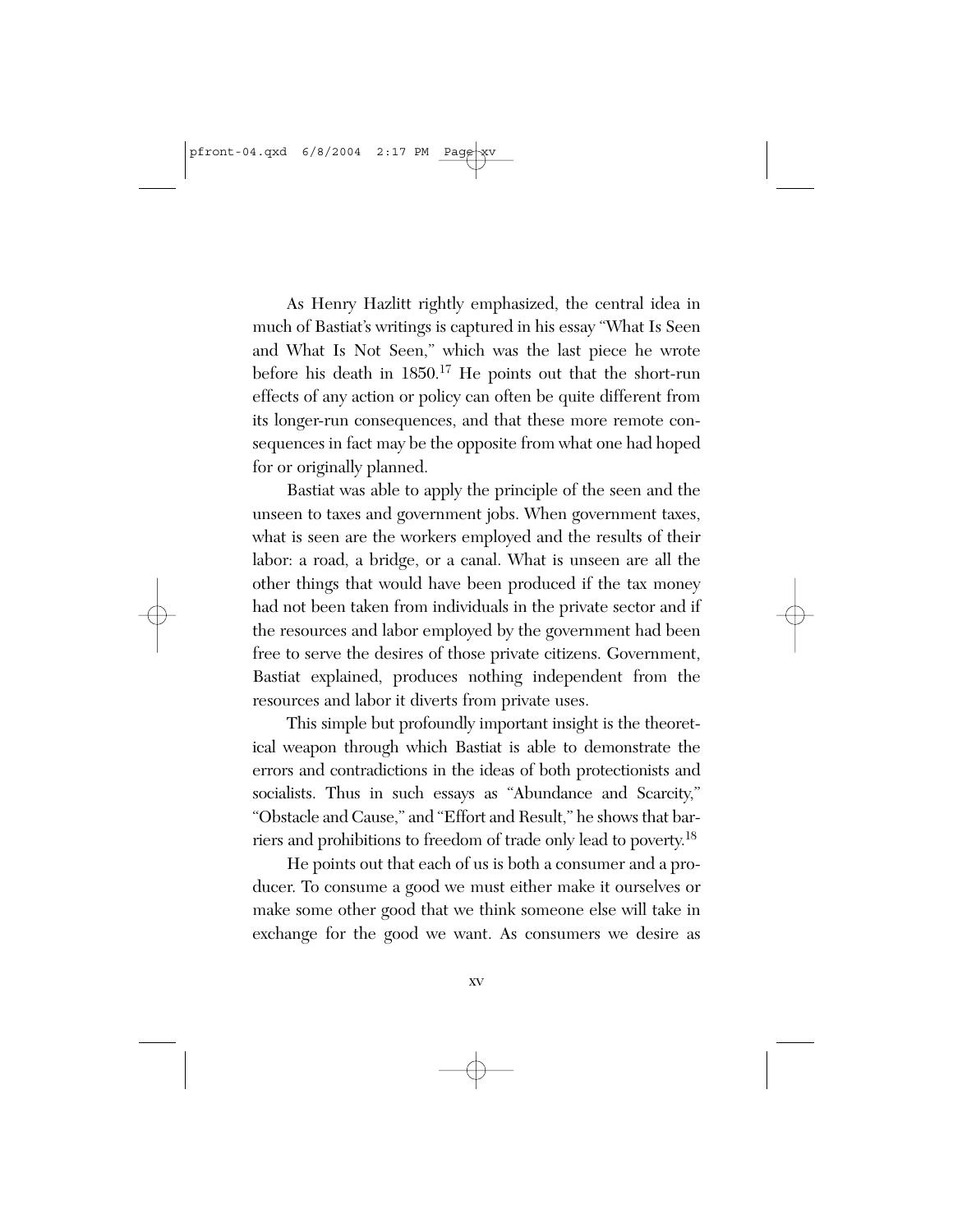As Henry Hazlitt rightly emphasized, the central idea in much of Bastiat's writings is captured in his essay "What Is Seen and What Is Not Seen," which was the last piece he wrote before his death in 1850.[17] He points out that the short-run effects of any action or policy can often be quite different from its longer-run consequences, and that these more remote consequences in fact may be the opposite from what one had hoped for or originally planned.

Bastiat was able to apply the principle of the seen and the unseen to taxes and government jobs. When government taxes, what is seen are the workers employed and the results of their labor: a road, a bridge, or a canal. What is unseen are all the other things that would have been produced if the tax money had not been taken from individuals in the private sector and if the resources and labor employed by the government had been free to serve the desires of those private citizens. Government, Bastiat explained, produces nothing independent from the resources and labor it diverts from private uses.

This simple but profoundly important insight is the theoretical weapon through which Bastiat is able to demonstrate the errors and contradictions in the ideas of both protectionists and socialists. Thus in such essays as "Abundance and Scarcity," "Obstacle and Cause," and "Effort and Result," he shows that barriers and prohibitions to freedom of trade only lead to poverty.[18]

He points out that each of us is both a consumer and a producer. To consume a good we must either make it ourselves or make some other good that we think someone else will take in exchange for the good we want. As consumers we desire as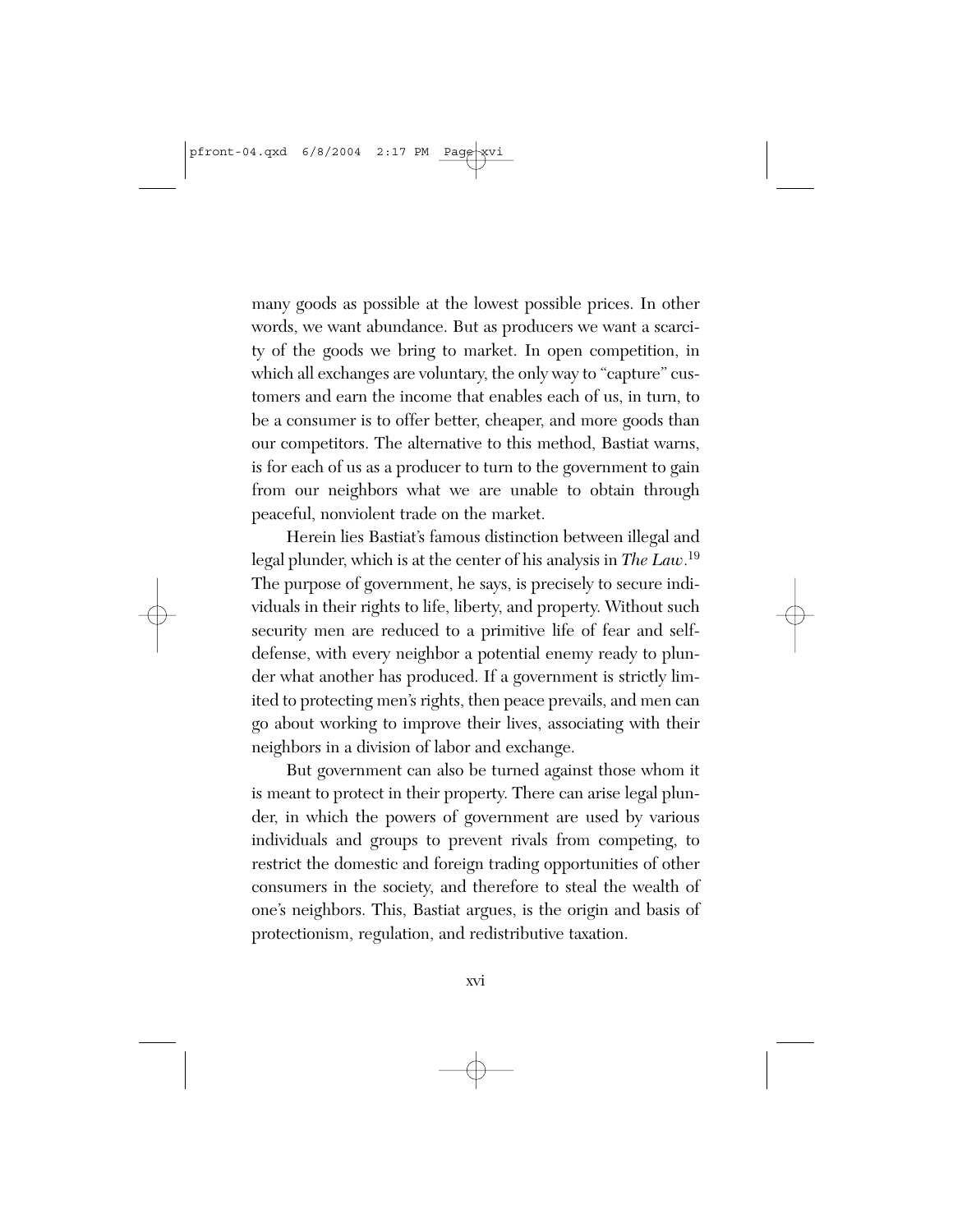many goods as possible at the lowest possible prices. In other words, we want abundance. But as producers we want a scarcity of the goods we bring to market. In open competition, in which all exchanges are voluntary, the only way to "capture" customers and earn the income that enables each of us, in turn, to be a consumer is to offer better, cheaper, and more goods than our competitors. The alternative to this method, Bastiat warns, is for each of us as a producer to turn to the government to gain from our neighbors what we are unable to obtain through peaceful, nonviolent trade on the market.

Herein lies Bastiat's famous distinction between illegal and legal plunder, which is at the center of his analysis in *The Law*.[19] The purpose of government, he says, is precisely to secure individuals in their rights to life, liberty, and property. Without such security men are reduced to a primitive life of fear and self-defense, with every neighbor a potential enemy ready to plunder what another has produced. If a government is strictly limited to protecting men's rights, then peace prevails, and men can go about working to improve their lives, associating with their neighbors in a division of labor and exchange.

But government can also be turned against those whom it is meant to protect in their property. There can arise legal plunder, in which the powers of government are used by various individuals and groups to prevent rivals from competing, to restrict the domestic and foreign trading opportunities of other consumers in the society, and therefore to steal the wealth of one's neighbors. This, Bastiat argues, is the origin and basis of protectionism, regulation, and redistributive taxation.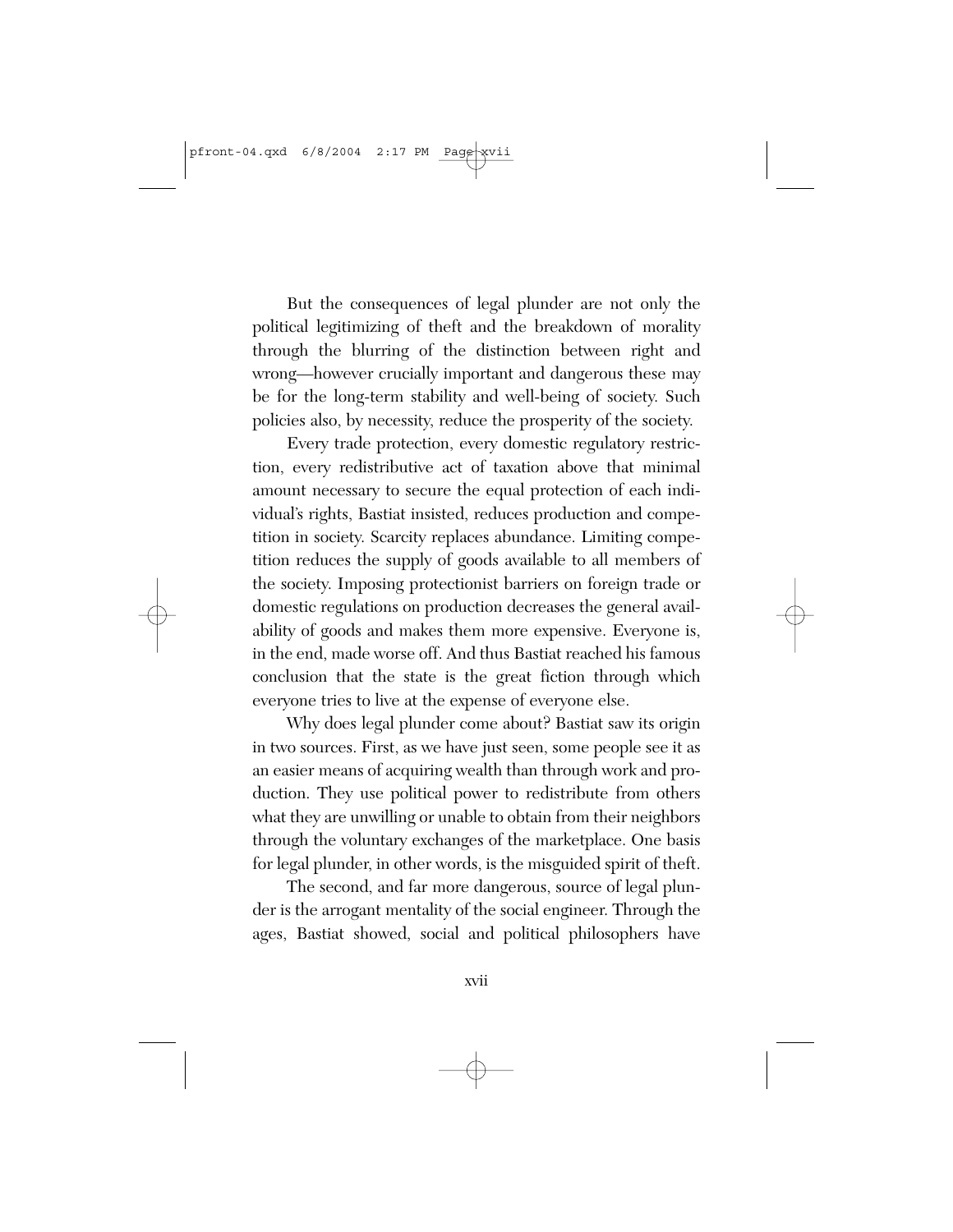But the consequences of legal plunder are not only the political legitimizing of theft and the breakdown of morality through the blurring of the distinction between right and wrong—however crucially important and dangerous these may be for the long-term stability and well-being of society. Such policies also, by necessity, reduce the prosperity of the society.

Every trade protection, every domestic regulatory restriction, every redistributive act of taxation above that minimal amount necessary to secure the equal protection of each individual's rights, Bastiat insisted, reduces production and competition in society. Scarcity replaces abundance. Limiting competition reduces the supply of goods available to all members of the society. Imposing protectionist barriers on foreign trade or domestic regulations on production decreases the general availability of goods and makes them more expensive. Everyone is, in the end, made worse off. And thus Bastiat reached his famous conclusion that the state is the great fiction through which everyone tries to live at the expense of everyone else.

Why does legal plunder come about? Bastiat saw its origin in two sources. First, as we have just seen, some people see it as an easier means of acquiring wealth than through work and production. They use political power to redistribute from others what they are unwilling or unable to obtain from their neighbors through the voluntary exchanges of the marketplace. One basis for legal plunder, in other words, is the misguided spirit of theft.

The second, and far more dangerous, source of legal plunder is the arrogant mentality of the social engineer. Through the ages, Bastiat showed, social and political philosophers have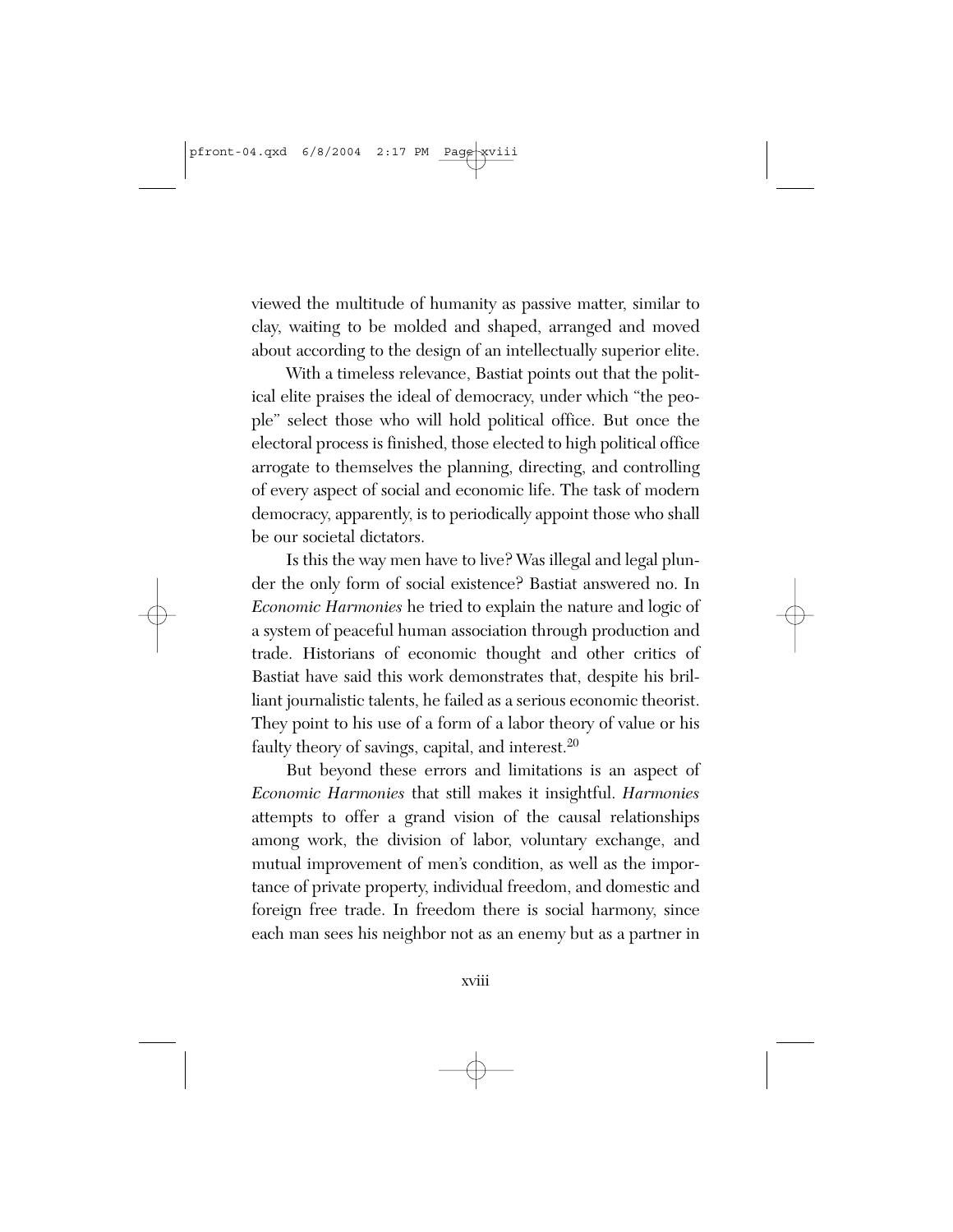viewed the multitude of humanity as passive matter, similar to clay, waiting to be molded and shaped, arranged and moved about according to the design of an intellectually superior elite.

With a timeless relevance, Bastiat points out that the political elite praises the ideal of democracy, under which "the people" select those who will hold political office. But once the electoral process is finished, those elected to high political office arrogate to themselves the planning, directing, and controlling of every aspect of social and economic life. The task of modern democracy, apparently, is to periodically appoint those who shall be our societal dictators.

Is this the way men have to live? Was illegal and legal plunder the only form of social existence? Bastiat answered no. In *Economic Harmonies* he tried to explain the nature and logic of a system of peaceful human association through production and trade. Historians of economic thought and other critics of Bastiat have said this work demonstrates that, despite his brilliant journalistic talents, he failed as a serious economic theorist. They point to his use of a form of a labor theory of value or his faulty theory of savings, capital, and interest.[20]

But beyond these errors and limitations is an aspect of *Economic Harmonies* that still makes it insightful. *Harmonies* attempts to offer a grand vision of the causal relationships among work, the division of labor, voluntary exchange, and mutual improvement of men's condition, as well as the importance of private property, individual freedom, and domestic and foreign free trade. In freedom there is social harmony, since each man sees his neighbor not as an enemy but as a partner in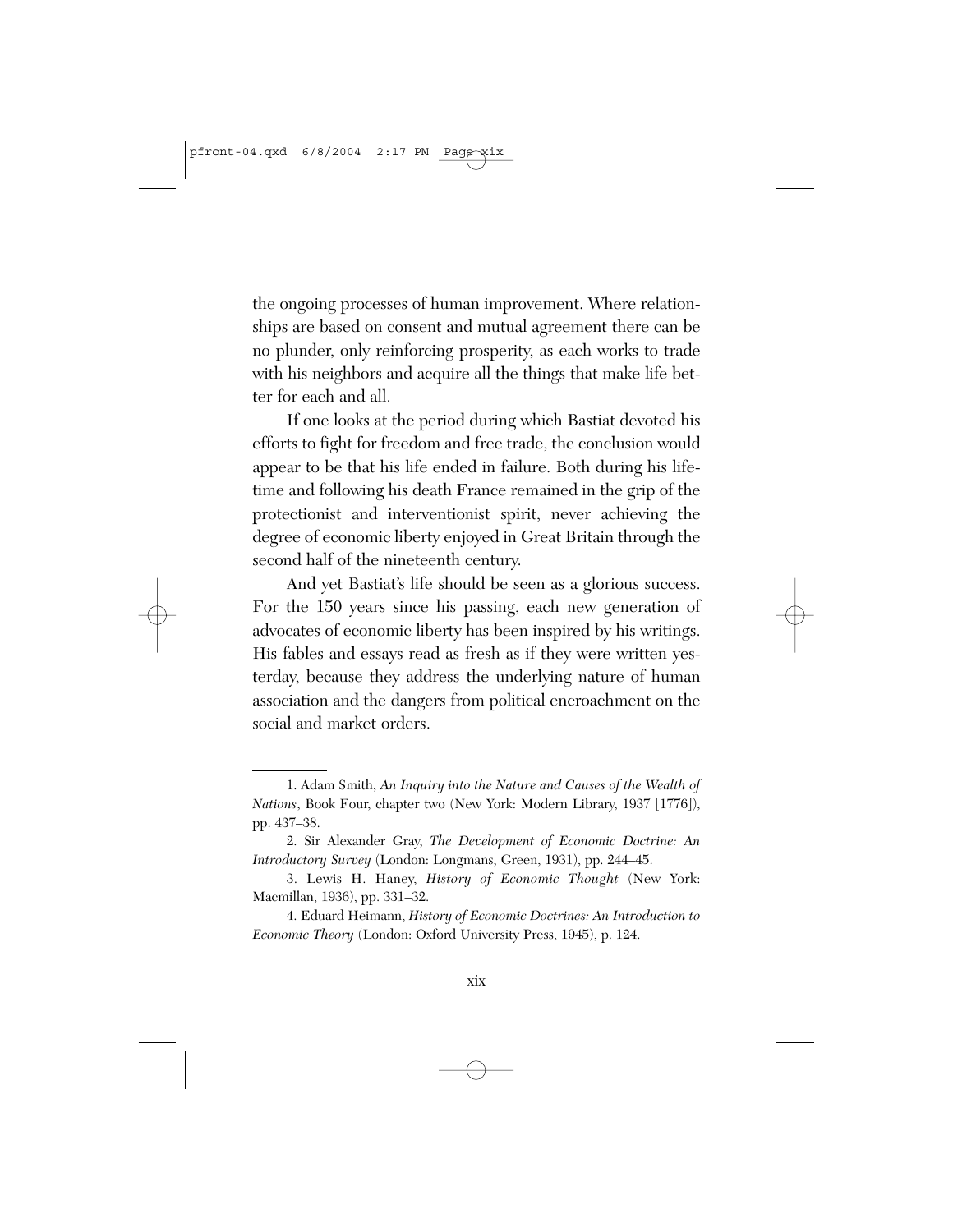the ongoing processes of human improvement. Where relationships are based on consent and mutual agreement there can be no plunder, only reinforcing prosperity, as each works to trade with his neighbors and acquire all the things that make life better for each and all.

If one looks at the period during which Bastiat devoted his efforts to fight for freedom and free trade, the conclusion would appear to be that his life ended in failure. Both during his lifetime and following his death France remained in the grip of the protectionist and interventionist spirit, never achieving the degree of economic liberty enjoyed in Great Britain through the second half of the nineteenth century.

And yet Bastiat's life should be seen as a glorious success. For the 150 years since his passing, each new generation of advocates of economic liberty has been inspired by his writings. His fables and essays read as fresh as if they were written yesterday, because they address the underlying nature of human association and the dangers from political encroachment on the social and market orders.

---

1. Adam Smith, *An Inquiry into the Nature and Causes of the Wealth of Nations*, Book Four, chapter two (New York: Modern Library, 1937 [1776]), pp. 437–38.

2. Sir Alexander Gray, *The Development of Economic Doctrine: An Introductory Survey* (London: Longmans, Green, 1931), pp. 244–45.

3. Lewis H. Haney, *History of Economic Thought* (New York: Macmillan, 1936), pp. 331–32.

4. Eduard Heimann, *History of Economic Doctrines: An Introduction to Economic Theory* (London: Oxford University Press, 1945), p. 124.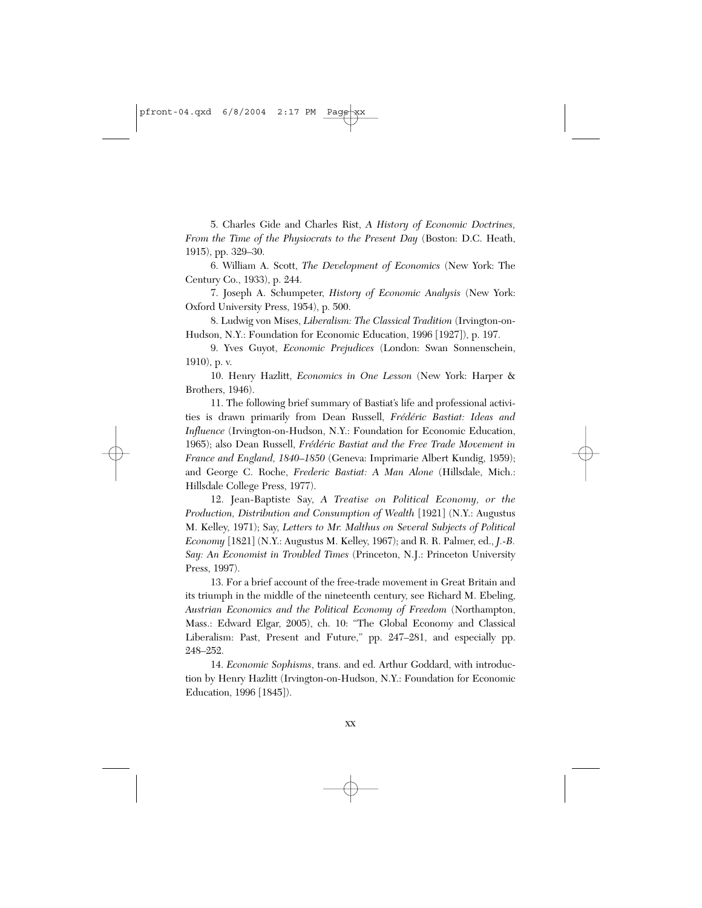5. Charles Gide and Charles Rist, *A History of Economic Doctrines, From the Time of the Physiocrats to the Present Day* (Boston: D.C. Heath, 1915), pp. 329–30.

6. William A. Scott, *The Development of Economics* (New York: The Century Co., 1933), p. 244.

7. Joseph A. Schumpeter, *History of Economic Analysis* (New York: Oxford University Press, 1954), p. 500.

8. Ludwig von Mises, *Liberalism: The Classical Tradition* (Irvington-on-Hudson, N.Y.: Foundation for Economic Education, 1996 [1927]), p. 197.

9. Yves Guyot, *Economic Prejudices* (London: Swan Sonnenschein, 1910), p. v.

10. Henry Hazlitt, *Economics in One Lesson* (New York: Harper & Brothers, 1946).

11. The following brief summary of Bastiat's life and professional activities is drawn primarily from Dean Russell, *Frédéric Bastiat: Ideas and Influence* (Irvington-on-Hudson, N.Y.: Foundation for Economic Education, 1965); also Dean Russell, *Frédéric Bastiat and the Free Trade Movement in France and England, 1840–1850* (Geneva: Imprimarie Albert Kundig, 1959); and George C. Roche, *Frederic Bastiat: A Man Alone* (Hillsdale, Mich.: Hillsdale College Press, 1977).

12. Jean-Baptiste Say, *A Treatise on Political Economy, or the Production, Distribution and Consumption of Wealth* [1921] (N.Y.: Augustus M. Kelley, 1971); Say, *Letters to Mr. Malthus on Several Subjects of Political Economy* [1821] (N.Y.: Augustus M. Kelley, 1967); and R. R. Palmer, ed., *J.-B. Say: An Economist in Troubled Times* (Princeton, N.J.: Princeton University Press, 1997).

13. For a brief account of the free-trade movement in Great Britain and its triumph in the middle of the nineteenth century, see Richard M. Ebeling, *Austrian Economics and the Political Economy of Freedom* (Northampton, Mass.: Edward Elgar, 2005), ch. 10: "The Global Economy and Classical Liberalism: Past, Present and Future," pp. 247–281, and especially pp. 248–252.

14. *Economic Sophisms*, trans. and ed. Arthur Goddard, with introduction by Henry Hazlitt (Irvington-on-Hudson, N.Y.: Foundation for Economic Education, 1996 [1845]).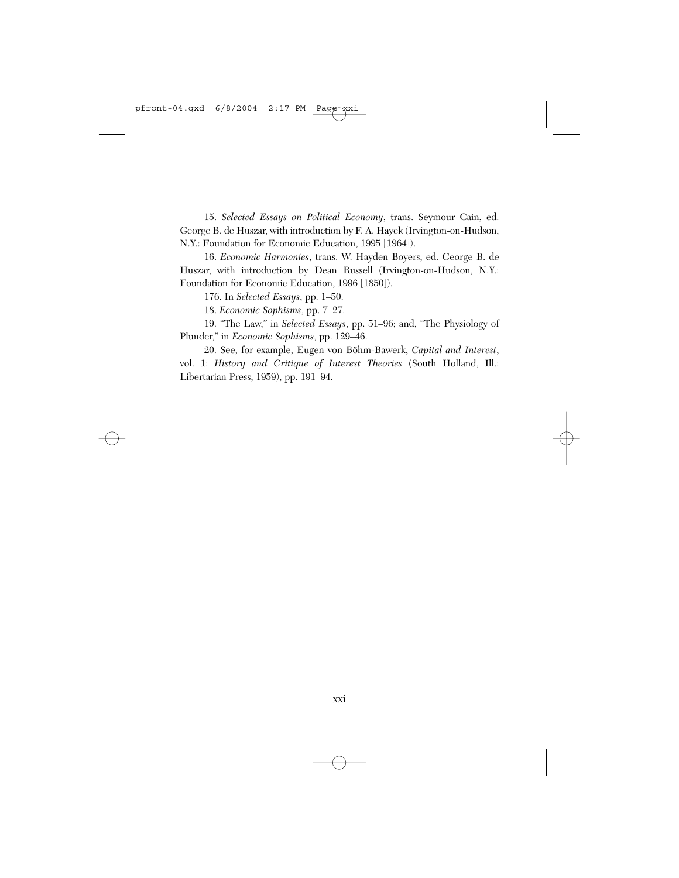15. *Selected Essays on Political Economy*, trans. Seymour Cain, ed. George B. de Huszar, with introduction by F. A. Hayek (Irvington-on-Hudson, N.Y.: Foundation for Economic Education, 1995 [1964]).

16. *Economic Harmonies*, trans. W. Hayden Boyers, ed. George B. de Huszar, with introduction by Dean Russell (Irvington-on-Hudson, N.Y.: Foundation for Economic Education, 1996 [1850]).

176. In *Selected Essays*, pp. 1–50.

18. *Economic Sophisms*, pp. 7–27.

19. "The Law," in *Selected Essays*, pp. 51–96; and, "The Physiology of Plunder," in *Economic Sophisms*, pp. 129–46.

20. See, for example, Eugen von Böhm-Bawerk, *Capital and Interest*, vol. 1: *History and Critique of Interest Theories* (South Holland, Ill.: Libertarian Press, 1959), pp. 191–94.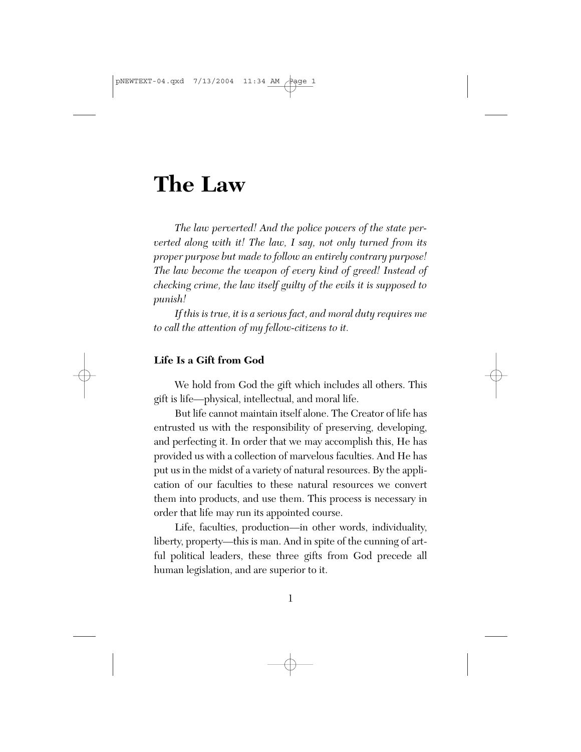# The Law

*The law perverted! And the police powers of the state perverted along with it! The law, I say, not only turned from its proper purpose but made to follow an entirely contrary purpose! The law become the weapon of every kind of greed! Instead of checking crime, the law itself guilty of the evils it is supposed to punish!*

*If this is true, it is a serious fact, and moral duty requires me to call the attention of my fellow-citizens to it.*

### Life Is a Gift from God

We hold from God the gift which includes all others. This gift is life—physical, intellectual, and moral life.

But life cannot maintain itself alone. The Creator of life has entrusted us with the responsibility of preserving, developing, and perfecting it. In order that we may accomplish this, He has provided us with a collection of marvelous faculties. And He has put us in the midst of a variety of natural resources. By the application of our faculties to these natural resources we convert them into products, and use them. This process is necessary in order that life may run its appointed course.

Life, faculties, production—in other words, individuality, liberty, property—this is man. And in spite of the cunning of artful political leaders, these three gifts from God precede all human legislation, and are superior to it.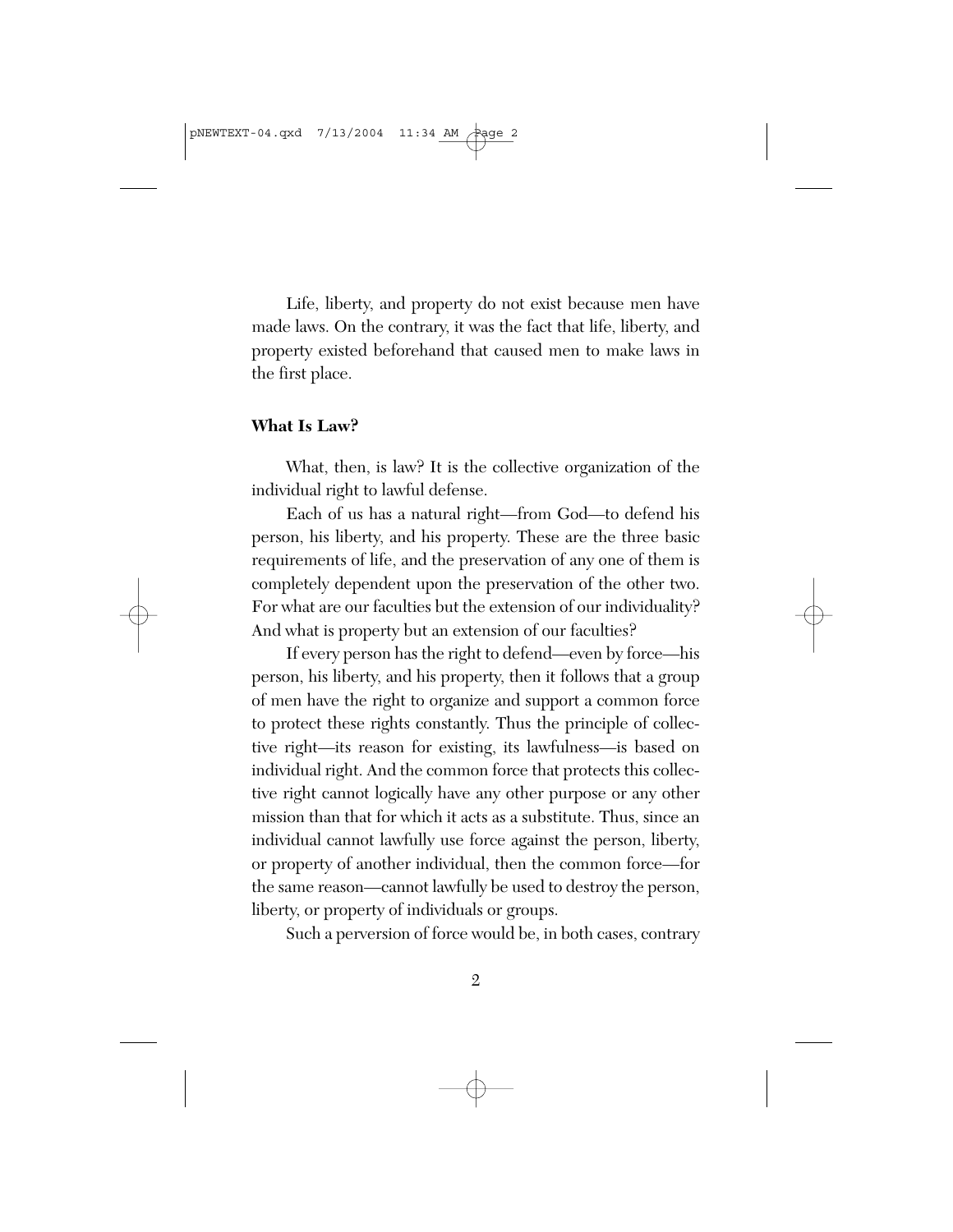Life, liberty, and property do not exist because men have made laws. On the contrary, it was the fact that life, liberty, and property existed beforehand that caused men to make laws in the first place.

### What Is Law?

What, then, is law? It is the collective organization of the individual right to lawful defense.

Each of us has a natural right—from God—to defend his person, his liberty, and his property. These are the three basic requirements of life, and the preservation of any one of them is completely dependent upon the preservation of the other two. For what are our faculties but the extension of our individuality? And what is property but an extension of our faculties?

If every person has the right to defend—even by force—his person, his liberty, and his property, then it follows that a group of men have the right to organize and support a common force to protect these rights constantly. Thus the principle of collective right—its reason for existing, its lawfulness—is based on individual right. And the common force that protects this collective right cannot logically have any other purpose or any other mission than that for which it acts as a substitute. Thus, since an individual cannot lawfully use force against the person, liberty, or property of another individual, then the common force—for the same reason—cannot lawfully be used to destroy the person, liberty, or property of individuals or groups.

Such a perversion of force would be, in both cases, contrary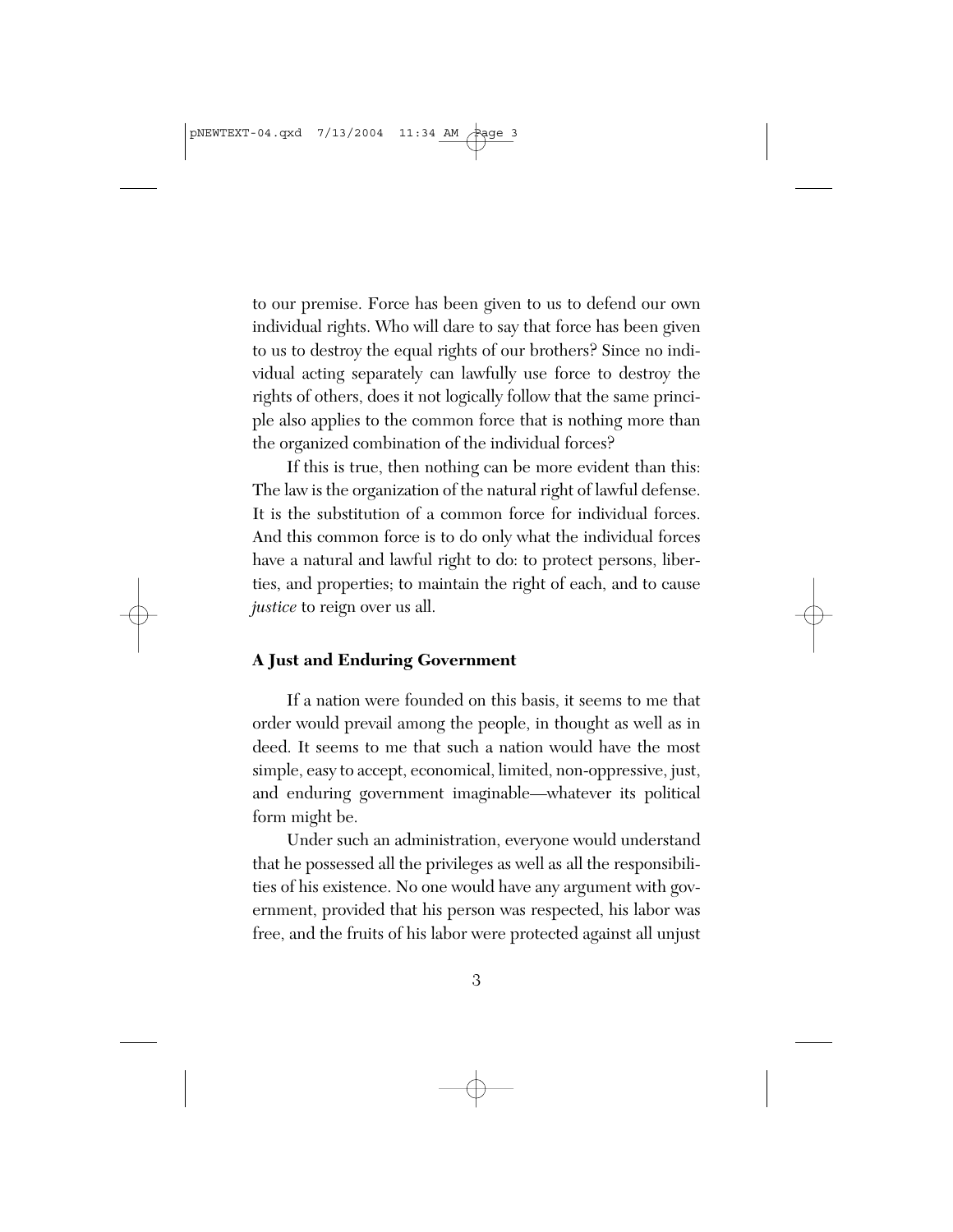to our premise. Force has been given to us to defend our own individual rights. Who will dare to say that force has been given to us to destroy the equal rights of our brothers? Since no individual acting separately can lawfully use force to destroy the rights of others, does it not logically follow that the same principle also applies to the common force that is nothing more than the organized combination of the individual forces?

If this is true, then nothing can be more evident than this: The law is the organization of the natural right of lawful defense. It is the substitution of a common force for individual forces. And this common force is to do only what the individual forces have a natural and lawful right to do: to protect persons, liberties, and properties; to maintain the right of each, and to cause *justice* to reign over us all.

### A Just and Enduring Government

If a nation were founded on this basis, it seems to me that order would prevail among the people, in thought as well as in deed. It seems to me that such a nation would have the most simple, easy to accept, economical, limited, non-oppressive, just, and enduring government imaginable—whatever its political form might be.

Under such an administration, everyone would understand that he possessed all the privileges as well as all the responsibilities of his existence. No one would have any argument with government, provided that his person was respected, his labor was free, and the fruits of his labor were protected against all unjust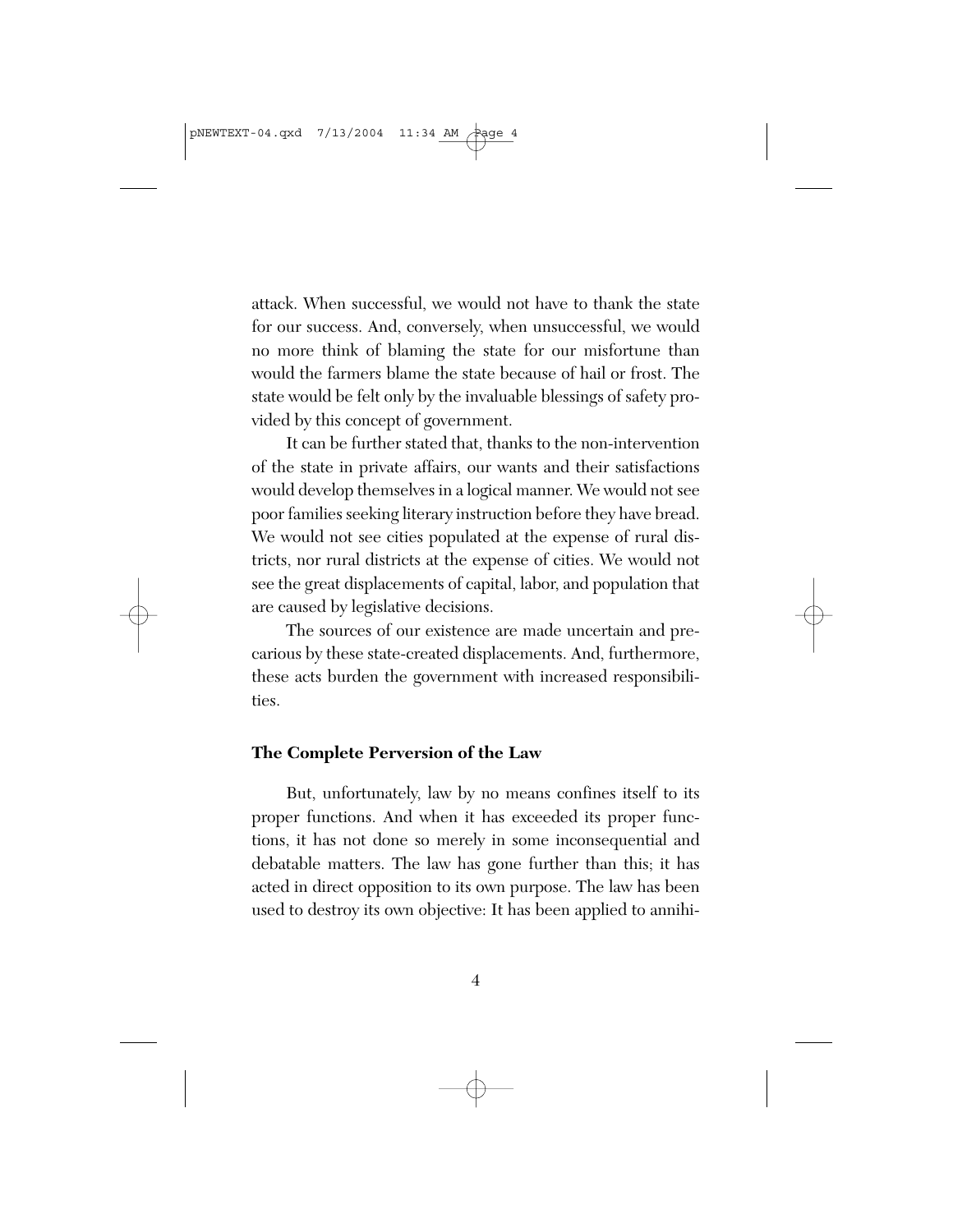attack. When successful, we would not have to thank the state for our success. And, conversely, when unsuccessful, we would no more think of blaming the state for our misfortune than would the farmers blame the state because of hail or frost. The state would be felt only by the invaluable blessings of safety provided by this concept of government.

It can be further stated that, thanks to the non-intervention of the state in private affairs, our wants and their satisfactions would develop themselves in a logical manner. We would not see poor families seeking literary instruction before they have bread. We would not see cities populated at the expense of rural districts, nor rural districts at the expense of cities. We would not see the great displacements of capital, labor, and population that are caused by legislative decisions.

The sources of our existence are made uncertain and precarious by these state-created displacements. And, furthermore, these acts burden the government with increased responsibilities.

### The Complete Perversion of the Law

But, unfortunately, law by no means confines itself to its proper functions. And when it has exceeded its proper functions, it has not done so merely in some inconsequential and debatable matters. The law has gone further than this; it has acted in direct opposition to its own purpose. The law has been used to destroy its own objective: It has been applied to annihi-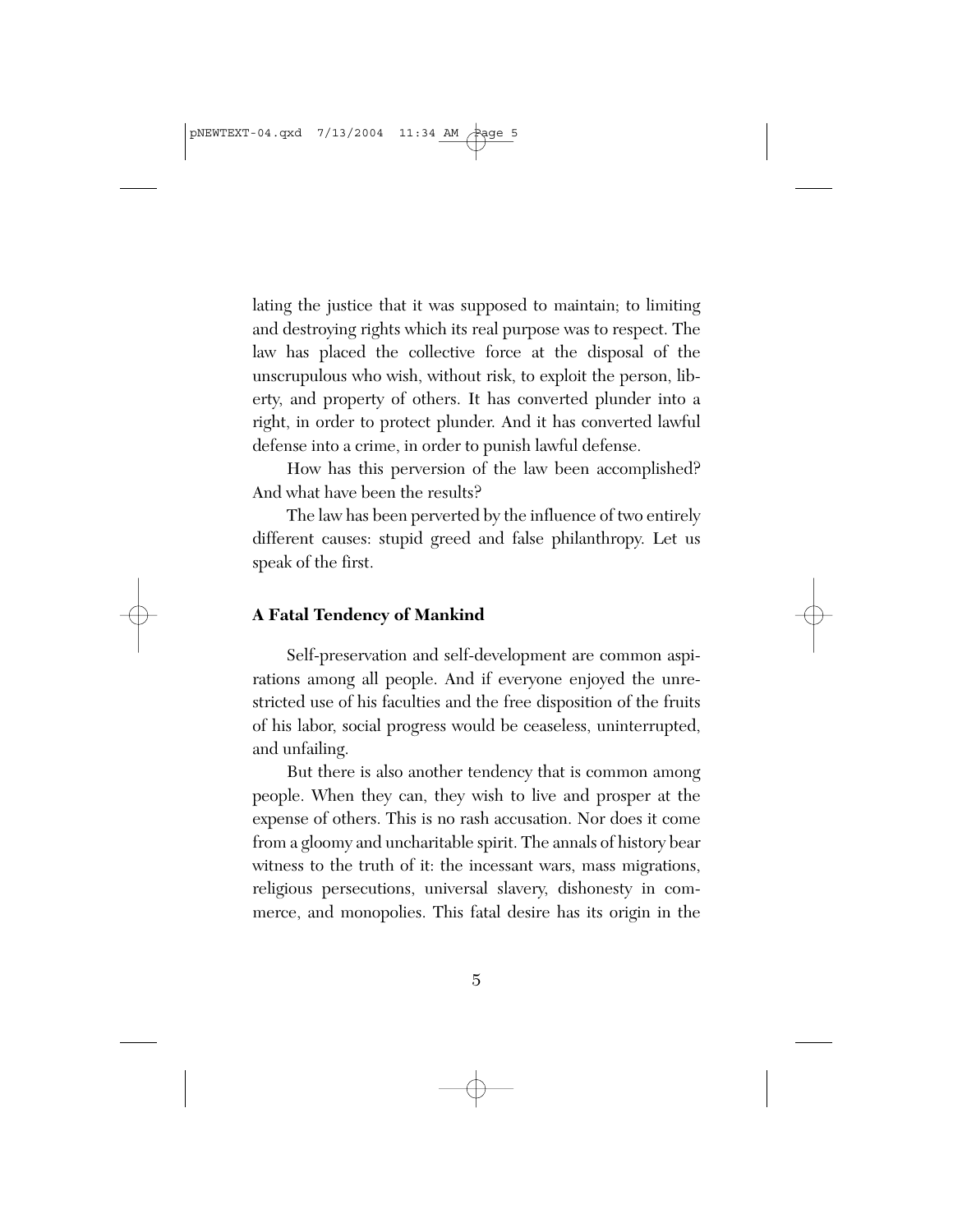lating the justice that it was supposed to maintain; to limiting and destroying rights which its real purpose was to respect. The law has placed the collective force at the disposal of the unscrupulous who wish, without risk, to exploit the person, liberty, and property of others. It has converted plunder into a right, in order to protect plunder. And it has converted lawful defense into a crime, in order to punish lawful defense.

How has this perversion of the law been accomplished? And what have been the results?

The law has been perverted by the influence of two entirely different causes: stupid greed and false philanthropy. Let us speak of the first.

### A Fatal Tendency of Mankind

Self-preservation and self-development are common aspirations among all people. And if everyone enjoyed the unrestricted use of his faculties and the free disposition of the fruits of his labor, social progress would be ceaseless, uninterrupted, and unfailing.

But there is also another tendency that is common among people. When they can, they wish to live and prosper at the expense of others. This is no rash accusation. Nor does it come from a gloomy and uncharitable spirit. The annals of history bear witness to the truth of it: the incessant wars, mass migrations, religious persecutions, universal slavery, dishonesty in commerce, and monopolies. This fatal desire has its origin in the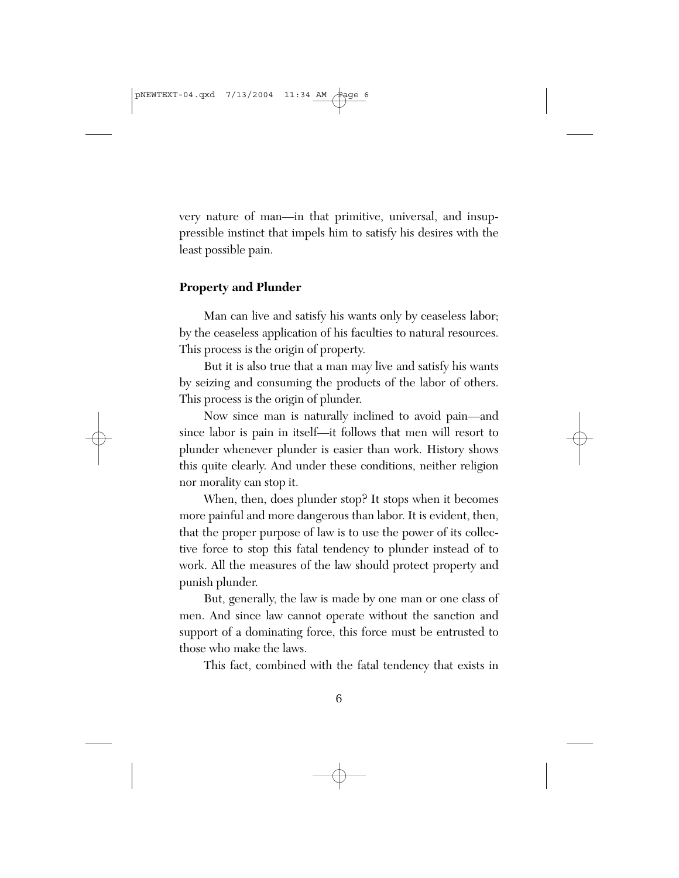very nature of man—in that primitive, universal, and insuppressible instinct that impels him to satisfy his desires with the least possible pain.

**Property and Plunder**

Man can live and satisfy his wants only by ceaseless labor; by the ceaseless application of his faculties to natural resources. This process is the origin of property.

But it is also true that a man may live and satisfy his wants by seizing and consuming the products of the labor of others. This process is the origin of plunder.

Now since man is naturally inclined to avoid pain—and since labor is pain in itself—it follows that men will resort to plunder whenever plunder is easier than work. History shows this quite clearly. And under these conditions, neither religion nor morality can stop it.

When, then, does plunder stop? It stops when it becomes more painful and more dangerous than labor. It is evident, then, that the proper purpose of law is to use the power of its collective force to stop this fatal tendency to plunder instead of to work. All the measures of the law should protect property and punish plunder.

But, generally, the law is made by one man or one class of men. And since law cannot operate without the sanction and support of a dominating force, this force must be entrusted to those who make the laws.

This fact, combined with the fatal tendency that exists in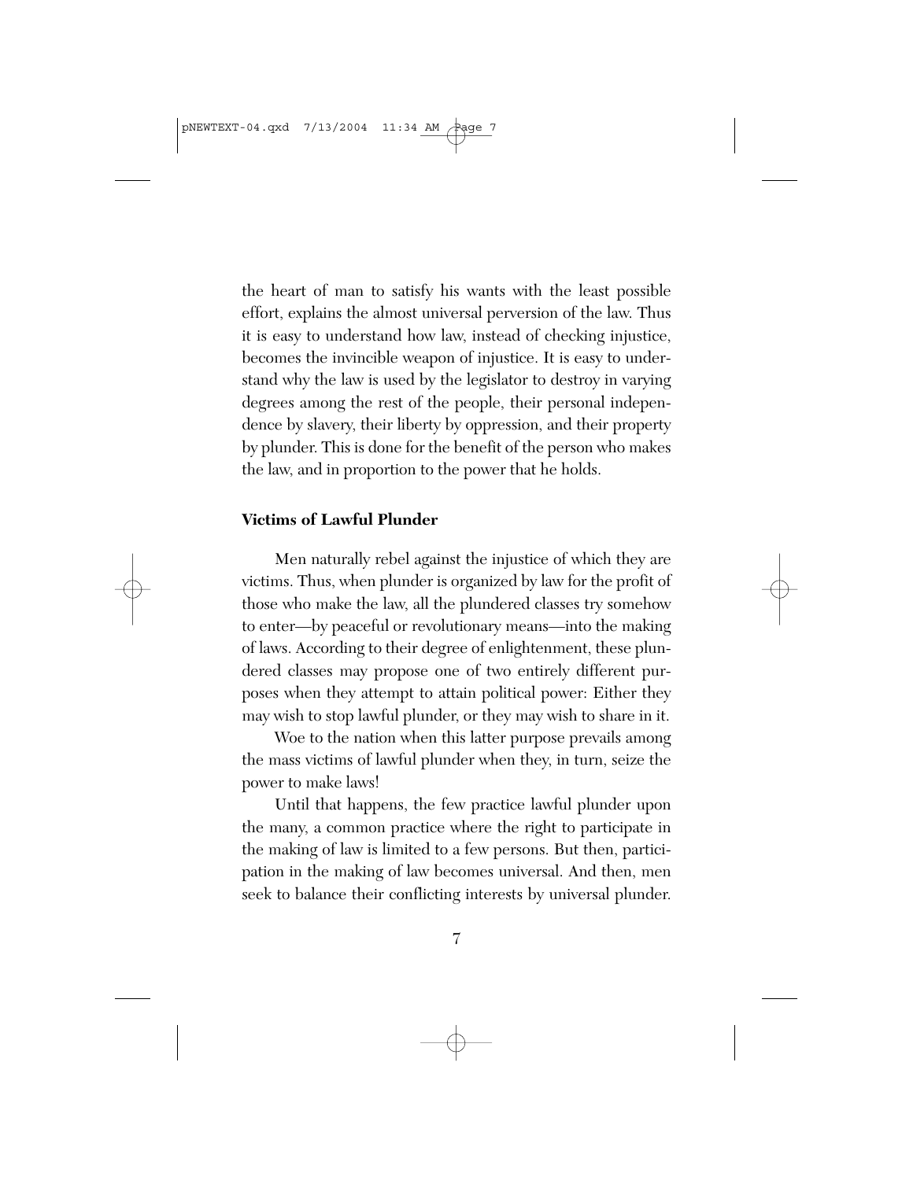the heart of man to satisfy his wants with the least possible effort, explains the almost universal perversion of the law. Thus it is easy to understand how law, instead of checking injustice, becomes the invincible weapon of injustice. It is easy to understand why the law is used by the legislator to destroy in varying degrees among the rest of the people, their personal independence by slavery, their liberty by oppression, and their property by plunder. This is done for the benefit of the person who makes the law, and in proportion to the power that he holds.

### Victims of Lawful Plunder

Men naturally rebel against the injustice of which they are victims. Thus, when plunder is organized by law for the profit of those who make the law, all the plundered classes try somehow to enter—by peaceful or revolutionary means—into the making of laws. According to their degree of enlightenment, these plundered classes may propose one of two entirely different purposes when they attempt to attain political power: Either they may wish to stop lawful plunder, or they may wish to share in it.

Woe to the nation when this latter purpose prevails among the mass victims of lawful plunder when they, in turn, seize the power to make laws!

Until that happens, the few practice lawful plunder upon the many, a common practice where the right to participate in the making of law is limited to a few persons. But then, participation in the making of law becomes universal. And then, men seek to balance their conflicting interests by universal plunder.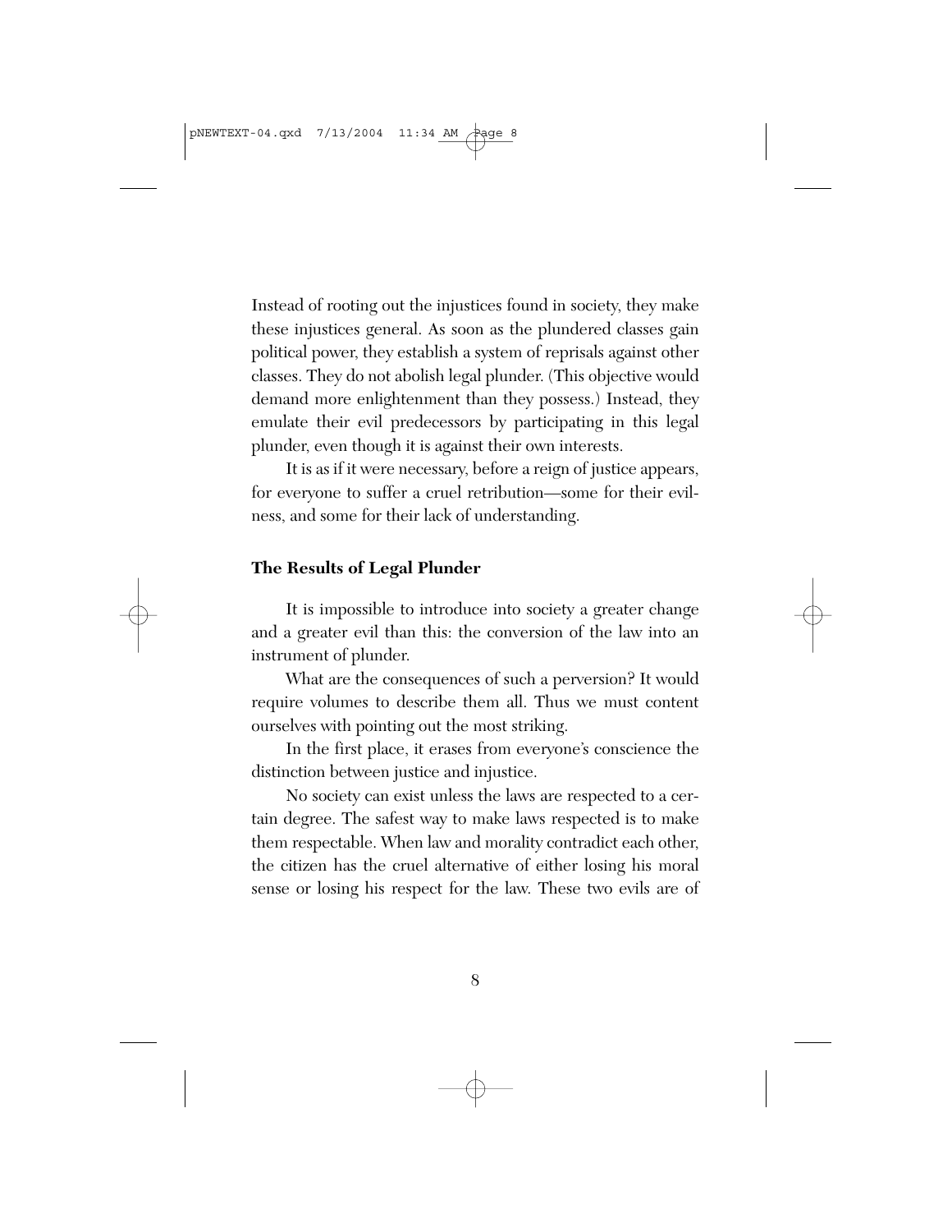Instead of rooting out the injustices found in society, they make these injustices general. As soon as the plundered classes gain political power, they establish a system of reprisals against other classes. They do not abolish legal plunder. (This objective would demand more enlightenment than they possess.) Instead, they emulate their evil predecessors by participating in this legal plunder, even though it is against their own interests.

It is as if it were necessary, before a reign of justice appears, for everyone to suffer a cruel retribution—some for their evilness, and some for their lack of understanding.

### The Results of Legal Plunder

It is impossible to introduce into society a greater change and a greater evil than this: the conversion of the law into an instrument of plunder.

What are the consequences of such a perversion? It would require volumes to describe them all. Thus we must content ourselves with pointing out the most striking.

In the first place, it erases from everyone's conscience the distinction between justice and injustice.

No society can exist unless the laws are respected to a certain degree. The safest way to make laws respected is to make them respectable. When law and morality contradict each other, the citizen has the cruel alternative of either losing his moral sense or losing his respect for the law. These two evils are of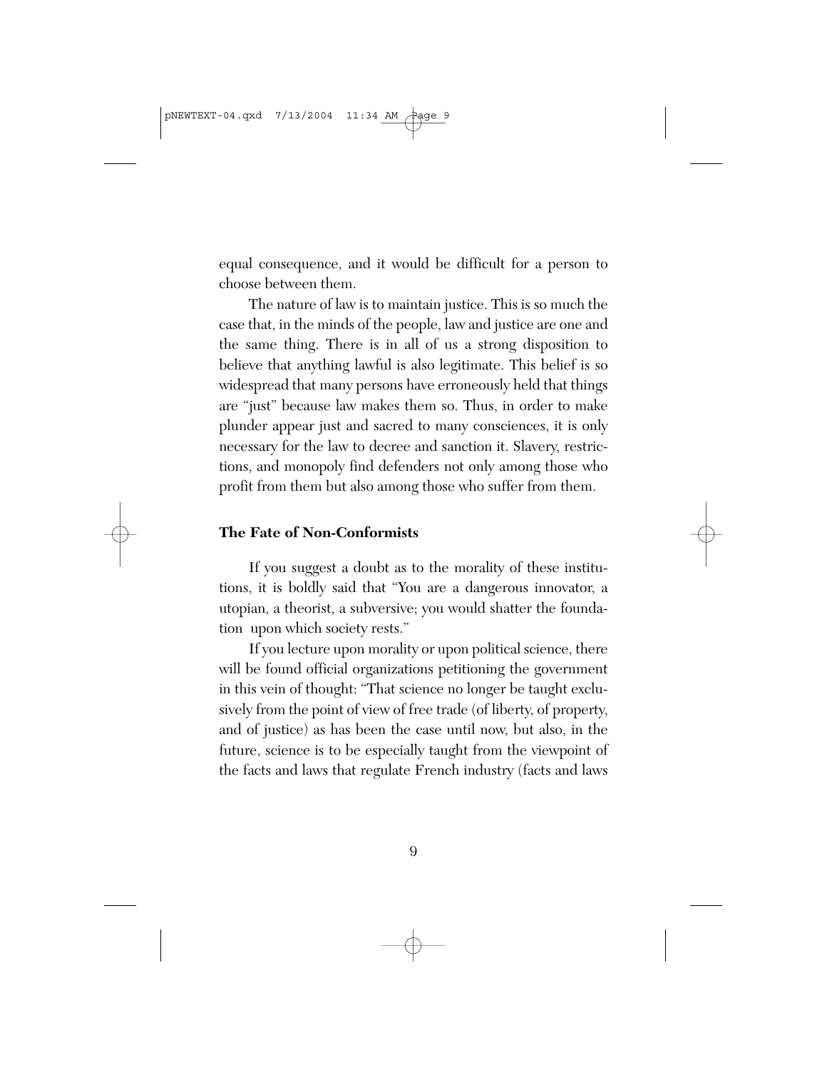equal consequence, and it would be difficult for a person to choose between them.

The nature of law is to maintain justice. This is so much the case that, in the minds of the people, law and justice are one and the same thing. There is in all of us a strong disposition to believe that anything lawful is also legitimate. This belief is so widespread that many persons have erroneously held that things are "just" because law makes them so. Thus, in order to make plunder appear just and sacred to many consciences, it is only necessary for the law to decree and sanction it. Slavery, restrictions, and monopoly find defenders not only among those who profit from them but also among those who suffer from them.

### The Fate of Non-Conformists

If you suggest a doubt as to the morality of these institutions, it is boldly said that "You are a dangerous innovator, a utopian, a theorist, a subversive; you would shatter the foundation upon which society rests."

If you lecture upon morality or upon political science, there will be found official organizations petitioning the government in this vein of thought: "That science no longer be taught exclusively from the point of view of free trade (of liberty, of property, and of justice) as has been the case until now, but also, in the future, science is to be especially taught from the viewpoint of the facts and laws that regulate French industry (facts and laws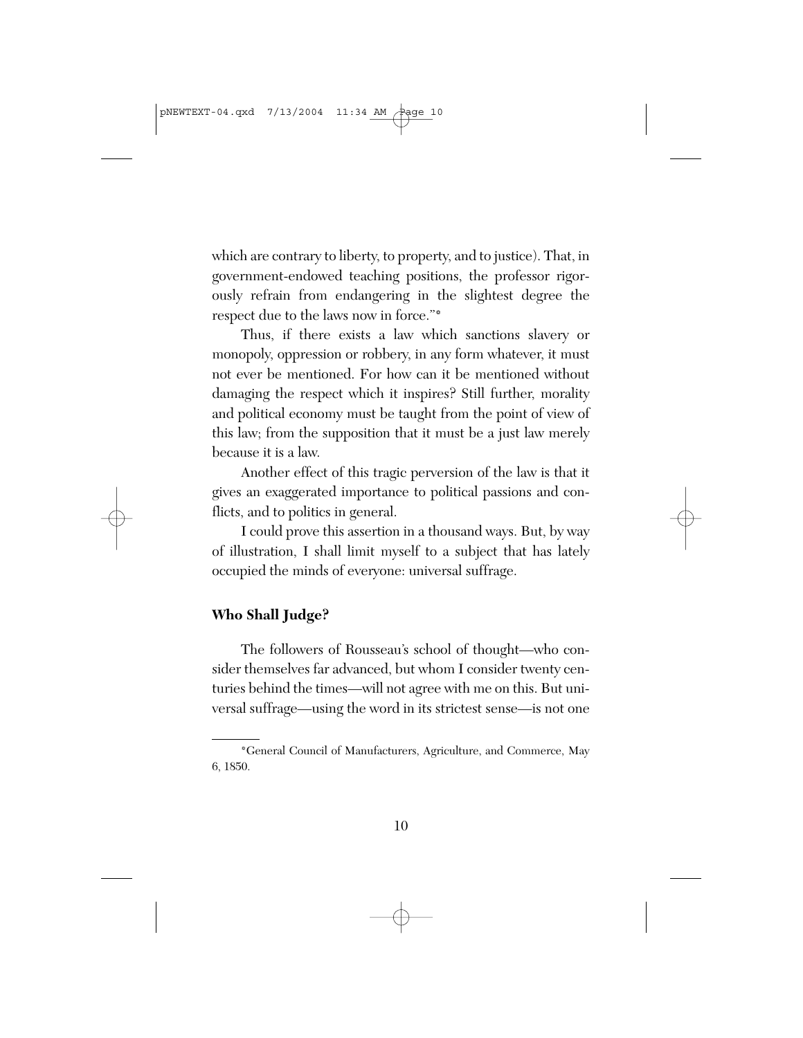which are contrary to liberty, to property, and to justice). That, in government-endowed teaching positions, the professor rigorously refrain from endangering in the slightest degree the respect due to the laws now in force."*

Thus, if there exists a law which sanctions slavery or monopoly, oppression or robbery, in any form whatever, it must not ever be mentioned. For how can it be mentioned without damaging the respect which it inspires? Still further, morality and political economy must be taught from the point of view of this law; from the supposition that it must be a just law merely because it is a law.

Another effect of this tragic perversion of the law is that it gives an exaggerated importance to political passions and conflicts, and to politics in general.

I could prove this assertion in a thousand ways. But, by way of illustration, I shall limit myself to a subject that has lately occupied the minds of everyone: universal suffrage.

**Who Shall Judge?**

The followers of Rousseau's school of thought—who consider themselves far advanced, but whom I consider twenty centuries behind the times—will not agree with me on this. But universal suffrage—using the word in its strictest sense—is not one

---

*General Council of Manufacturers, Agriculture, and Commerce, May 6, 1850.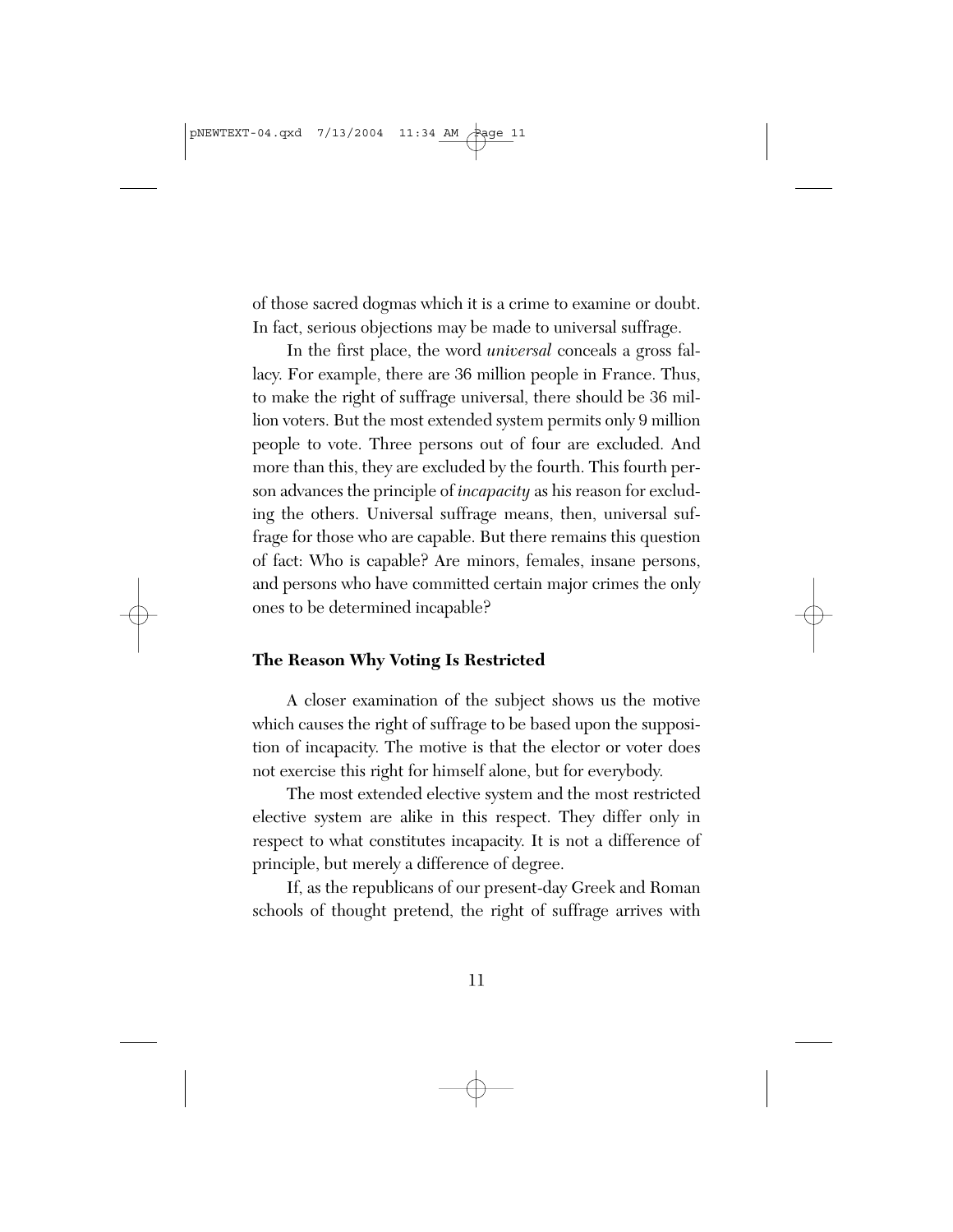of those sacred dogmas which it is a crime to examine or doubt. In fact, serious objections may be made to universal suffrage.

In the first place, the word *universal* conceals a gross fallacy. For example, there are 36 million people in France. Thus, to make the right of suffrage universal, there should be 36 million voters. But the most extended system permits only 9 million people to vote. Three persons out of four are excluded. And more than this, they are excluded by the fourth. This fourth person advances the principle of *incapacity* as his reason for excluding the others. Universal suffrage means, then, universal suffrage for those who are capable. But there remains this question of fact: Who is capable? Are minors, females, insane persons, and persons who have committed certain major crimes the only ones to be determined incapable?

### The Reason Why Voting Is Restricted

A closer examination of the subject shows us the motive which causes the right of suffrage to be based upon the supposition of incapacity. The motive is that the elector or voter does not exercise this right for himself alone, but for everybody.

The most extended elective system and the most restricted elective system are alike in this respect. They differ only in respect to what constitutes incapacity. It is not a difference of principle, but merely a difference of degree.

If, as the republicans of our present-day Greek and Roman schools of thought pretend, the right of suffrage arrives with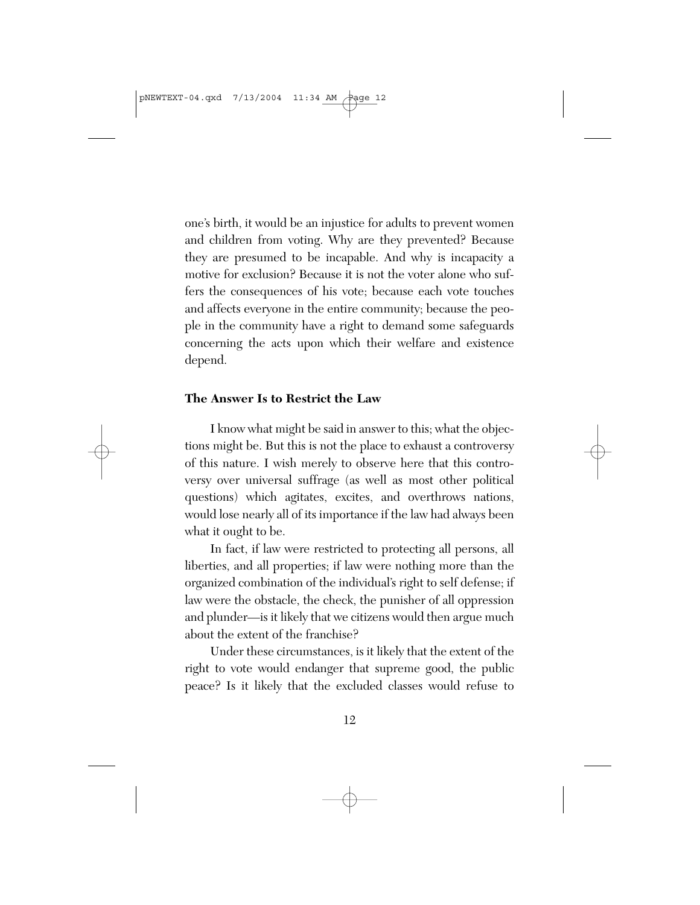one's birth, it would be an injustice for adults to prevent women and children from voting. Why are they prevented? Because they are presumed to be incapable. And why is incapacity a motive for exclusion? Because it is not the voter alone who suffers the consequences of his vote; because each vote touches and affects everyone in the entire community; because the people in the community have a right to demand some safeguards concerning the acts upon which their welfare and existence depend.

### The Answer Is to Restrict the Law

I know what might be said in answer to this; what the objections might be. But this is not the place to exhaust a controversy of this nature. I wish merely to observe here that this controversy over universal suffrage (as well as most other political questions) which agitates, excites, and overthrows nations, would lose nearly all of its importance if the law had always been what it ought to be.

In fact, if law were restricted to protecting all persons, all liberties, and all properties; if law were nothing more than the organized combination of the individual's right to self defense; if law were the obstacle, the check, the punisher of all oppression and plunder—is it likely that we citizens would then argue much about the extent of the franchise?

Under these circumstances, is it likely that the extent of the right to vote would endanger that supreme good, the public peace? Is it likely that the excluded classes would refuse to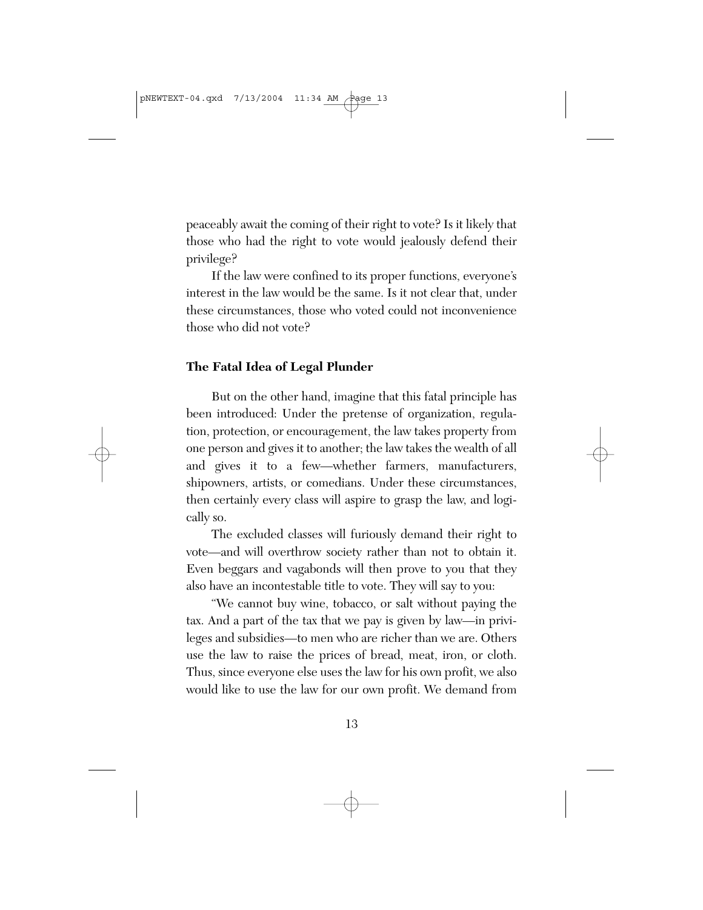peaceably await the coming of their right to vote? Is it likely that those who had the right to vote would jealously defend their privilege?

If the law were confined to its proper functions, everyone's interest in the law would be the same. Is it not clear that, under these circumstances, those who voted could not inconvenience those who did not vote?

### The Fatal Idea of Legal Plunder

But on the other hand, imagine that this fatal principle has been introduced: Under the pretense of organization, regulation, protection, or encouragement, the law takes property from one person and gives it to another; the law takes the wealth of all and gives it to a few—whether farmers, manufacturers, shipowners, artists, or comedians. Under these circumstances, then certainly every class will aspire to grasp the law, and logically so.

The excluded classes will furiously demand their right to vote—and will overthrow society rather than not to obtain it. Even beggars and vagabonds will then prove to you that they also have an incontestable title to vote. They will say to you:

"We cannot buy wine, tobacco, or salt without paying the tax. And a part of the tax that we pay is given by law—in privileges and subsidies—to men who are richer than we are. Others use the law to raise the prices of bread, meat, iron, or cloth. Thus, since everyone else uses the law for his own profit, we also would like to use the law for our own profit. We demand from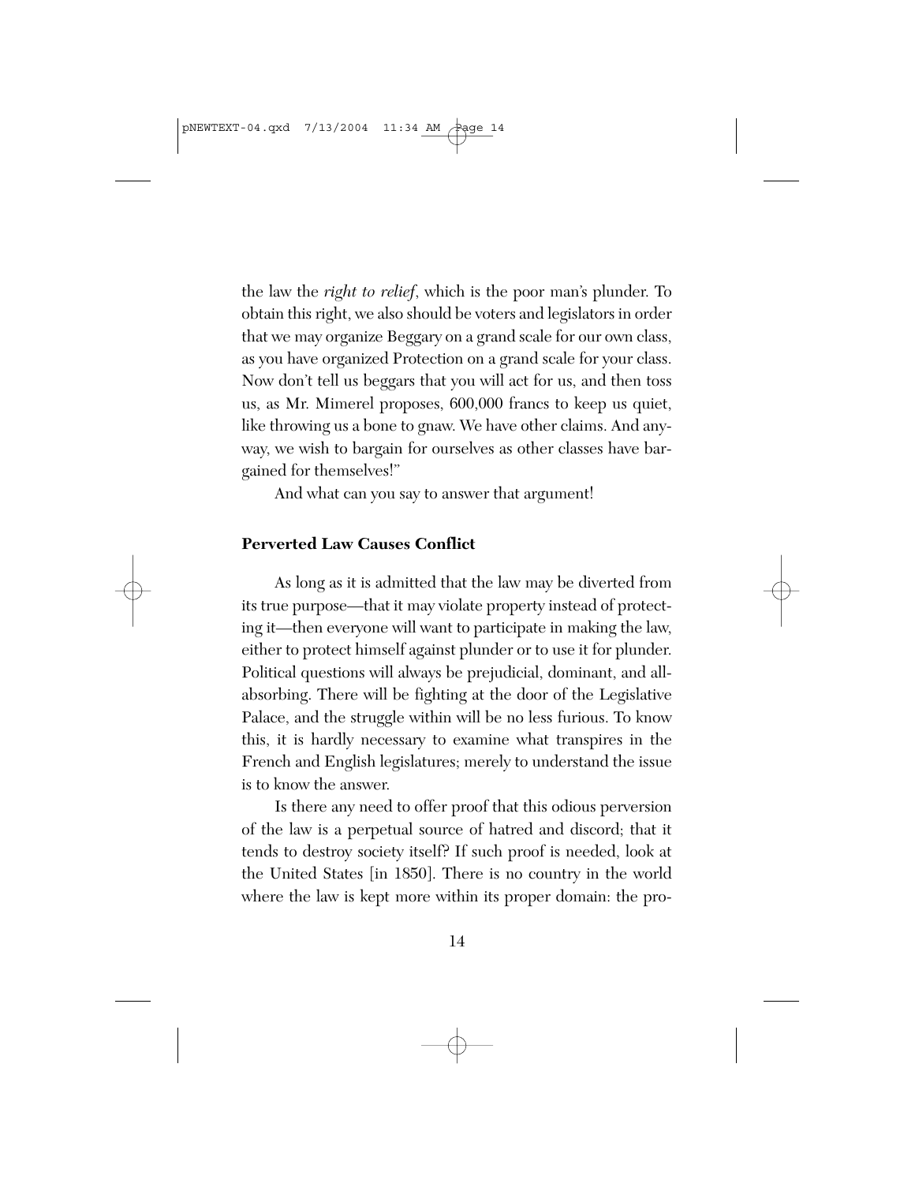the law the *right to relief*, which is the poor man's plunder. To obtain this right, we also should be voters and legislators in order that we may organize Beggary on a grand scale for our own class, as you have organized Protection on a grand scale for your class. Now don't tell us beggars that you will act for us, and then toss us, as Mr. Mimerel proposes, 600,000 francs to keep us quiet, like throwing us a bone to gnaw. We have other claims. And anyway, we wish to bargain for ourselves as other classes have bargained for themselves!"

And what can you say to answer that argument!

### Perverted Law Causes Conflict

As long as it is admitted that the law may be diverted from its true purpose—that it may violate property instead of protecting it—then everyone will want to participate in making the law, either to protect himself against plunder or to use it for plunder. Political questions will always be prejudicial, dominant, and all-absorbing. There will be fighting at the door of the Legislative Palace, and the struggle within will be no less furious. To know this, it is hardly necessary to examine what transpires in the French and English legislatures; merely to understand the issue is to know the answer.

Is there any need to offer proof that this odious perversion of the law is a perpetual source of hatred and discord; that it tends to destroy society itself? If such proof is needed, look at the United States [in 1850]. There is no country in the world where the law is kept more within its proper domain: the pro-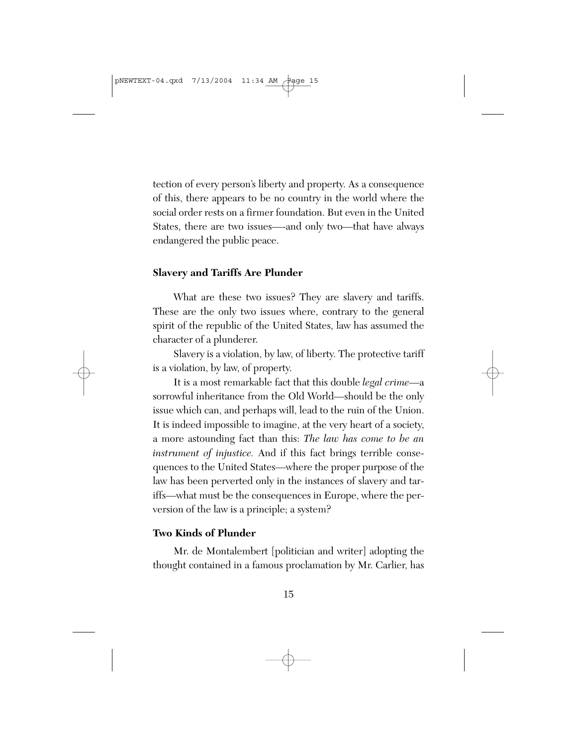tection of every person's liberty and property. As a consequence of this, there appears to be no country in the world where the social order rests on a firmer foundation. But even in the United States, there are two issues—-and only two—that have always endangered the public peace.

### Slavery and Tariffs Are Plunder

What are these two issues? They are slavery and tariffs. These are the only two issues where, contrary to the general spirit of the republic of the United States, law has assumed the character of a plunderer.

Slavery is a violation, by law, of liberty. The protective tariff is a violation, by law, of property.

It is a most remarkable fact that this double *legal crime*—a sorrowful inheritance from the Old World—should be the only issue which can, and perhaps will, lead to the ruin of the Union. It is indeed impossible to imagine, at the very heart of a society, a more astounding fact than this: *The law has come to be an instrument of injustice.* And if this fact brings terrible consequences to the United States—where the proper purpose of the law has been perverted only in the instances of slavery and tariffs—what must be the consequences in Europe, where the perversion of the law is a principle; a system?

### Two Kinds of Plunder

Mr. de Montalembert [politician and writer] adopting the thought contained in a famous proclamation by Mr. Carlier, has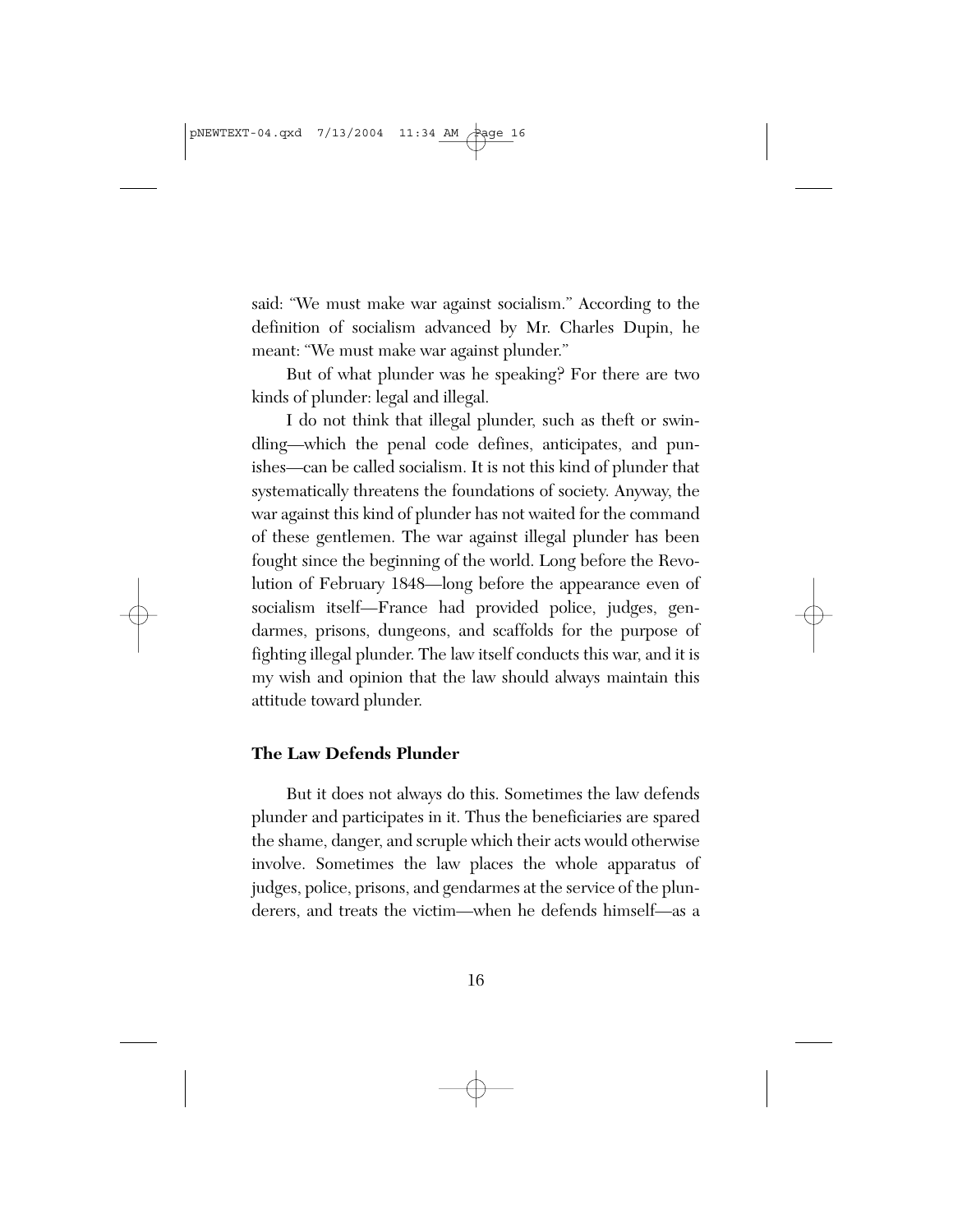said: "We must make war against socialism." According to the definition of socialism advanced by Mr. Charles Dupin, he meant: "We must make war against plunder."

But of what plunder was he speaking? For there are two kinds of plunder: legal and illegal.

I do not think that illegal plunder, such as theft or swindling—which the penal code defines, anticipates, and punishes—can be called socialism. It is not this kind of plunder that systematically threatens the foundations of society. Anyway, the war against this kind of plunder has not waited for the command of these gentlemen. The war against illegal plunder has been fought since the beginning of the world. Long before the Revolution of February 1848—long before the appearance even of socialism itself—France had provided police, judges, gendarmes, prisons, dungeons, and scaffolds for the purpose of fighting illegal plunder. The law itself conducts this war, and it is my wish and opinion that the law should always maintain this attitude toward plunder.

### The Law Defends Plunder

But it does not always do this. Sometimes the law defends plunder and participates in it. Thus the beneficiaries are spared the shame, danger, and scruple which their acts would otherwise involve. Sometimes the law places the whole apparatus of judges, police, prisons, and gendarmes at the service of the plunderers, and treats the victim—when he defends himself—as a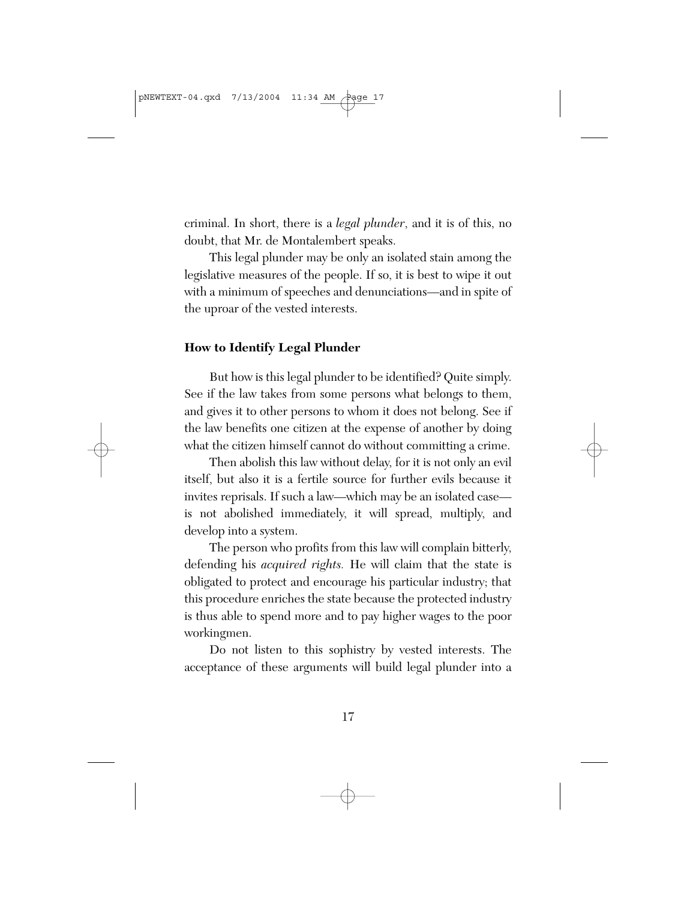criminal. In short, there is a *legal plunder*, and it is of this, no doubt, that Mr. de Montalembert speaks.

This legal plunder may be only an isolated stain among the legislative measures of the people. If so, it is best to wipe it out with a minimum of speeches and denunciations—and in spite of the uproar of the vested interests.

### How to Identify Legal Plunder

But how is this legal plunder to be identified? Quite simply. See if the law takes from some persons what belongs to them, and gives it to other persons to whom it does not belong. See if the law benefits one citizen at the expense of another by doing what the citizen himself cannot do without committing a crime.

Then abolish this law without delay, for it is not only an evil itself, but also it is a fertile source for further evils because it invites reprisals. If such a law—which may be an isolated case—is not abolished immediately, it will spread, multiply, and develop into a system.

The person who profits from this law will complain bitterly, defending his *acquired rights.* He will claim that the state is obligated to protect and encourage his particular industry; that this procedure enriches the state because the protected industry is thus able to spend more and to pay higher wages to the poor workingmen.

Do not listen to this sophistry by vested interests. The acceptance of these arguments will build legal plunder into a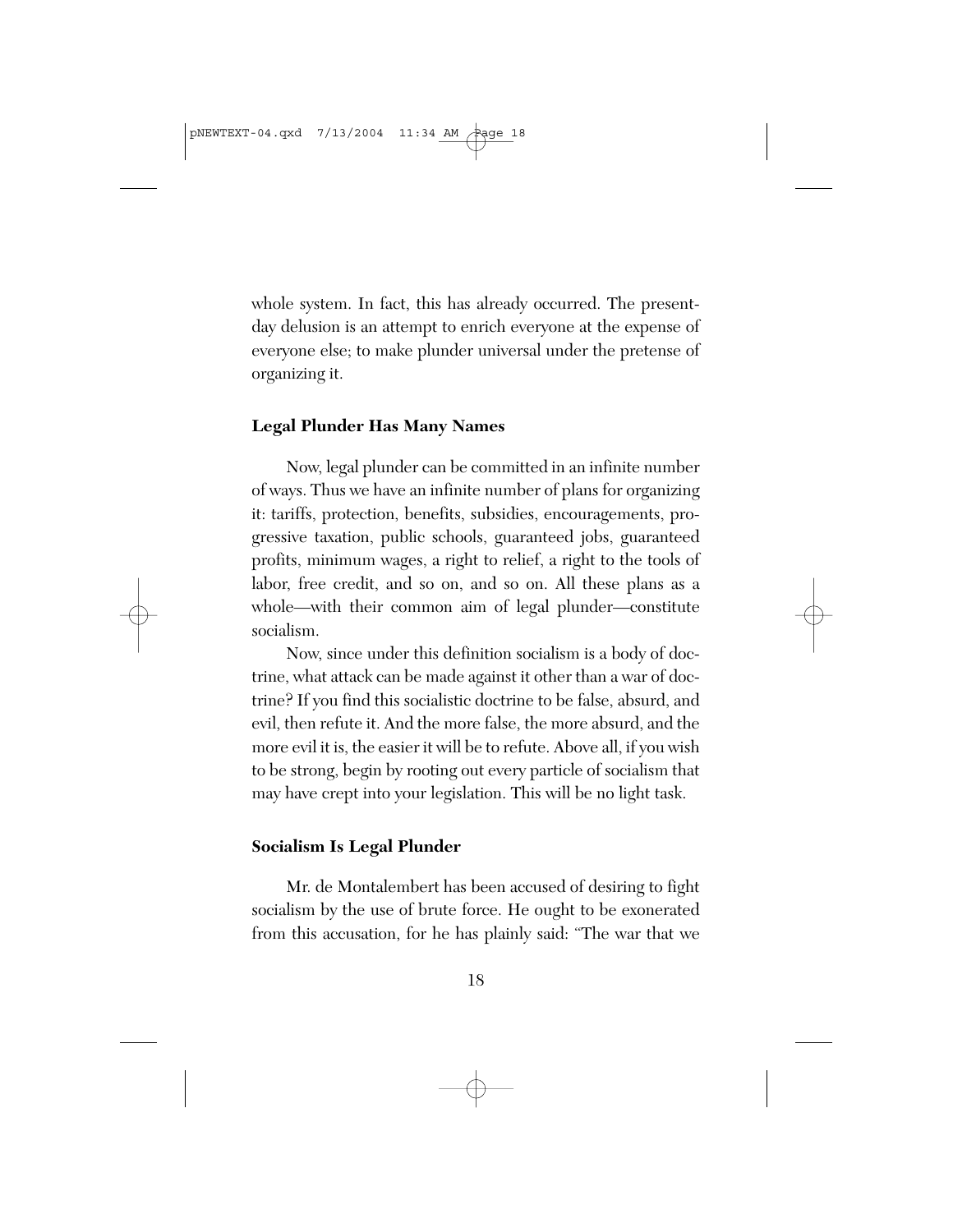whole system. In fact, this has already occurred. The present-day delusion is an attempt to enrich everyone at the expense of everyone else; to make plunder universal under the pretense of organizing it.

### Legal Plunder Has Many Names

Now, legal plunder can be committed in an infinite number of ways. Thus we have an infinite number of plans for organizing it: tariffs, protection, benefits, subsidies, encouragements, progressive taxation, public schools, guaranteed jobs, guaranteed profits, minimum wages, a right to relief, a right to the tools of labor, free credit, and so on, and so on. All these plans as a whole—with their common aim of legal plunder—constitute socialism.

Now, since under this definition socialism is a body of doctrine, what attack can be made against it other than a war of doctrine? If you find this socialistic doctrine to be false, absurd, and evil, then refute it. And the more false, the more absurd, and the more evil it is, the easier it will be to refute. Above all, if you wish to be strong, begin by rooting out every particle of socialism that may have crept into your legislation. This will be no light task.

### Socialism Is Legal Plunder

Mr. de Montalembert has been accused of desiring to fight socialism by the use of brute force. He ought to be exonerated from this accusation, for he has plainly said: "The war that we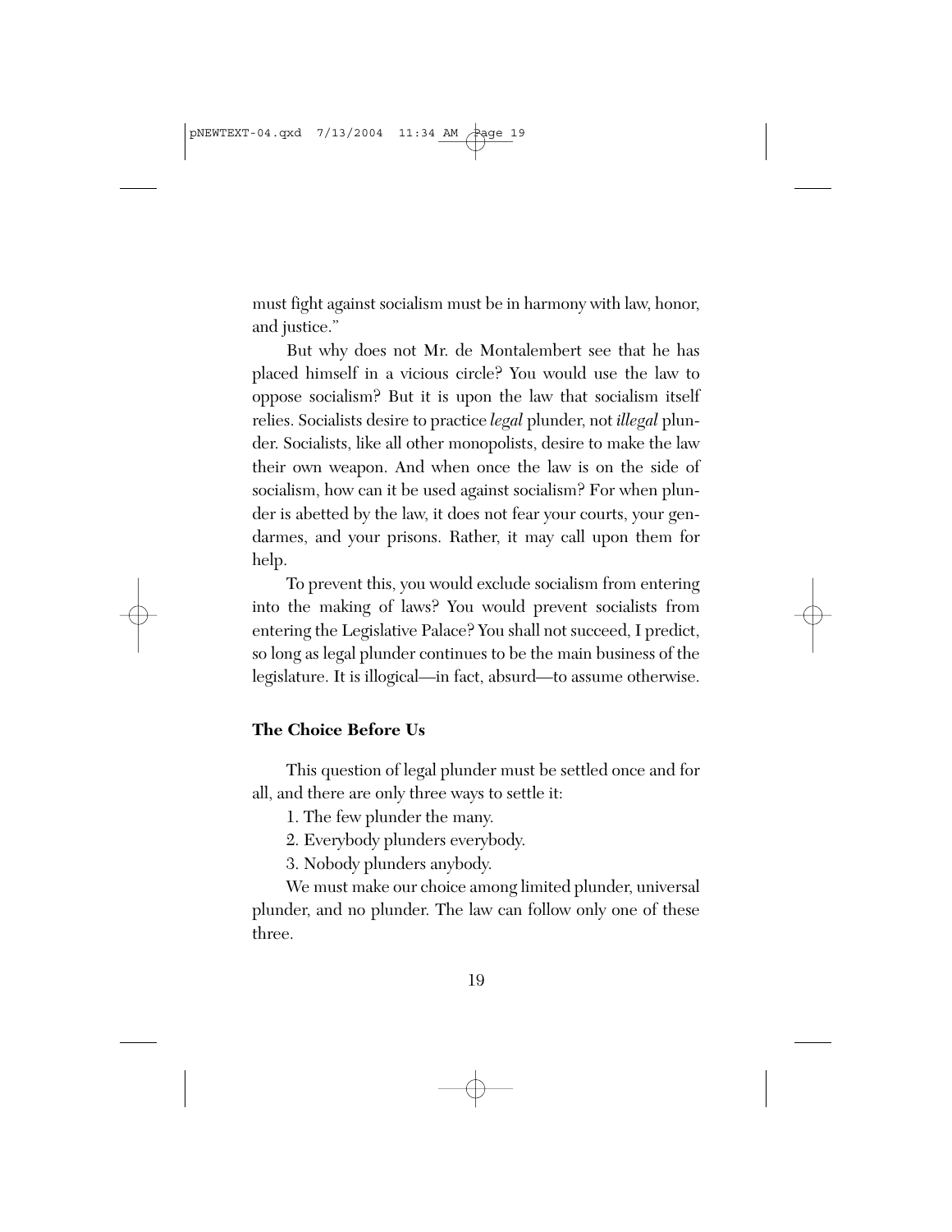must fight against socialism must be in harmony with law, honor, and justice."

But why does not Mr. de Montalembert see that he has placed himself in a vicious circle? You would use the law to oppose socialism? But it is upon the law that socialism itself relies. Socialists desire to practice *legal* plunder, not *illegal* plunder. Socialists, like all other monopolists, desire to make the law their own weapon. And when once the law is on the side of socialism, how can it be used against socialism? For when plunder is abetted by the law, it does not fear your courts, your gendarmes, and your prisons. Rather, it may call upon them for help.

To prevent this, you would exclude socialism from entering into the making of laws? You would prevent socialists from entering the Legislative Palace? You shall not succeed, I predict, so long as legal plunder continues to be the main business of the legislature. It is illogical—in fact, absurd—to assume otherwise.

### The Choice Before Us

This question of legal plunder must be settled once and for all, and there are only three ways to settle it:

1. The few plunder the many.
2. Everybody plunders everybody.
3. Nobody plunders anybody.

We must make our choice among limited plunder, universal plunder, and no plunder. The law can follow only one of these three.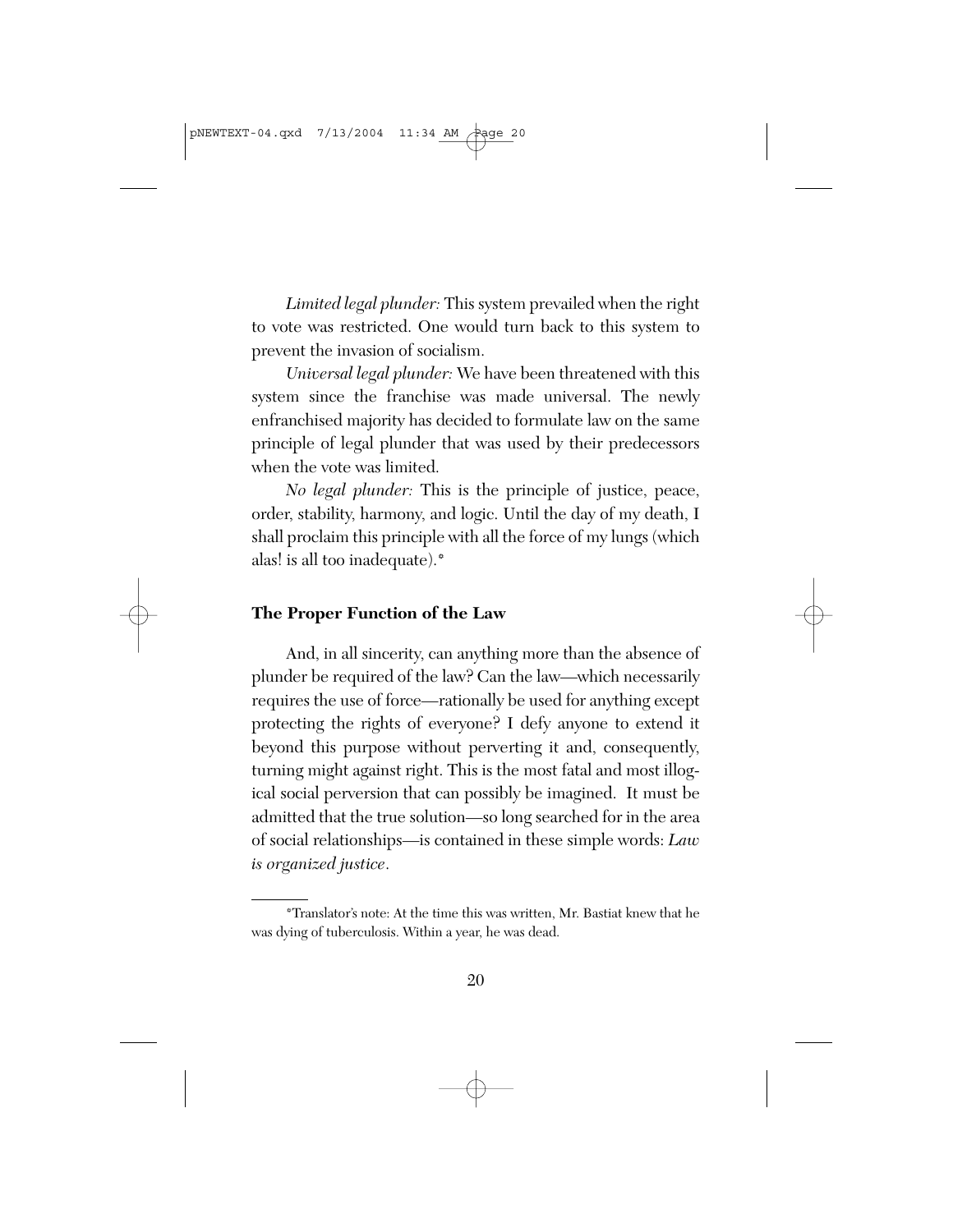*Limited legal plunder:* This system prevailed when the right to vote was restricted. One would turn back to this system to prevent the invasion of socialism.

*Universal legal plunder:* We have been threatened with this system since the franchise was made universal. The newly enfranchised majority has decided to formulate law on the same principle of legal plunder that was used by their predecessors when the vote was limited.

*No legal plunder:* This is the principle of justice, peace, order, stability, harmony, and logic. Until the day of my death, I shall proclaim this principle with all the force of my lungs (which alas! is all too inadequate).*

## The Proper Function of the Law

And, in all sincerity, can anything more than the absence of plunder be required of the law? Can the law—which necessarily requires the use of force—rationally be used for anything except protecting the rights of everyone? I defy anyone to extend it beyond this purpose without perverting it and, consequently, turning might against right. This is the most fatal and most illogical social perversion that can possibly be imagined. It must be admitted that the true solution—so long searched for in the area of social relationships—is contained in these simple words: *Law is organized justice*.

---

*Translator's note: At the time this was written, Mr. Bastiat knew that he was dying of tuberculosis. Within a year, he was dead.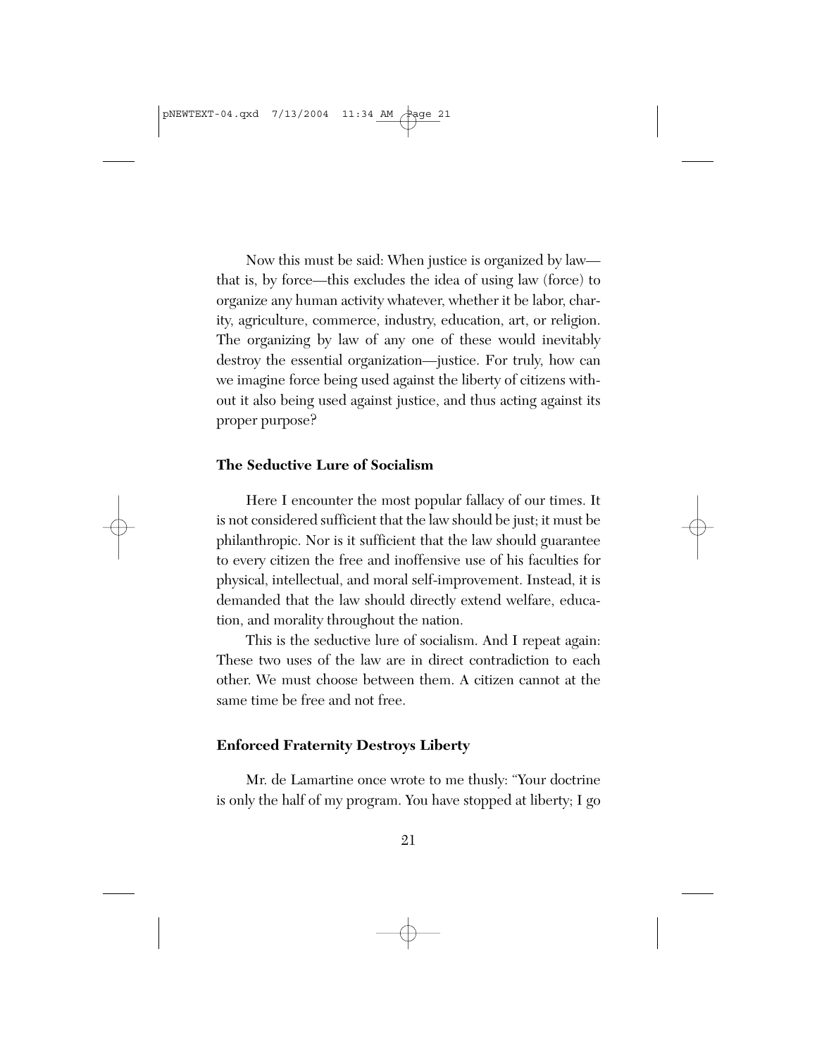Now this must be said: When justice is organized by law—that is, by force—this excludes the idea of using law (force) to organize any human activity whatever, whether it be labor, charity, agriculture, commerce, industry, education, art, or religion. The organizing by law of any one of these would inevitably destroy the essential organization—justice. For truly, how can we imagine force being used against the liberty of citizens without it also being used against justice, and thus acting against its proper purpose?

### The Seductive Lure of Socialism

Here I encounter the most popular fallacy of our times. It is not considered sufficient that the law should be just; it must be philanthropic. Nor is it sufficient that the law should guarantee to every citizen the free and inoffensive use of his faculties for physical, intellectual, and moral self-improvement. Instead, it is demanded that the law should directly extend welfare, education, and morality throughout the nation.

This is the seductive lure of socialism. And I repeat again: These two uses of the law are in direct contradiction to each other. We must choose between them. A citizen cannot at the same time be free and not free.

### Enforced Fraternity Destroys Liberty

Mr. de Lamartine once wrote to me thusly: "Your doctrine is only the half of my program. You have stopped at liberty; I go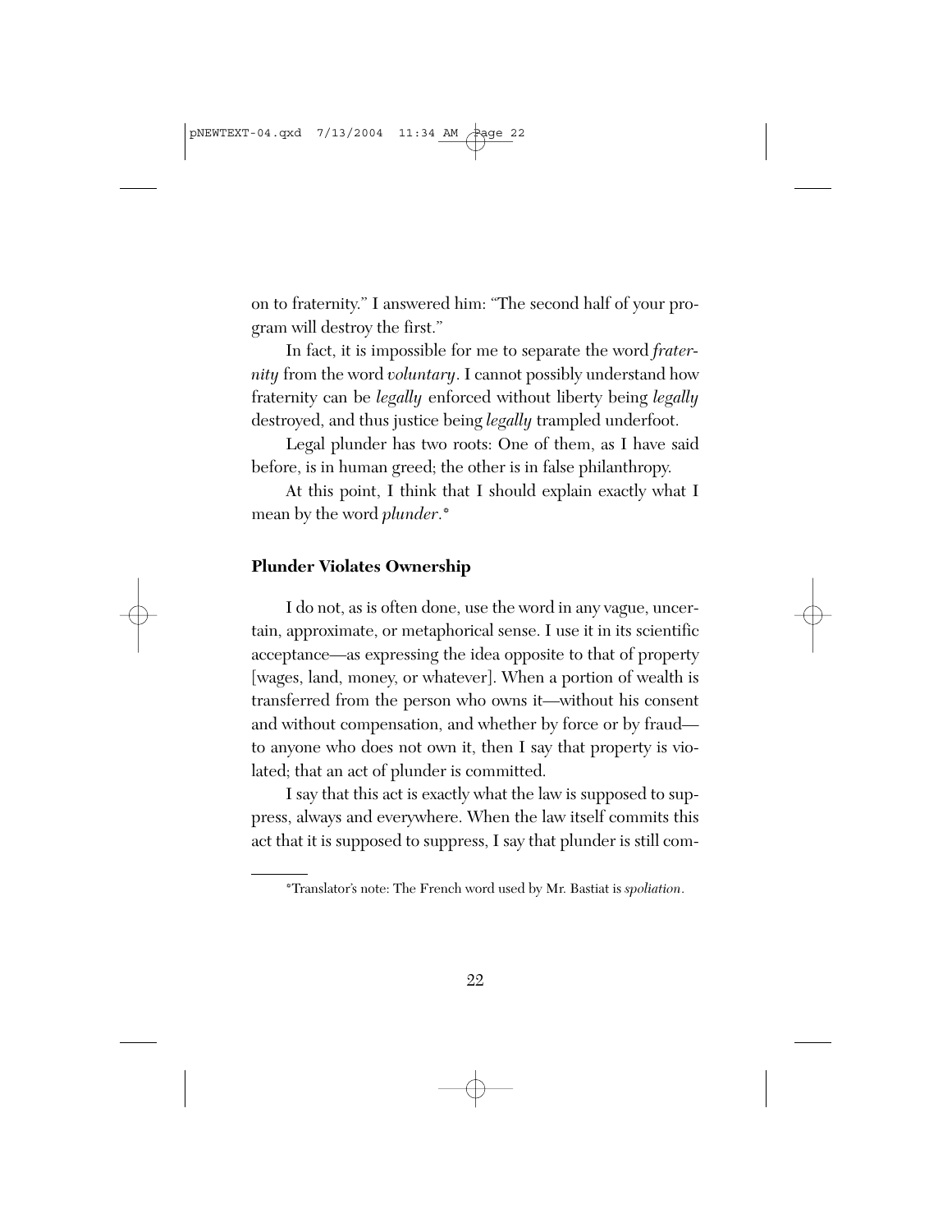on to fraternity." I answered him: "The second half of your program will destroy the first."

In fact, it is impossible for me to separate the word *fraternity* from the word *voluntary*. I cannot possibly understand how fraternity can be *legally* enforced without liberty being *legally* destroyed, and thus justice being *legally* trampled underfoot.

Legal plunder has two roots: One of them, as I have said before, is in human greed; the other is in false philanthropy.

At this point, I think that I should explain exactly what I mean by the word *plunder*.*

### Plunder Violates Ownership

I do not, as is often done, use the word in any vague, uncertain, approximate, or metaphorical sense. I use it in its scientific acceptance—as expressing the idea opposite to that of property [wages, land, money, or whatever]. When a portion of wealth is transferred from the person who owns it—without his consent and without compensation, and whether by force or by fraud—to anyone who does not own it, then I say that property is violated; that an act of plunder is committed.

I say that this act is exactly what the law is supposed to suppress, always and everywhere. When the law itself commits this act that it is supposed to suppress, I say that plunder is still com-

*Translator's note: The French word used by Mr. Bastiat is *spoliation*.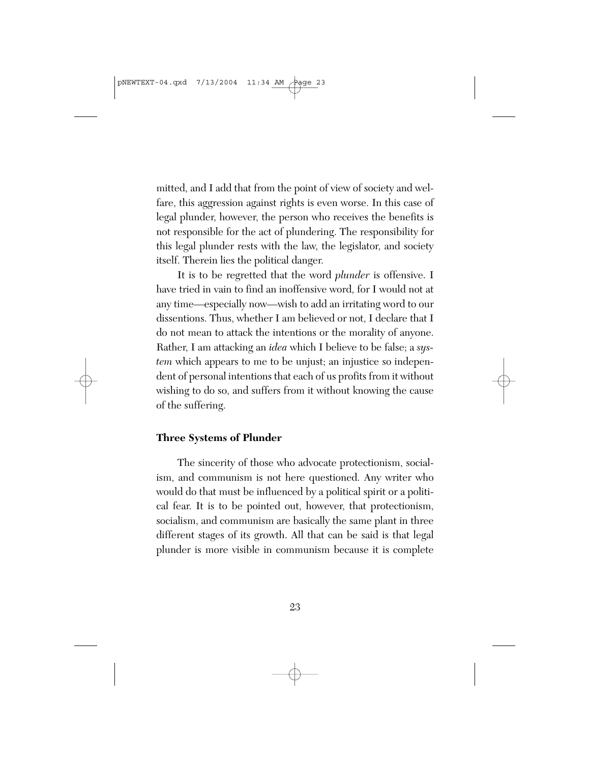mitted, and I add that from the point of view of society and welfare, this aggression against rights is even worse. In this case of legal plunder, however, the person who receives the benefits is not responsible for the act of plundering. The responsibility for this legal plunder rests with the law, the legislator, and society itself. Therein lies the political danger.

It is to be regretted that the word *plunder* is offensive. I have tried in vain to find an inoffensive word, for I would not at any time—especially now—wish to add an irritating word to our dissentions. Thus, whether I am believed or not, I declare that I do not mean to attack the intentions or the morality of anyone. Rather, I am attacking an *idea* which I believe to be false; a *system* which appears to me to be unjust; an injustice so independent of personal intentions that each of us profits from it without wishing to do so, and suffers from it without knowing the cause of the suffering.

**Three Systems of Plunder**

The sincerity of those who advocate protectionism, socialism, and communism is not here questioned. Any writer who would do that must be influenced by a political spirit or a political fear. It is to be pointed out, however, that protectionism, socialism, and communism are basically the same plant in three different stages of its growth. All that can be said is that legal plunder is more visible in communism because it is complete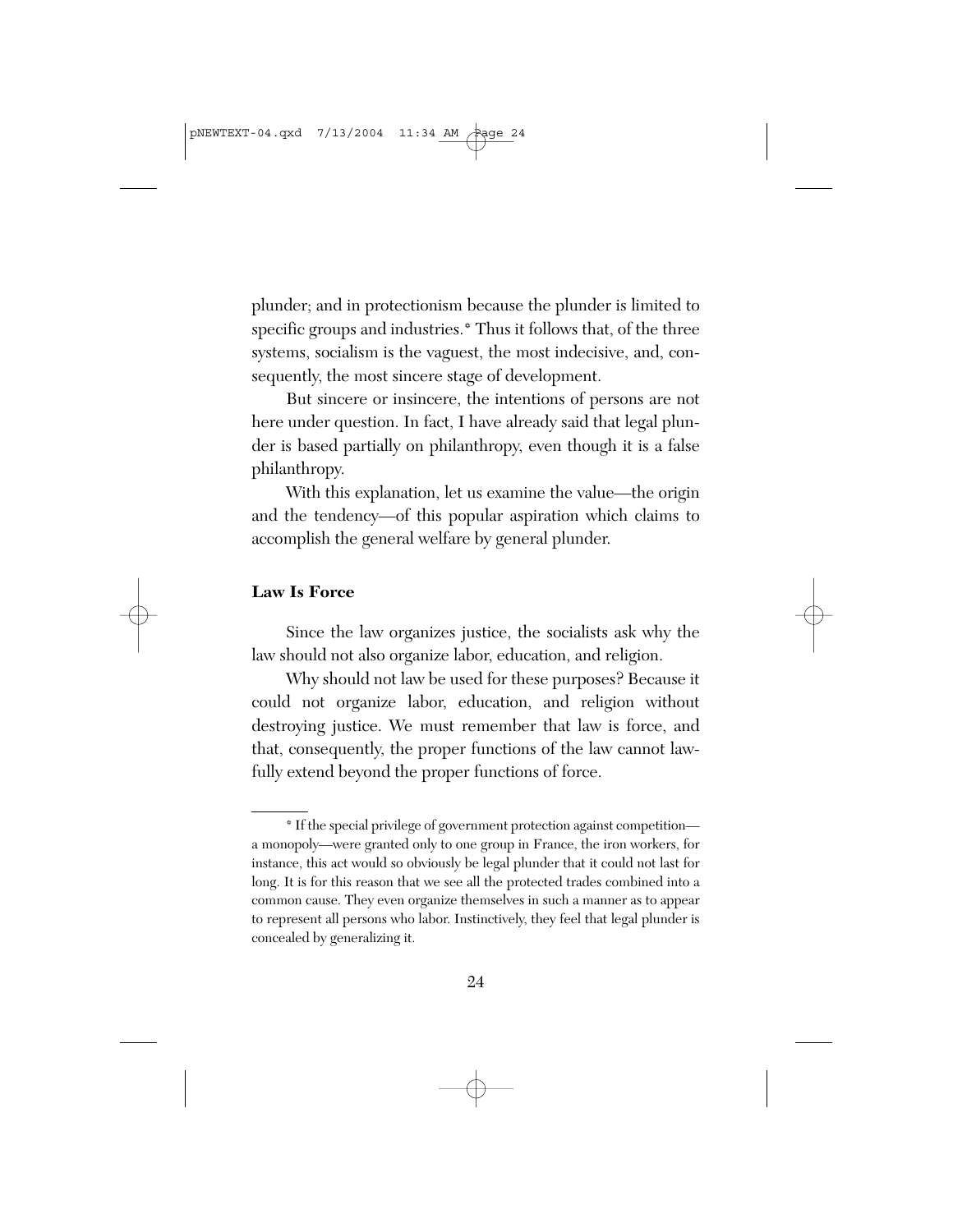plunder; and in protectionism because the plunder is limited to specific groups and industries.* Thus it follows that, of the three systems, socialism is the vaguest, the most indecisive, and, consequently, the most sincere stage of development.

But sincere or insincere, the intentions of persons are not here under question. In fact, I have already said that legal plunder is based partially on philanthropy, even though it is a false philanthropy.

With this explanation, let us examine the value—the origin and the tendency—of this popular aspiration which claims to accomplish the general welfare by general plunder.

### Law Is Force

Since the law organizes justice, the socialists ask why the law should not also organize labor, education, and religion.

Why should not law be used for these purposes? Because it could not organize labor, education, and religion without destroying justice. We must remember that law is force, and that, consequently, the proper functions of the law cannot lawfully extend beyond the proper functions of force.

---

* If the special privilege of government protection against competition—a monopoly—were granted only to one group in France, the iron workers, for instance, this act would so obviously be legal plunder that it could not last for long. It is for this reason that we see all the protected trades combined into a common cause. They even organize themselves in such a manner as to appear to represent all persons who labor. Instinctively, they feel that legal plunder is concealed by generalizing it.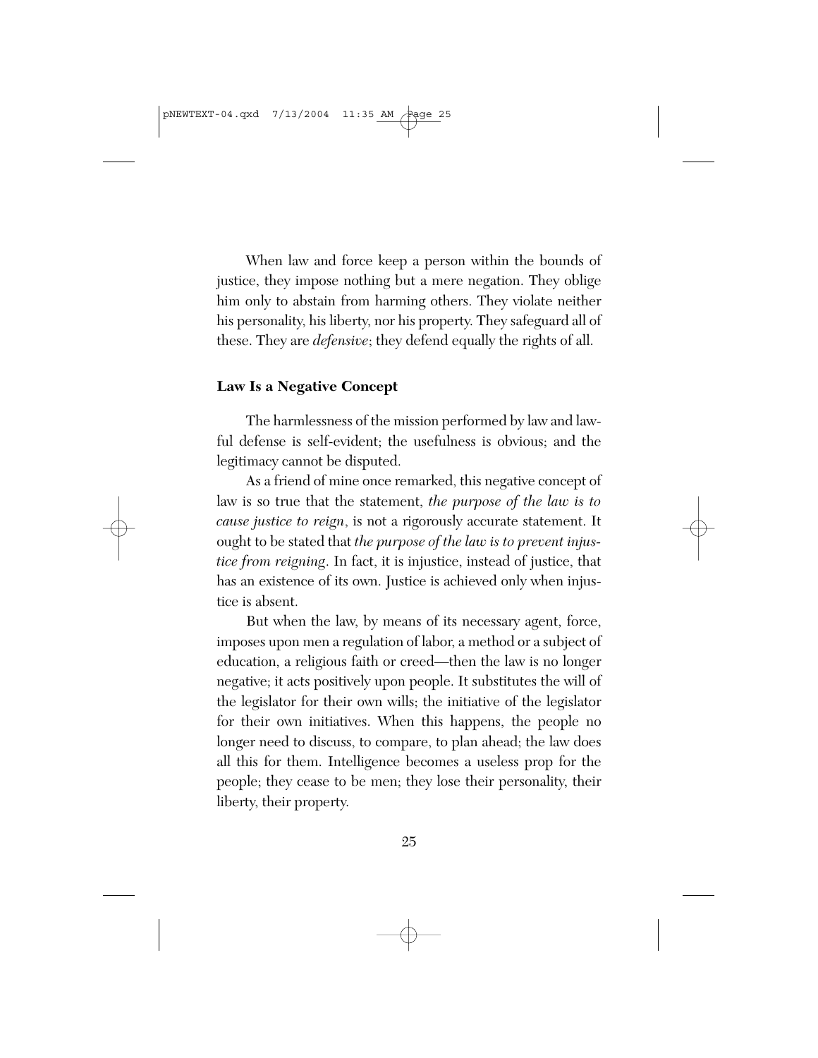When law and force keep a person within the bounds of justice, they impose nothing but a mere negation. They oblige him only to abstain from harming others. They violate neither his personality, his liberty, nor his property. They safeguard all of these. They are *defensive*; they defend equally the rights of all.

**Law Is a Negative Concept**

The harmlessness of the mission performed by law and lawful defense is self-evident; the usefulness is obvious; and the legitimacy cannot be disputed.

As a friend of mine once remarked, this negative concept of law is so true that the statement, *the purpose of the law is to cause justice to reign*, is not a rigorously accurate statement. It ought to be stated that *the purpose of the law is to prevent injustice from reigning*. In fact, it is injustice, instead of justice, that has an existence of its own. Justice is achieved only when injustice is absent.

But when the law, by means of its necessary agent, force, imposes upon men a regulation of labor, a method or a subject of education, a religious faith or creed—then the law is no longer negative; it acts positively upon people. It substitutes the will of the legislator for their own wills; the initiative of the legislator for their own initiatives. When this happens, the people no longer need to discuss, to compare, to plan ahead; the law does all this for them. Intelligence becomes a useless prop for the people; they cease to be men; they lose their personality, their liberty, their property.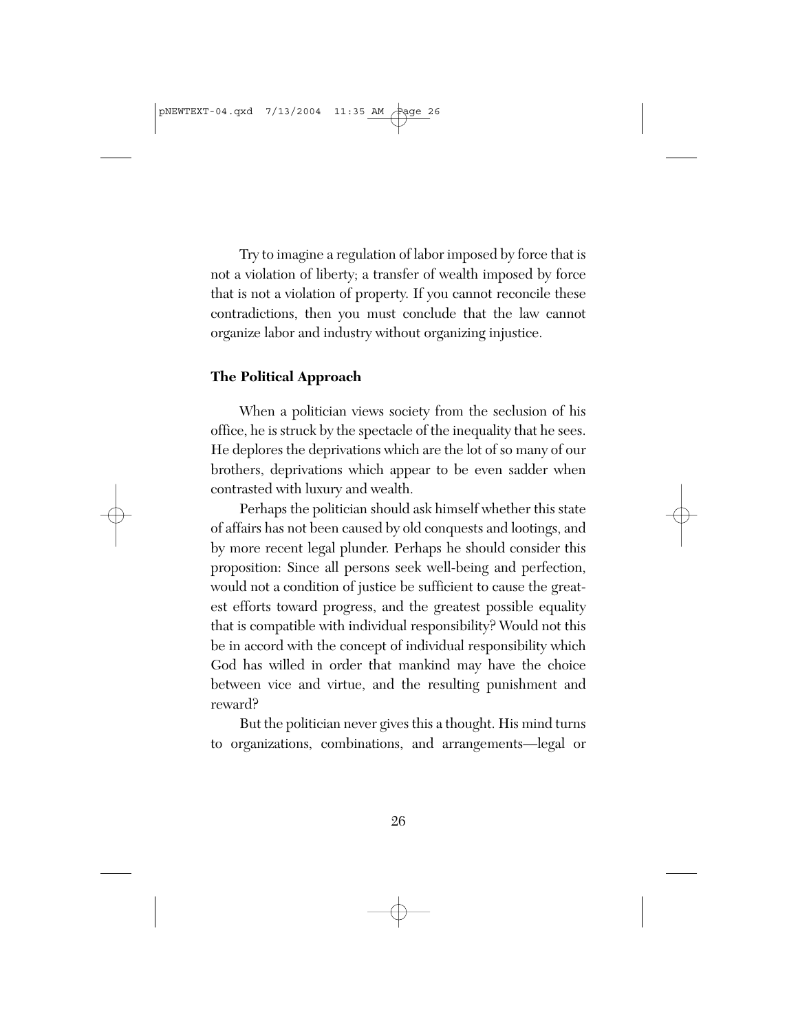Try to imagine a regulation of labor imposed by force that is not a violation of liberty; a transfer of wealth imposed by force that is not a violation of property. If you cannot reconcile these contradictions, then you must conclude that the law cannot organize labor and industry without organizing injustice.

**The Political Approach**

When a politician views society from the seclusion of his office, he is struck by the spectacle of the inequality that he sees. He deplores the deprivations which are the lot of so many of our brothers, deprivations which appear to be even sadder when contrasted with luxury and wealth.

Perhaps the politician should ask himself whether this state of affairs has not been caused by old conquests and lootings, and by more recent legal plunder. Perhaps he should consider this proposition: Since all persons seek well-being and perfection, would not a condition of justice be sufficient to cause the greatest efforts toward progress, and the greatest possible equality that is compatible with individual responsibility? Would not this be in accord with the concept of individual responsibility which God has willed in order that mankind may have the choice between vice and virtue, and the resulting punishment and reward?

But the politician never gives this a thought. His mind turns to organizations, combinations, and arrangements—legal or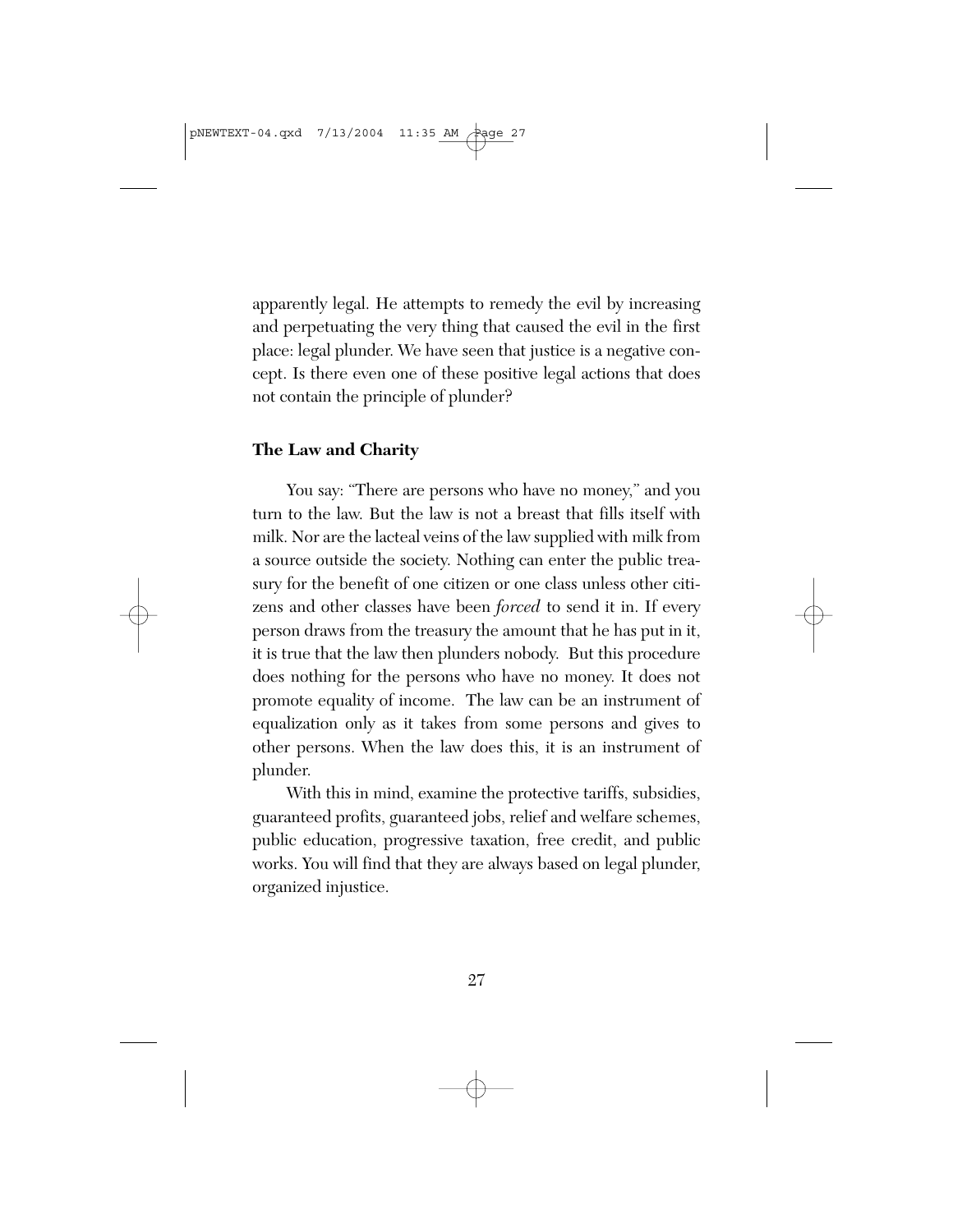apparently legal. He attempts to remedy the evil by increasing and perpetuating the very thing that caused the evil in the first place: legal plunder. We have seen that justice is a negative concept. Is there even one of these positive legal actions that does not contain the principle of plunder?

### The Law and Charity

You say: "There are persons who have no money," and you turn to the law. But the law is not a breast that fills itself with milk. Nor are the lacteal veins of the law supplied with milk from a source outside the society. Nothing can enter the public treasury for the benefit of one citizen or one class unless other citizens and other classes have been *forced* to send it in. If every person draws from the treasury the amount that he has put in it, it is true that the law then plunders nobody. But this procedure does nothing for the persons who have no money. It does not promote equality of income. The law can be an instrument of equalization only as it takes from some persons and gives to other persons. When the law does this, it is an instrument of plunder.

With this in mind, examine the protective tariffs, subsidies, guaranteed profits, guaranteed jobs, relief and welfare schemes, public education, progressive taxation, free credit, and public works. You will find that they are always based on legal plunder, organized injustice.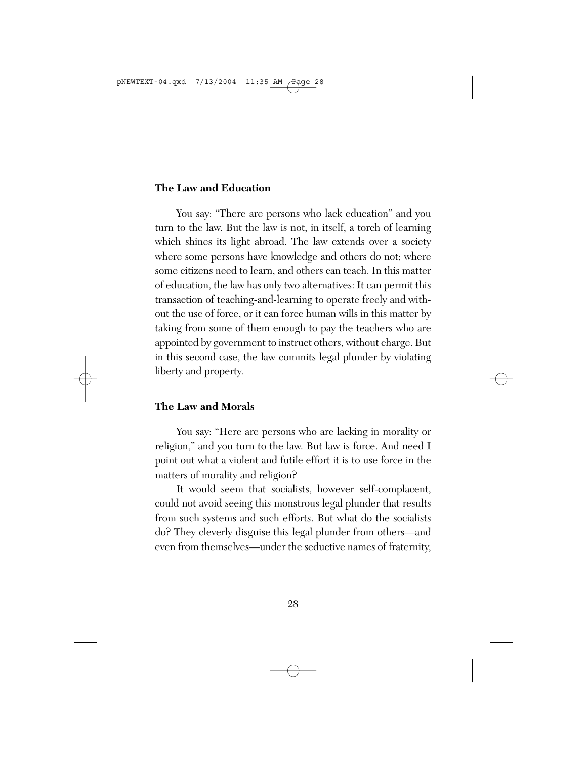### The Law and Education

You say: "There are persons who lack education" and you turn to the law. But the law is not, in itself, a torch of learning which shines its light abroad. The law extends over a society where some persons have knowledge and others do not; where some citizens need to learn, and others can teach. In this matter of education, the law has only two alternatives: It can permit this transaction of teaching-and-learning to operate freely and without the use of force, or it can force human wills in this matter by taking from some of them enough to pay the teachers who are appointed by government to instruct others, without charge. But in this second case, the law commits legal plunder by violating liberty and property.

### The Law and Morals

You say: "Here are persons who are lacking in morality or religion," and you turn to the law. But law is force. And need I point out what a violent and futile effort it is to use force in the matters of morality and religion?

It would seem that socialists, however self-complacent, could not avoid seeing this monstrous legal plunder that results from such systems and such efforts. But what do the socialists do? They cleverly disguise this legal plunder from others—and even from themselves—under the seductive names of fraternity,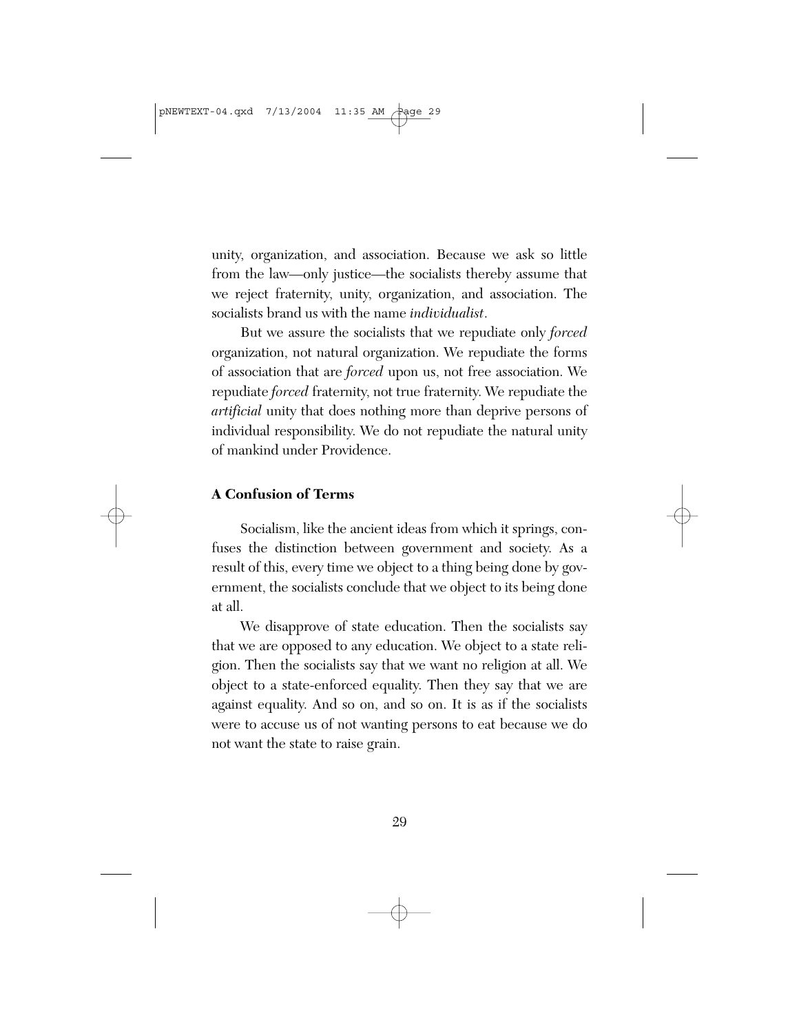unity, organization, and association. Because we ask so little from the law—only justice—the socialists thereby assume that we reject fraternity, unity, organization, and association. The socialists brand us with the name *individualist*.

But we assure the socialists that we repudiate only *forced* organization, not natural organization. We repudiate the forms of association that are *forced* upon us, not free association. We repudiate *forced* fraternity, not true fraternity. We repudiate the *artificial* unity that does nothing more than deprive persons of individual responsibility. We do not repudiate the natural unity of mankind under Providence.

### A Confusion of Terms

Socialism, like the ancient ideas from which it springs, confuses the distinction between government and society. As a result of this, every time we object to a thing being done by government, the socialists conclude that we object to its being done at all.

We disapprove of state education. Then the socialists say that we are opposed to any education. We object to a state religion. Then the socialists say that we want no religion at all. We object to a state-enforced equality. Then they say that we are against equality. And so on, and so on. It is as if the socialists were to accuse us of not wanting persons to eat because we do not want the state to raise grain.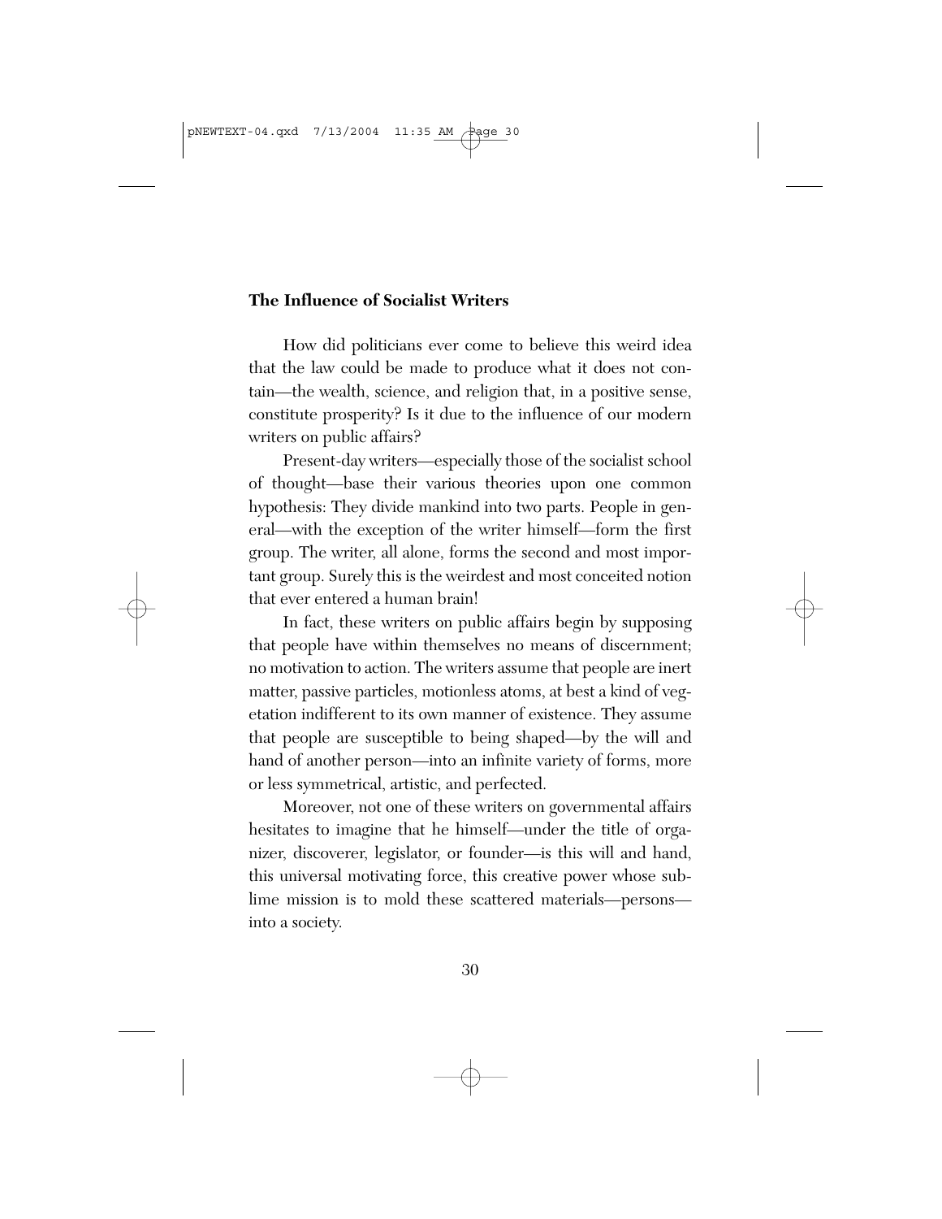### The Influence of Socialist Writers

How did politicians ever come to believe this weird idea that the law could be made to produce what it does not contain—the wealth, science, and religion that, in a positive sense, constitute prosperity? Is it due to the influence of our modern writers on public affairs?

Present-day writers—especially those of the socialist school of thought—base their various theories upon one common hypothesis: They divide mankind into two parts. People in general—with the exception of the writer himself—form the first group. The writer, all alone, forms the second and most important group. Surely this is the weirdest and most conceited notion that ever entered a human brain!

In fact, these writers on public affairs begin by supposing that people have within themselves no means of discernment; no motivation to action. The writers assume that people are inert matter, passive particles, motionless atoms, at best a kind of vegetation indifferent to its own manner of existence. They assume that people are susceptible to being shaped—by the will and hand of another person—into an infinite variety of forms, more or less symmetrical, artistic, and perfected.

Moreover, not one of these writers on governmental affairs hesitates to imagine that he himself—under the title of organizer, discoverer, legislator, or founder—is this will and hand, this universal motivating force, this creative power whose sublime mission is to mold these scattered materials—persons—into a society.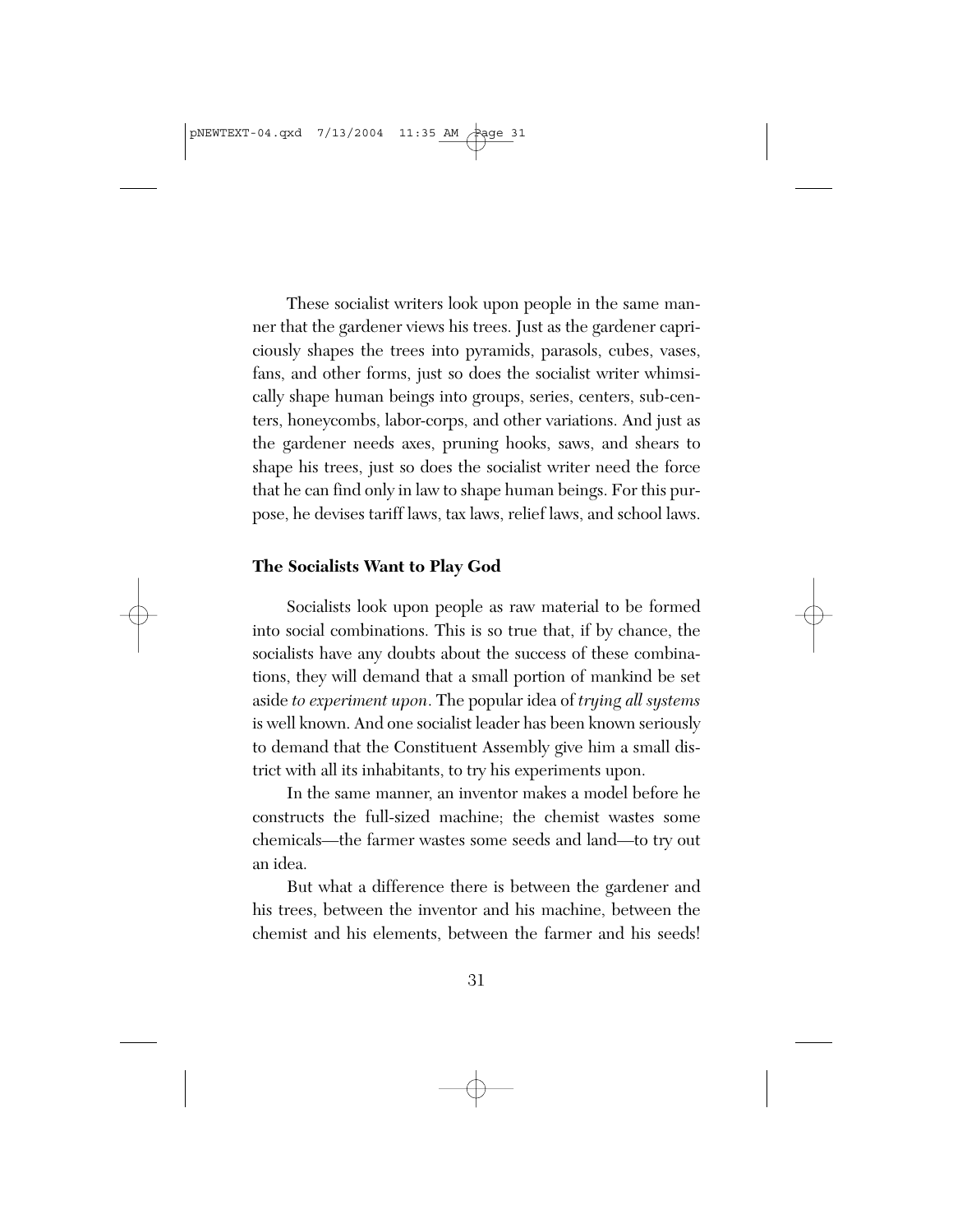These socialist writers look upon people in the same manner that the gardener views his trees. Just as the gardener capriciously shapes the trees into pyramids, parasols, cubes, vases, fans, and other forms, just so does the socialist writer whimsically shape human beings into groups, series, centers, sub-centers, honeycombs, labor-corps, and other variations. And just as the gardener needs axes, pruning hooks, saws, and shears to shape his trees, just so does the socialist writer need the force that he can find only in law to shape human beings. For this purpose, he devises tariff laws, tax laws, relief laws, and school laws.

### The Socialists Want to Play God

Socialists look upon people as raw material to be formed into social combinations. This is so true that, if by chance, the socialists have any doubts about the success of these combinations, they will demand that a small portion of mankind be set aside *to experiment upon*. The popular idea of *trying all systems* is well known. And one socialist leader has been known seriously to demand that the Constituent Assembly give him a small district with all its inhabitants, to try his experiments upon.

In the same manner, an inventor makes a model before he constructs the full-sized machine; the chemist wastes some chemicals—the farmer wastes some seeds and land—to try out an idea.

But what a difference there is between the gardener and his trees, between the inventor and his machine, between the chemist and his elements, between the farmer and his seeds!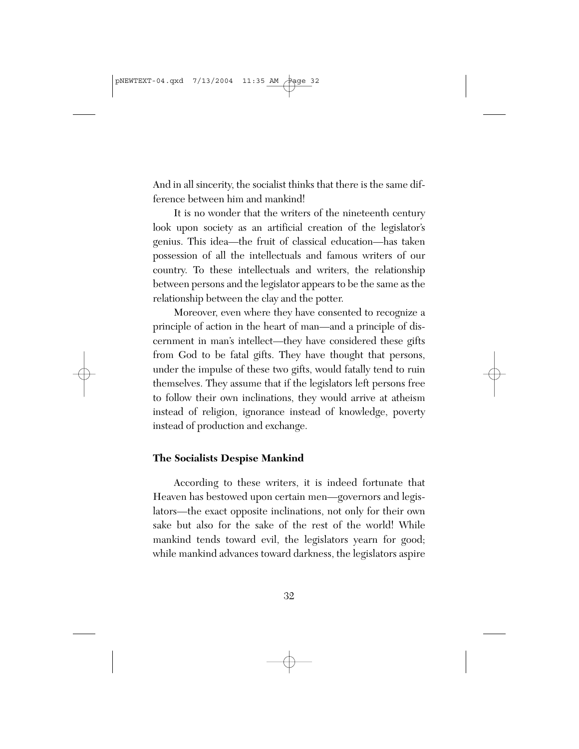And in all sincerity, the socialist thinks that there is the same difference between him and mankind!

It is no wonder that the writers of the nineteenth century look upon society as an artificial creation of the legislator's genius. This idea—the fruit of classical education—has taken possession of all the intellectuals and famous writers of our country. To these intellectuals and writers, the relationship between persons and the legislator appears to be the same as the relationship between the clay and the potter.

Moreover, even where they have consented to recognize a principle of action in the heart of man—and a principle of discernment in man's intellect—they have considered these gifts from God to be fatal gifts. They have thought that persons, under the impulse of these two gifts, would fatally tend to ruin themselves. They assume that if the legislators left persons free to follow their own inclinations, they would arrive at atheism instead of religion, ignorance instead of knowledge, poverty instead of production and exchange.

**The Socialists Despise Mankind**

According to these writers, it is indeed fortunate that Heaven has bestowed upon certain men—governors and legislators—the exact opposite inclinations, not only for their own sake but also for the sake of the rest of the world! While mankind tends toward evil, the legislators yearn for good; while mankind advances toward darkness, the legislators aspire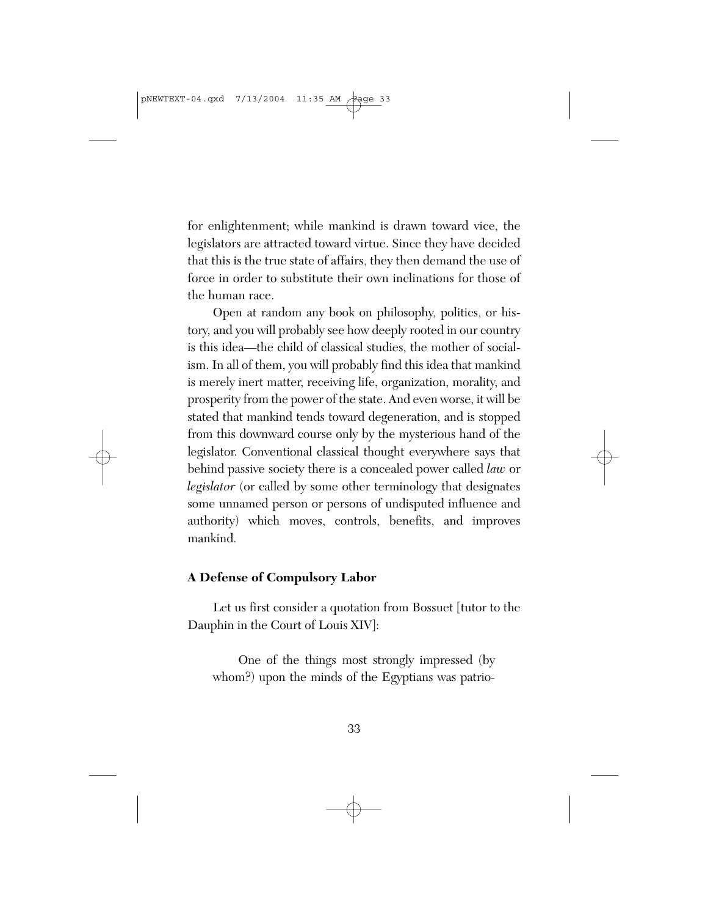for enlightenment; while mankind is drawn toward vice, the legislators are attracted toward virtue. Since they have decided that this is the true state of affairs, they then demand the use of force in order to substitute their own inclinations for those of the human race.

Open at random any book on philosophy, politics, or history, and you will probably see how deeply rooted in our country is this idea—the child of classical studies, the mother of socialism. In all of them, you will probably find this idea that mankind is merely inert matter, receiving life, organization, morality, and prosperity from the power of the state. And even worse, it will be stated that mankind tends toward degeneration, and is stopped from this downward course only by the mysterious hand of the legislator. Conventional classical thought everywhere says that behind passive society there is a concealed power called *law* or *legislator* (or called by some other terminology that designates some unnamed person or persons of undisputed influence and authority) which moves, controls, benefits, and improves mankind.

### A Defense of Compulsory Labor

Let us first consider a quotation from Bossuet [tutor to the Dauphin in the Court of Louis XIV]:

> One of the things most strongly impressed (by whom?) upon the minds of the Egyptians was patrio-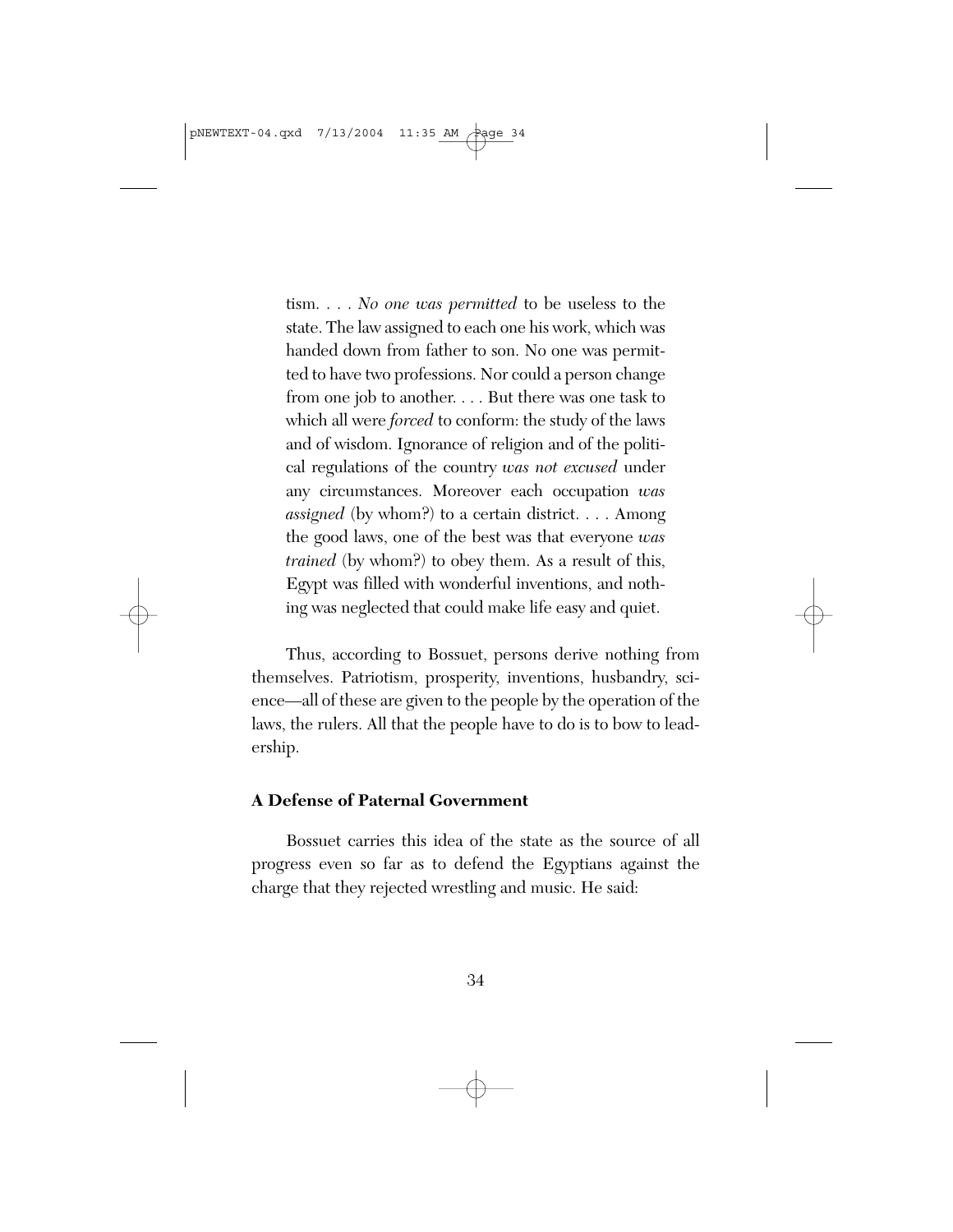> tism. . . . *No one was permitted* to be useless to the state. The law assigned to each one his work, which was handed down from father to son. No one was permitted to have two professions. Nor could a person change from one job to another. . . . But there was one task to which all were *forced* to conform: the study of the laws and of wisdom. Ignorance of religion and of the political regulations of the country *was not excused* under any circumstances. Moreover each occupation *was assigned* (by whom?) to a certain district. . . . Among the good laws, one of the best was that everyone *was trained* (by whom?) to obey them. As a result of this, Egypt was filled with wonderful inventions, and nothing was neglected that could make life easy and quiet.

Thus, according to Bossuet, persons derive nothing from themselves. Patriotism, prosperity, inventions, husbandry, science—all of these are given to the people by the operation of the laws, the rulers. All that the people have to do is to bow to leadership.

### A Defense of Paternal Government

Bossuet carries this idea of the state as the source of all progress even so far as to defend the Egyptians against the charge that they rejected wrestling and music. He said: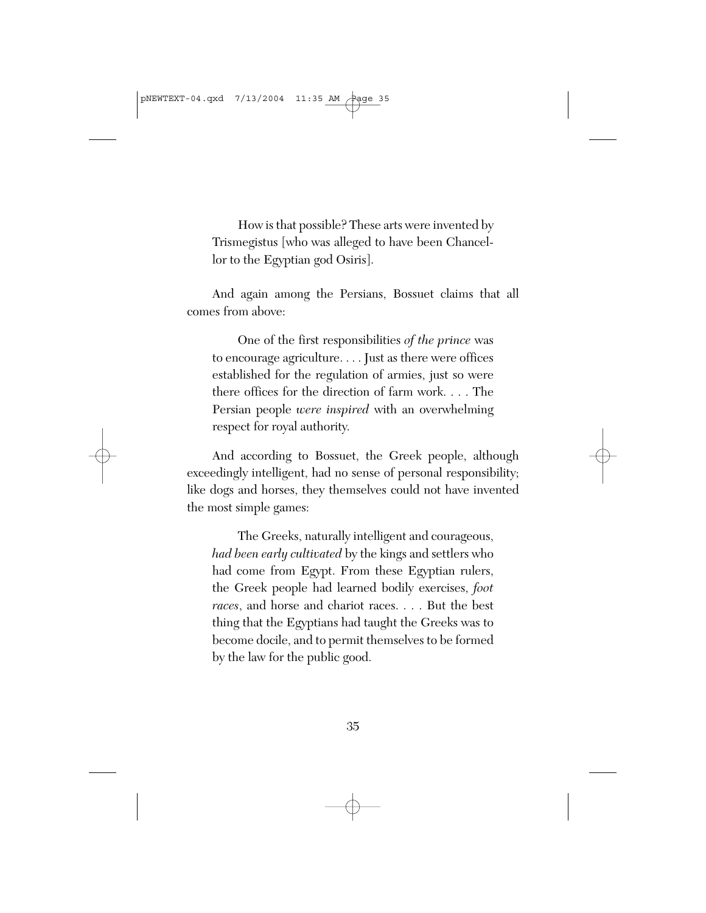> How is that possible? These arts were invented by Trismegistus [who was alleged to have been Chancellor to the Egyptian god Osiris].

And again among the Persians, Bossuet claims that all comes from above:

> One of the first responsibilities *of the prince* was to encourage agriculture. . . . Just as there were offices established for the regulation of armies, just so were there offices for the direction of farm work. . . . The Persian people *were inspired* with an overwhelming respect for royal authority.

And according to Bossuet, the Greek people, although exceedingly intelligent, had no sense of personal responsibility; like dogs and horses, they themselves could not have invented the most simple games:

> The Greeks, naturally intelligent and courageous, *had been early cultivated* by the kings and settlers who had come from Egypt. From these Egyptian rulers, the Greek people had learned bodily exercises, *foot races*, and horse and chariot races. . . . But the best thing that the Egyptians had taught the Greeks was to become docile, and to permit themselves to be formed by the law for the public good.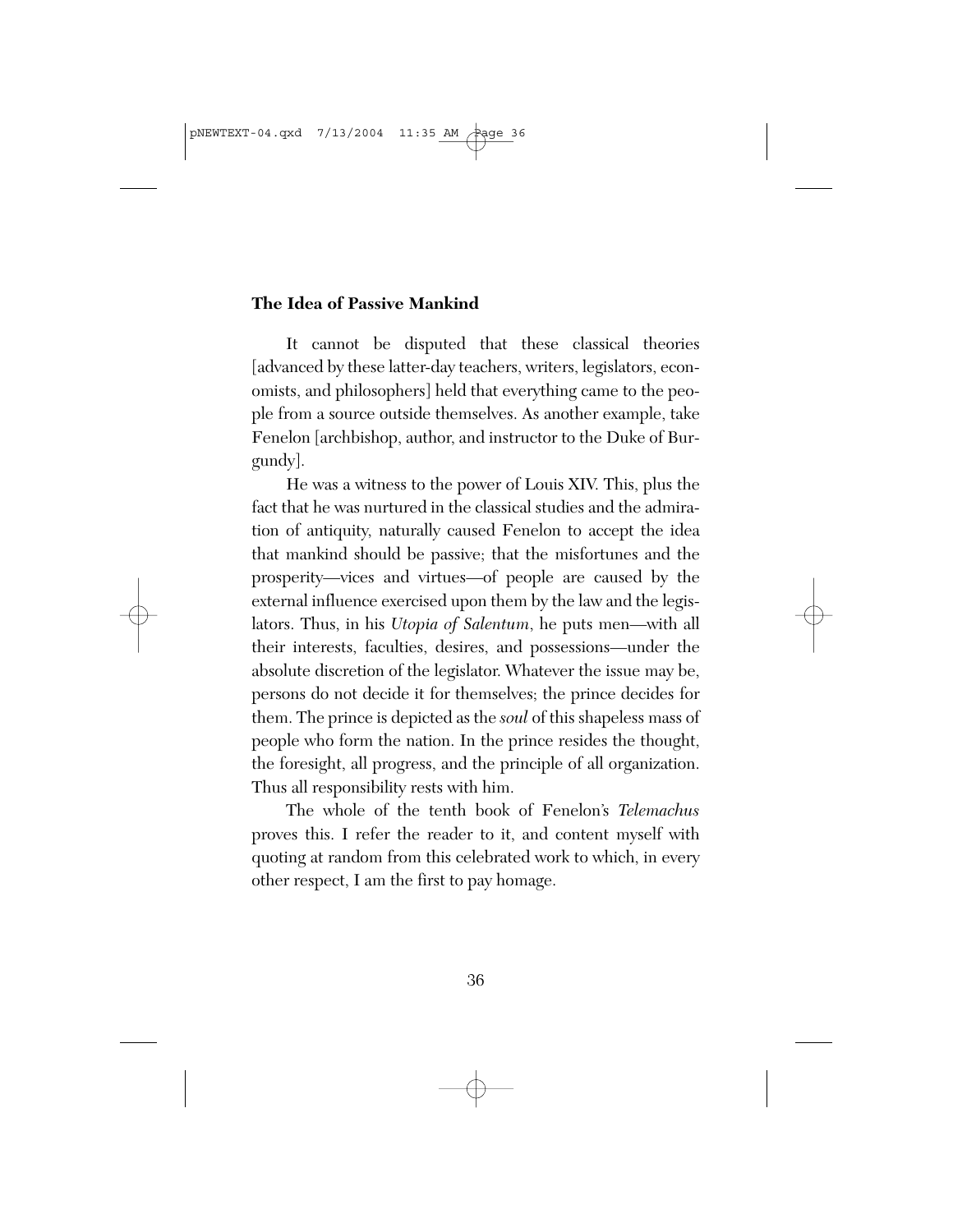### The Idea of Passive Mankind

It cannot be disputed that these classical theories [advanced by these latter-day teachers, writers, legislators, economists, and philosophers] held that everything came to the people from a source outside themselves. As another example, take Fenelon [archbishop, author, and instructor to the Duke of Burgundy].

He was a witness to the power of Louis XIV. This, plus the fact that he was nurtured in the classical studies and the admiration of antiquity, naturally caused Fenelon to accept the idea that mankind should be passive; that the misfortunes and the prosperity—vices and virtues—of people are caused by the external influence exercised upon them by the law and the legislators. Thus, in his *Utopia of Salentum*, he puts men—with all their interests, faculties, desires, and possessions—under the absolute discretion of the legislator. Whatever the issue may be, persons do not decide it for themselves; the prince decides for them. The prince is depicted as the *soul* of this shapeless mass of people who form the nation. In the prince resides the thought, the foresight, all progress, and the principle of all organization. Thus all responsibility rests with him.

The whole of the tenth book of Fenelon's *Telemachus* proves this. I refer the reader to it, and content myself with quoting at random from this celebrated work to which, in every other respect, I am the first to pay homage.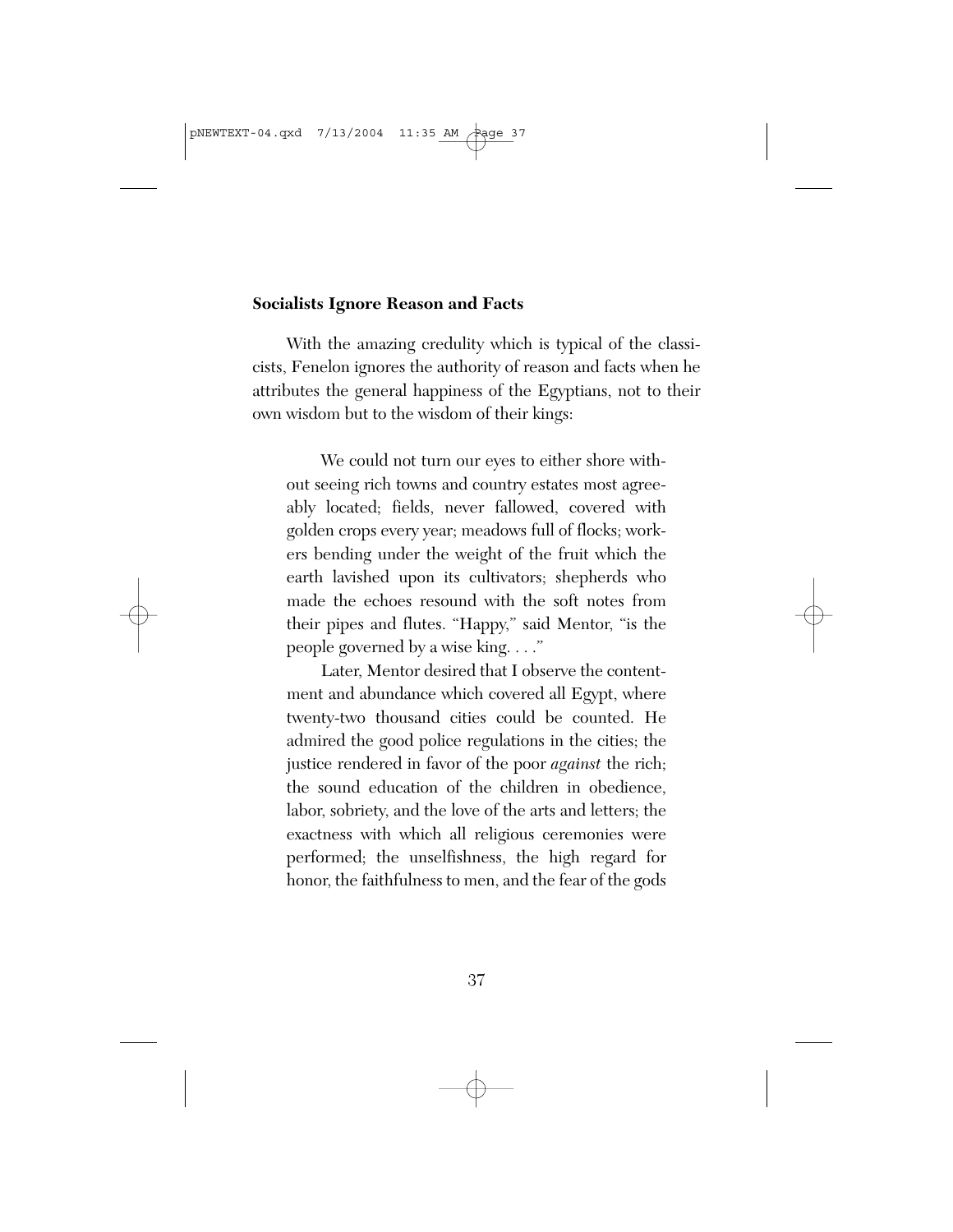### Socialists Ignore Reason and Facts

With the amazing credulity which is typical of the classicists, Fenelon ignores the authority of reason and facts when he attributes the general happiness of the Egyptians, not to their own wisdom but to the wisdom of their kings:

> We could not turn our eyes to either shore without seeing rich towns and country estates most agreeably located; fields, never fallowed, covered with golden crops every year; meadows full of flocks; workers bending under the weight of the fruit which the earth lavished upon its cultivators; shepherds who made the echoes resound with the soft notes from their pipes and flutes. "Happy," said Mentor, "is the people governed by a wise king. . . ."
>
> Later, Mentor desired that I observe the contentment and abundance which covered all Egypt, where twenty-two thousand cities could be counted. He admired the good police regulations in the cities; the justice rendered in favor of the poor *against* the rich; the sound education of the children in obedience, labor, sobriety, and the love of the arts and letters; the exactness with which all religious ceremonies were performed; the unselfishness, the high regard for honor, the faithfulness to men, and the fear of the gods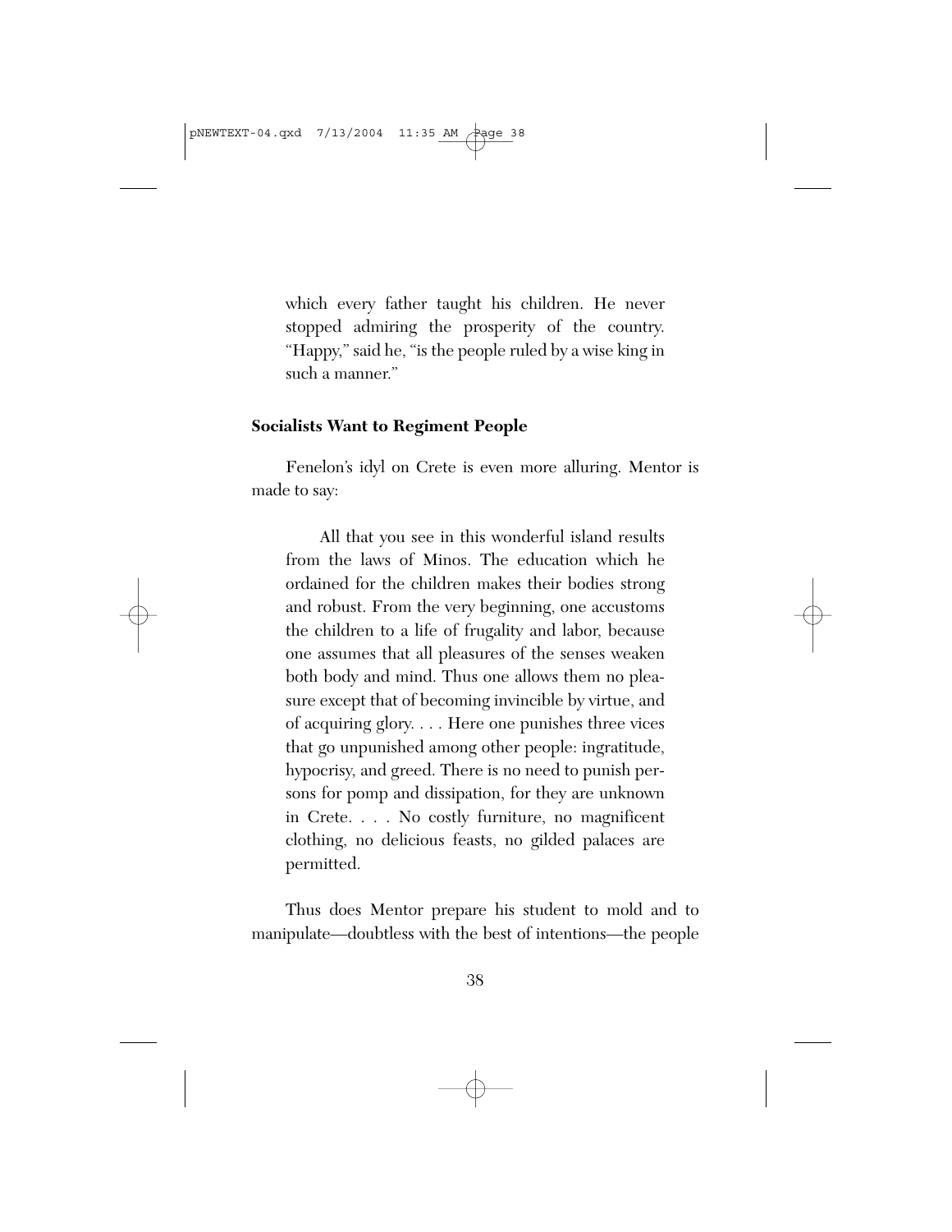which every father taught his children. He never stopped admiring the prosperity of the country. "Happy," said he, "is the people ruled by a wise king in such a manner."

### Socialists Want to Regiment People

Fenelon's idyl on Crete is even more alluring. Mentor is made to say:

> All that you see in this wonderful island results from the laws of Minos. The education which he ordained for the children makes their bodies strong and robust. From the very beginning, one accustoms the children to a life of frugality and labor, because one assumes that all pleasures of the senses weaken both body and mind. Thus one allows them no pleasure except that of becoming invincible by virtue, and of acquiring glory. . . . Here one punishes three vices that go unpunished among other people: ingratitude, hypocrisy, and greed. There is no need to punish persons for pomp and dissipation, for they are unknown in Crete. . . . No costly furniture, no magnificent clothing, no delicious feasts, no gilded palaces are permitted.

Thus does Mentor prepare his student to mold and to manipulate—doubtless with the best of intentions—the people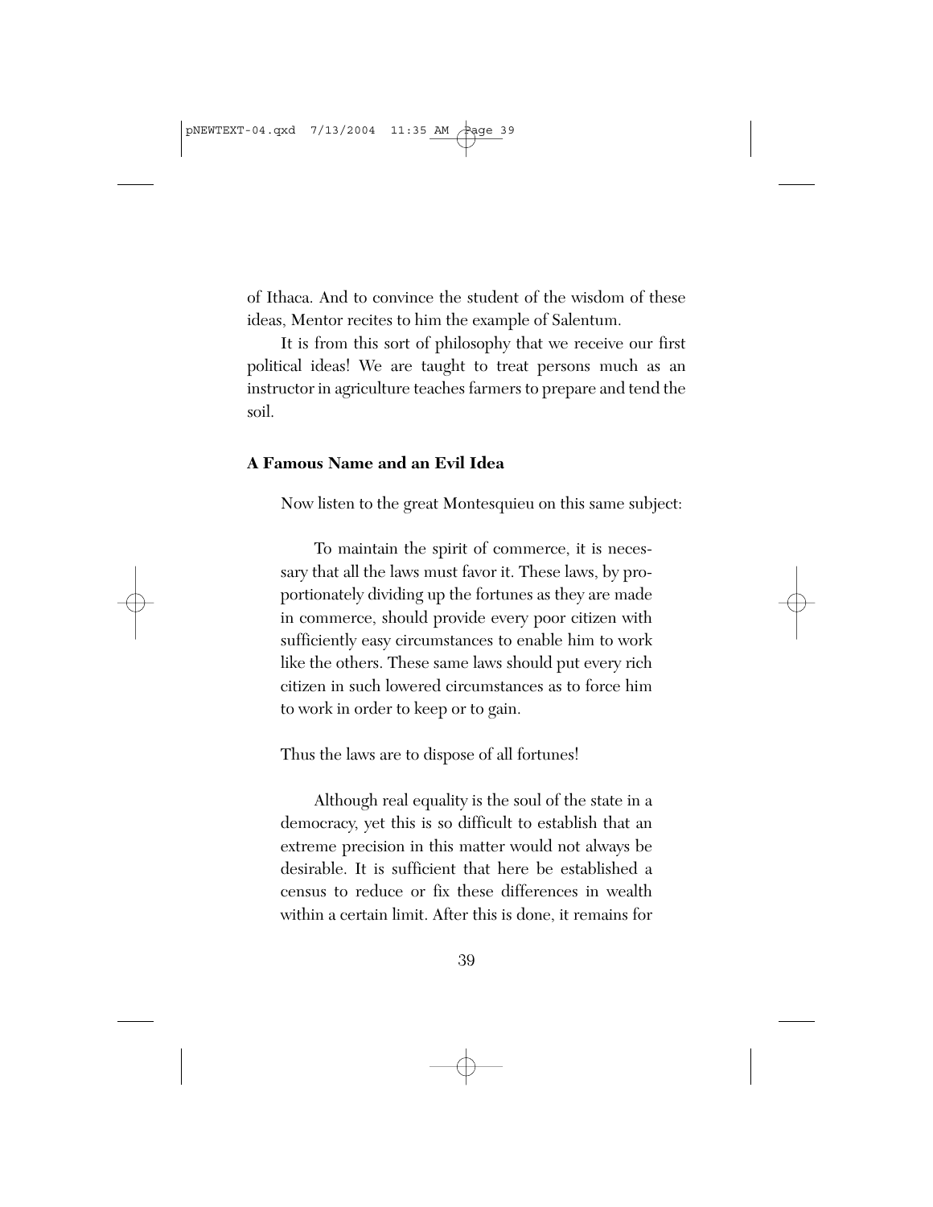of Ithaca. And to convince the student of the wisdom of these ideas, Mentor recites to him the example of Salentum.

It is from this sort of philosophy that we receive our first political ideas! We are taught to treat persons much as an instructor in agriculture teaches farmers to prepare and tend the soil.

### A Famous Name and an Evil Idea

Now listen to the great Montesquieu on this same subject:

> To maintain the spirit of commerce, it is necessary that all the laws must favor it. These laws, by proportionately dividing up the fortunes as they are made in commerce, should provide every poor citizen with sufficiently easy circumstances to enable him to work like the others. These same laws should put every rich citizen in such lowered circumstances as to force him to work in order to keep or to gain.

Thus the laws are to dispose of all fortunes!

> Although real equality is the soul of the state in a democracy, yet this is so difficult to establish that an extreme precision in this matter would not always be desirable. It is sufficient that here be established a census to reduce or fix these differences in wealth within a certain limit. After this is done, it remains for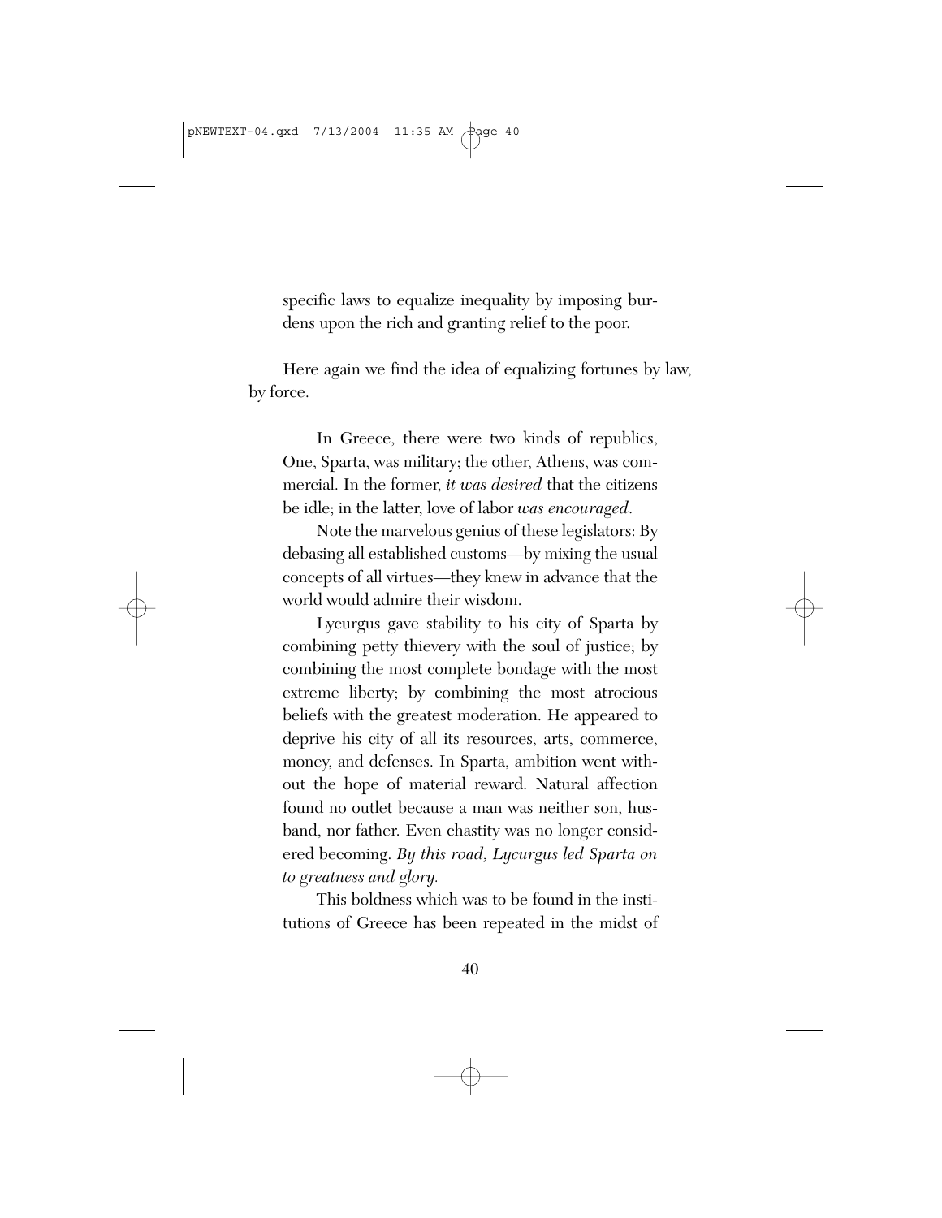> specific laws to equalize inequality by imposing burdens upon the rich and granting relief to the poor.

Here again we find the idea of equalizing fortunes by law, by force.

> In Greece, there were two kinds of republics, One, Sparta, was military; the other, Athens, was commercial. In the former, *it was desired* that the citizens be idle; in the latter, love of labor *was encouraged*.
>
> Note the marvelous genius of these legislators: By debasing all established customs—by mixing the usual concepts of all virtues—they knew in advance that the world would admire their wisdom.
>
> Lycurgus gave stability to his city of Sparta by combining petty thievery with the soul of justice; by combining the most complete bondage with the most extreme liberty; by combining the most atrocious beliefs with the greatest moderation. He appeared to deprive his city of all its resources, arts, commerce, money, and defenses. In Sparta, ambition went without the hope of material reward. Natural affection found no outlet because a man was neither son, husband, nor father. Even chastity was no longer considered becoming. *By this road, Lycurgus led Sparta on to greatness and glory.*
>
> This boldness which was to be found in the institutions of Greece has been repeated in the midst of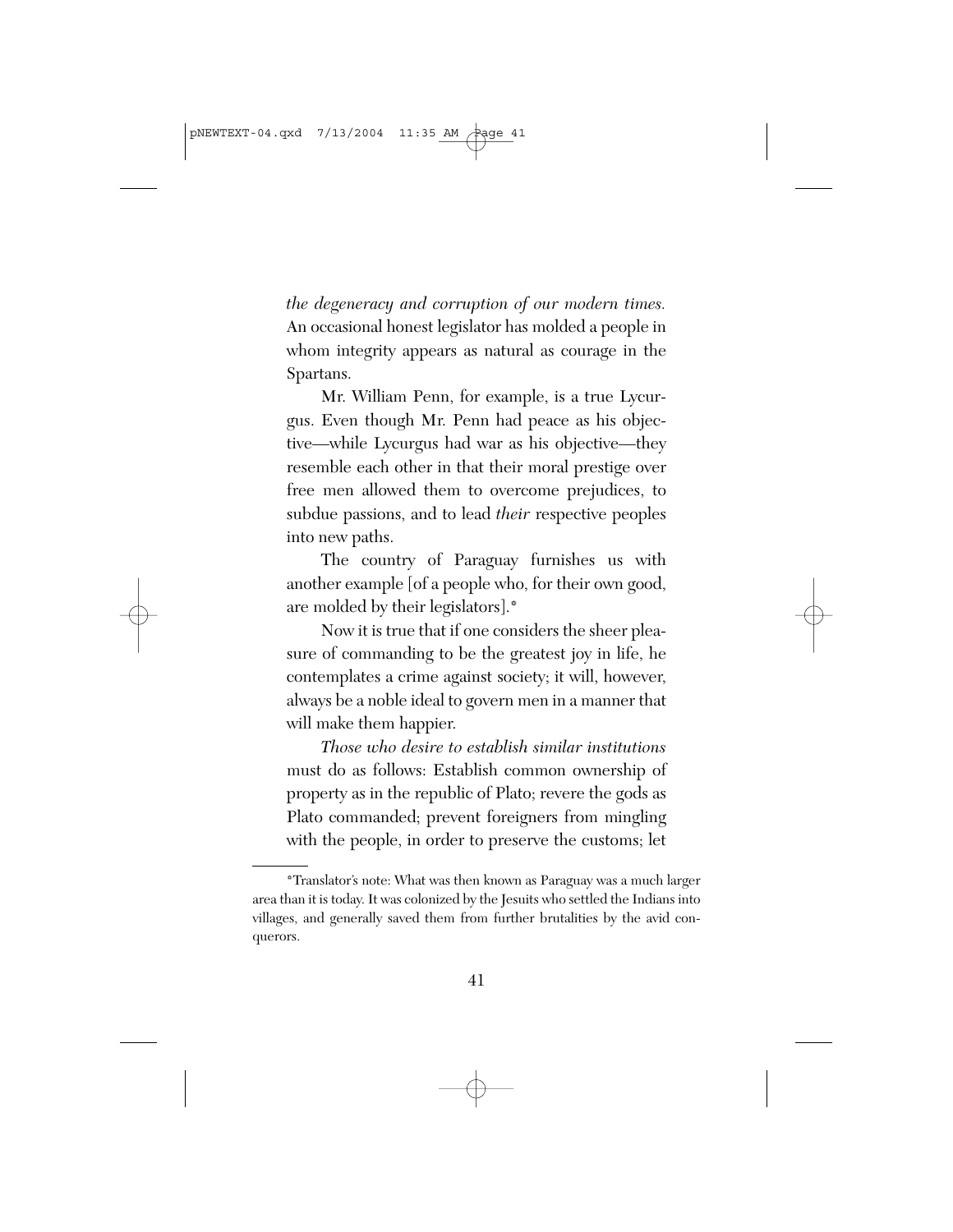*the degeneracy and corruption of our modern times.* An occasional honest legislator has molded a people in whom integrity appears as natural as courage in the Spartans.

Mr. William Penn, for example, is a true Lycurgus. Even though Mr. Penn had peace as his objective—while Lycurgus had war as his objective—they resemble each other in that their moral prestige over free men allowed them to overcome prejudices, to subdue passions, and to lead *their* respective peoples into new paths.

The country of Paraguay furnishes us with another example [of a people who, for their own good, are molded by their legislators].*

Now it is true that if one considers the sheer pleasure of commanding to be the greatest joy in life, he contemplates a crime against society; it will, however, always be a noble ideal to govern men in a manner that will make them happier.

*Those who desire to establish similar institutions* must do as follows: Establish common ownership of property as in the republic of Plato; revere the gods as Plato commanded; prevent foreigners from mingling with the people, in order to preserve the customs; let

---

*Translator's note: What was then known as Paraguay was a much larger area than it is today. It was colonized by the Jesuits who settled the Indians into villages, and generally saved them from further brutalities by the avid conquerors.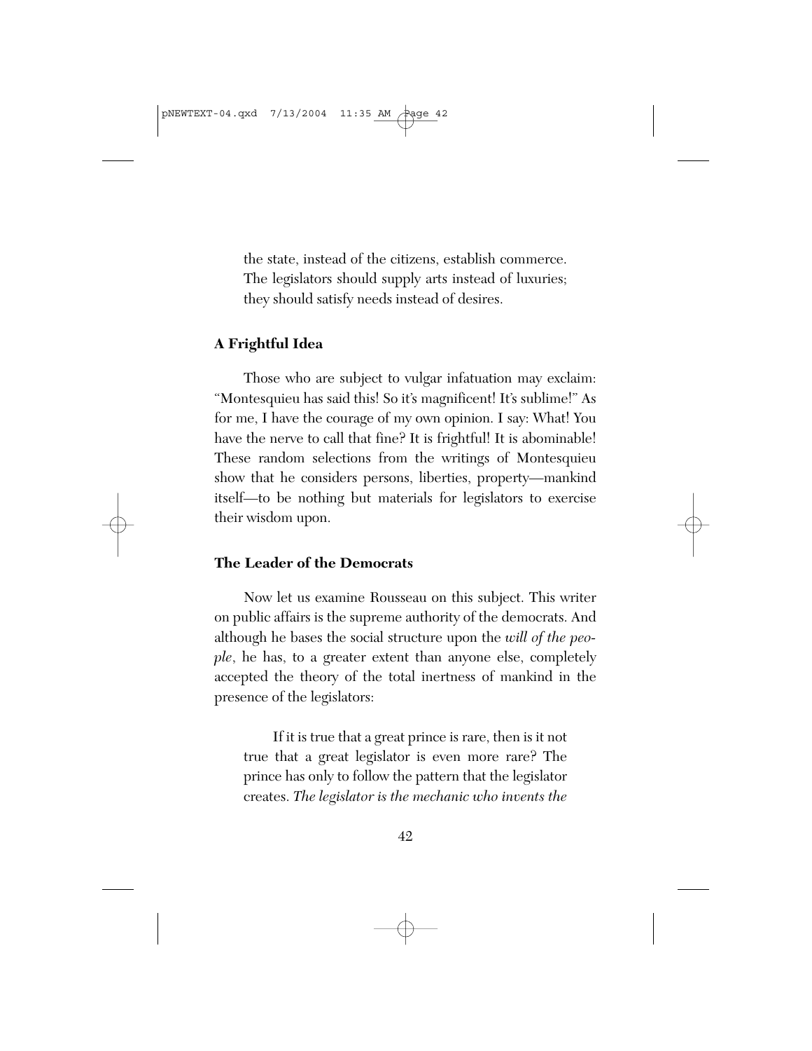the state, instead of the citizens, establish commerce. The legislators should supply arts instead of luxuries; they should satisfy needs instead of desires.

## A Frightful Idea

Those who are subject to vulgar infatuation may exclaim: "Montesquieu has said this! So it's magnificent! It's sublime!" As for me, I have the courage of my own opinion. I say: What! You have the nerve to call that fine? It is frightful! It is abominable! These random selections from the writings of Montesquieu show that he considers persons, liberties, property—mankind itself—to be nothing but materials for legislators to exercise their wisdom upon.

## The Leader of the Democrats

Now let us examine Rousseau on this subject. This writer on public affairs is the supreme authority of the democrats. And although he bases the social structure upon the *will of the people*, he has, to a greater extent than anyone else, completely accepted the theory of the total inertness of mankind in the presence of the legislators:

> If it is true that a great prince is rare, then is it not true that a great legislator is even more rare? The prince has only to follow the pattern that the legislator creates. *The legislator is the mechanic who invents the*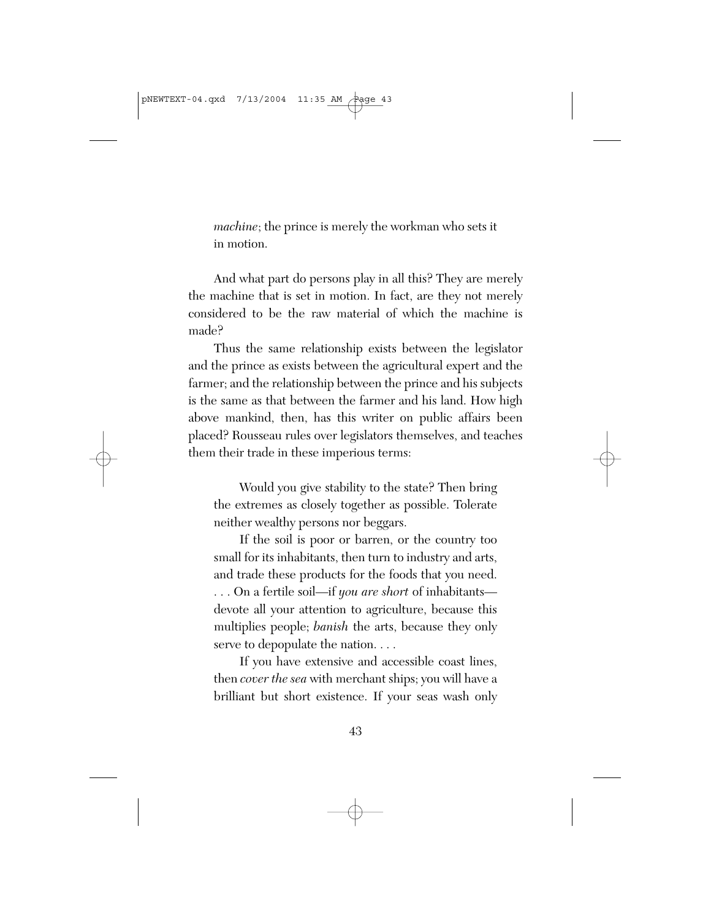> *machine*; the prince is merely the workman who sets it in motion.

And what part do persons play in all this? They are merely the machine that is set in motion. In fact, are they not merely considered to be the raw material of which the machine is made?

Thus the same relationship exists between the legislator and the prince as exists between the agricultural expert and the farmer; and the relationship between the prince and his subjects is the same as that between the farmer and his land. How high above mankind, then, has this writer on public affairs been placed? Rousseau rules over legislators themselves, and teaches them their trade in these imperious terms:

> Would you give stability to the state? Then bring the extremes as closely together as possible. Tolerate neither wealthy persons nor beggars.
>
> If the soil is poor or barren, or the country too small for its inhabitants, then turn to industry and arts, and trade these products for the foods that you need. . . . On a fertile soil—if *you are short* of inhabitants—devote all your attention to agriculture, because this multiplies people; *banish* the arts, because they only serve to depopulate the nation. . . .
>
> If you have extensive and accessible coast lines, then *cover the sea* with merchant ships; you will have a brilliant but short existence. If your seas wash only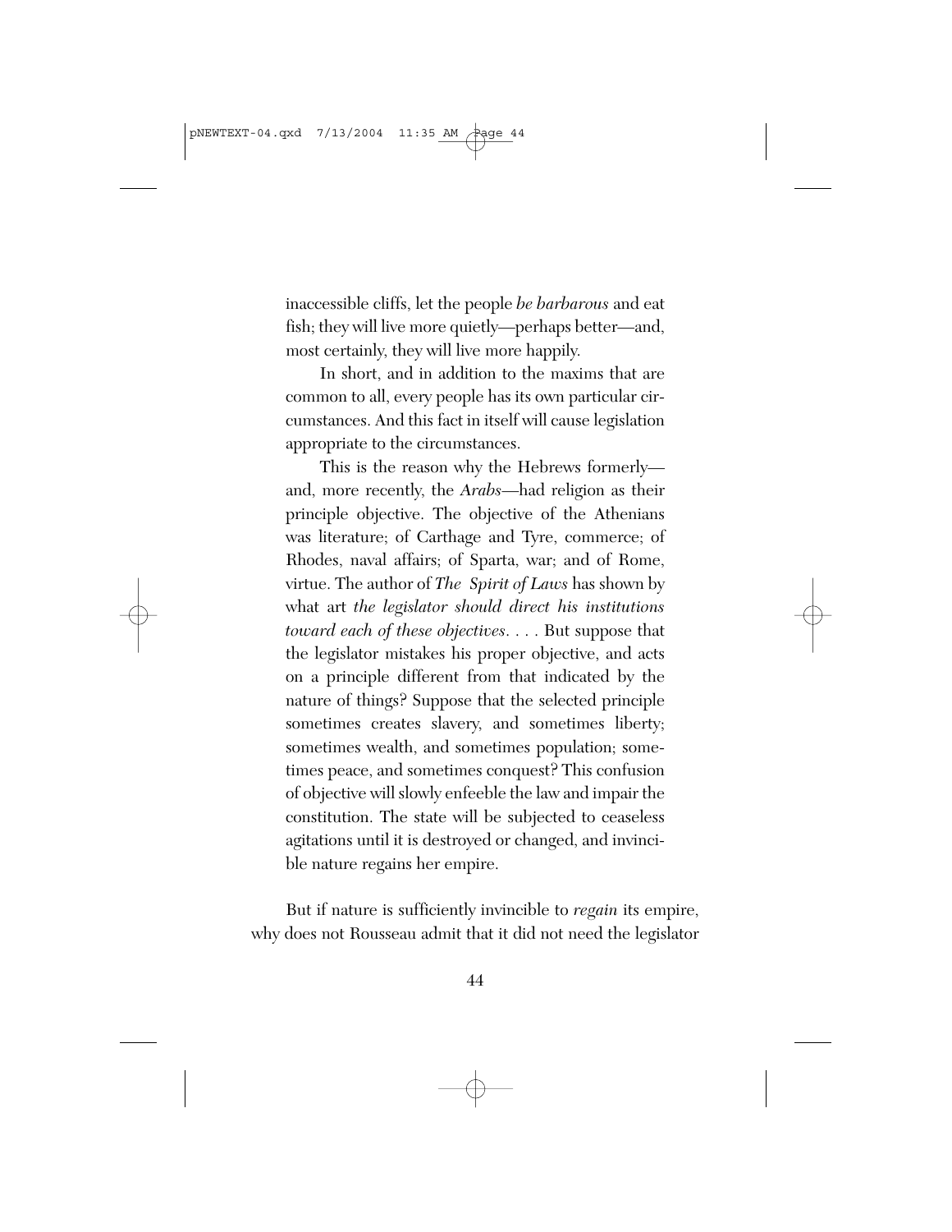> inaccessible cliffs, let the people *be barbarous* and eat fish; they will live more quietly—perhaps better—and, most certainly, they will live more happily.
>
> In short, and in addition to the maxims that are common to all, every people has its own particular circumstances. And this fact in itself will cause legislation appropriate to the circumstances.
>
> This is the reason why the Hebrews formerly—and, more recently, the *Arabs*—had religion as their principle objective. The objective of the Athenians was literature; of Carthage and Tyre, commerce; of Rhodes, naval affairs; of Sparta, war; and of Rome, virtue. The author of *The Spirit of Laws* has shown by what art *the legislator should direct his institutions toward each of these objectives*. . . . But suppose that the legislator mistakes his proper objective, and acts on a principle different from that indicated by the nature of things? Suppose that the selected principle sometimes creates slavery, and sometimes liberty; sometimes wealth, and sometimes population; sometimes peace, and sometimes conquest? This confusion of objective will slowly enfeeble the law and impair the constitution. The state will be subjected to ceaseless agitations until it is destroyed or changed, and invincible nature regains her empire.

But if nature is sufficiently invincible to *regain* its empire, why does not Rousseau admit that it did not need the legislator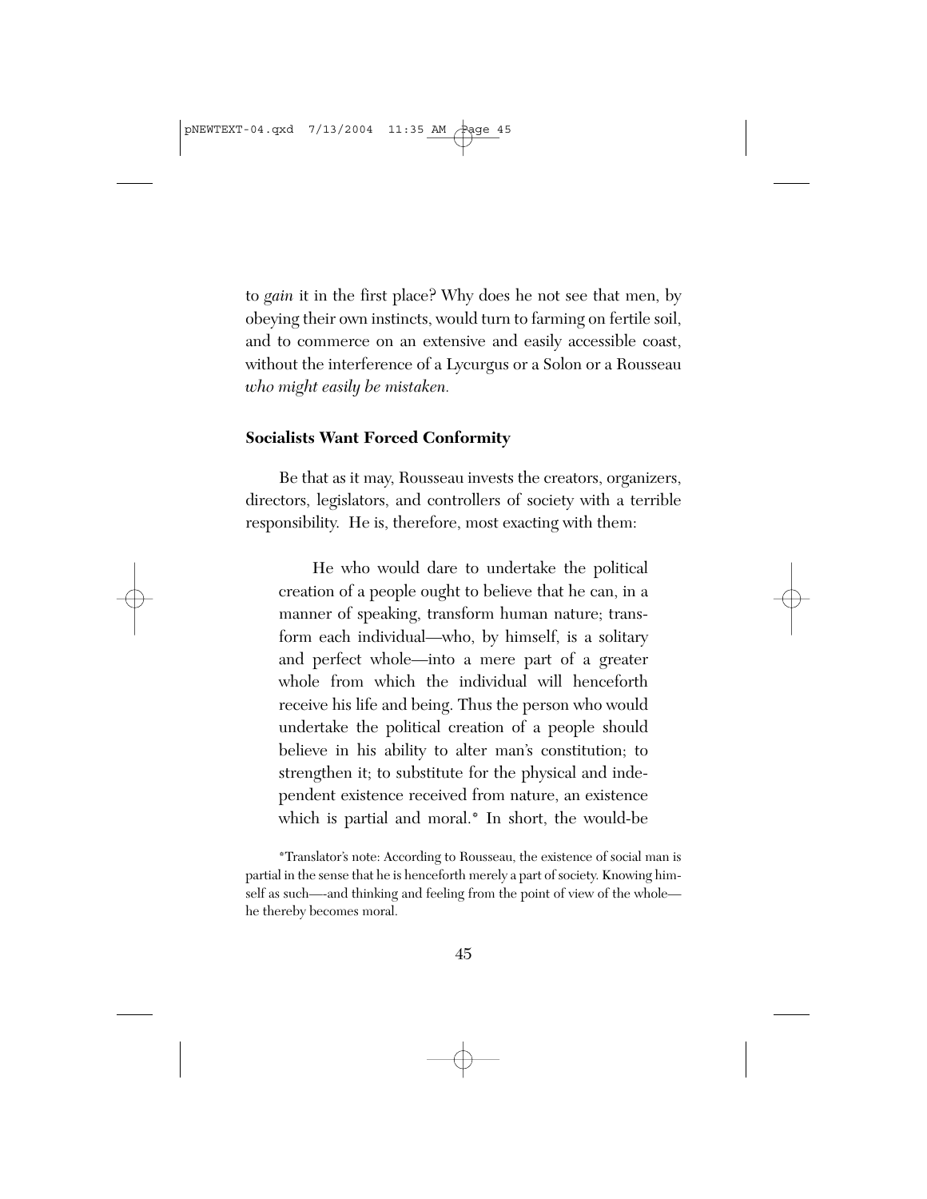to *gain* it in the first place? Why does he not see that men, by obeying their own instincts, would turn to farming on fertile soil, and to commerce on an extensive and easily accessible coast, without the interference of a Lycurgus or a Solon or a Rousseau *who might easily be mistaken.*

### Socialists Want Forced Conformity

Be that as it may, Rousseau invests the creators, organizers, directors, legislators, and controllers of society with a terrible responsibility. He is, therefore, most exacting with them:

> He who would dare to undertake the political creation of a people ought to believe that he can, in a manner of speaking, transform human nature; transform each individual—who, by himself, is a solitary and perfect whole—into a mere part of a greater whole from which the individual will henceforth receive his life and being. Thus the person who would undertake the political creation of a people should believe in his ability to alter man's constitution; to strengthen it; to substitute for the physical and independent existence received from nature, an existence which is partial and moral.* In short, the would-be

*Translator's note: According to Rousseau, the existence of social man is partial in the sense that he is henceforth merely a part of society. Knowing himself as such—-and thinking and feeling from the point of view of the whole—he thereby becomes moral.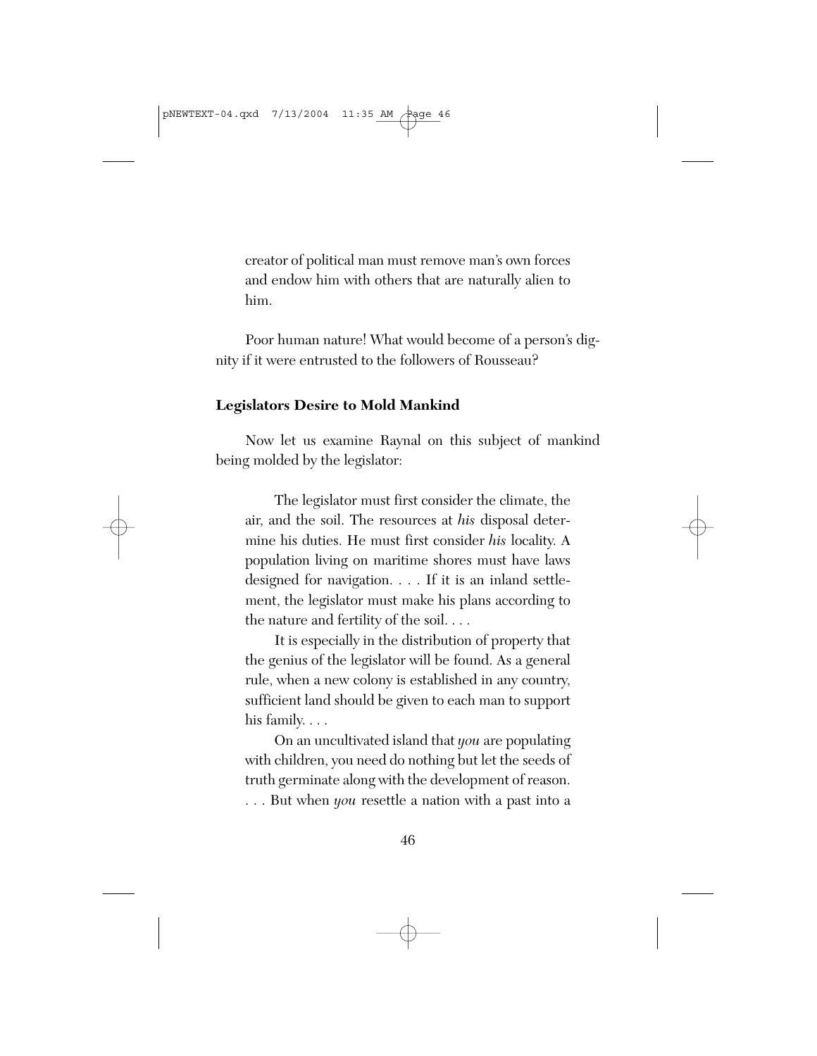creator of political man must remove man's own forces and endow him with others that are naturally alien to him.

Poor human nature! What would become of a person's dignity if it were entrusted to the followers of Rousseau?

**Legislators Desire to Mold Mankind**

Now let us examine Raynal on this subject of mankind being molded by the legislator:

> The legislator must first consider the climate, the air, and the soil. The resources at *his* disposal determine his duties. He must first consider *his* locality. A population living on maritime shores must have laws designed for navigation. . . . If it is an inland settlement, the legislator must make his plans according to the nature and fertility of the soil. . . .
>
> It is especially in the distribution of property that the genius of the legislator will be found. As a general rule, when a new colony is established in any country, sufficient land should be given to each man to support his family. . . .
>
> On an uncultivated island that *you* are populating with children, you need do nothing but let the seeds of truth germinate along with the development of reason. . . . But when *you* resettle a nation with a past into a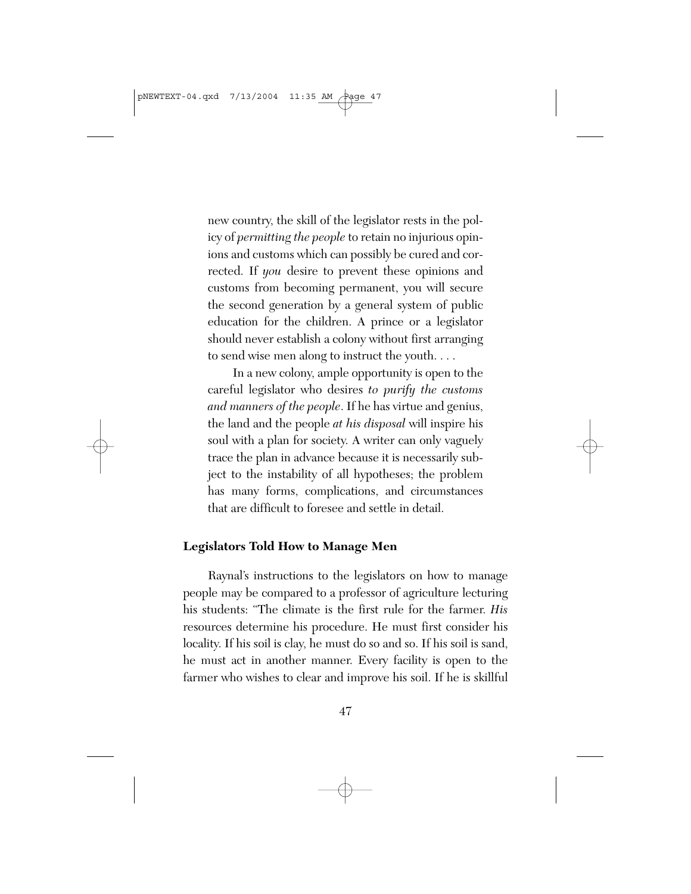new country, the skill of the legislator rests in the policy of *permitting the people* to retain no injurious opinions and customs which can possibly be cured and corrected. If *you* desire to prevent these opinions and customs from becoming permanent, you will secure the second generation by a general system of public education for the children. A prince or a legislator should never establish a colony without first arranging to send wise men along to instruct the youth. . . .

In a new colony, ample opportunity is open to the careful legislator who desires *to purify the customs and manners of the people*. If he has virtue and genius, the land and the people *at his disposal* will inspire his soul with a plan for society. A writer can only vaguely trace the plan in advance because it is necessarily subject to the instability of all hypotheses; the problem has many forms, complications, and circumstances that are difficult to foresee and settle in detail.

### Legislators Told How to Manage Men

Raynal's instructions to the legislators on how to manage people may be compared to a professor of agriculture lecturing his students: "The climate is the first rule for the farmer. *His* resources determine his procedure. He must first consider his locality. If his soil is clay, he must do so and so. If his soil is sand, he must act in another manner. Every facility is open to the farmer who wishes to clear and improve his soil. If he is skillful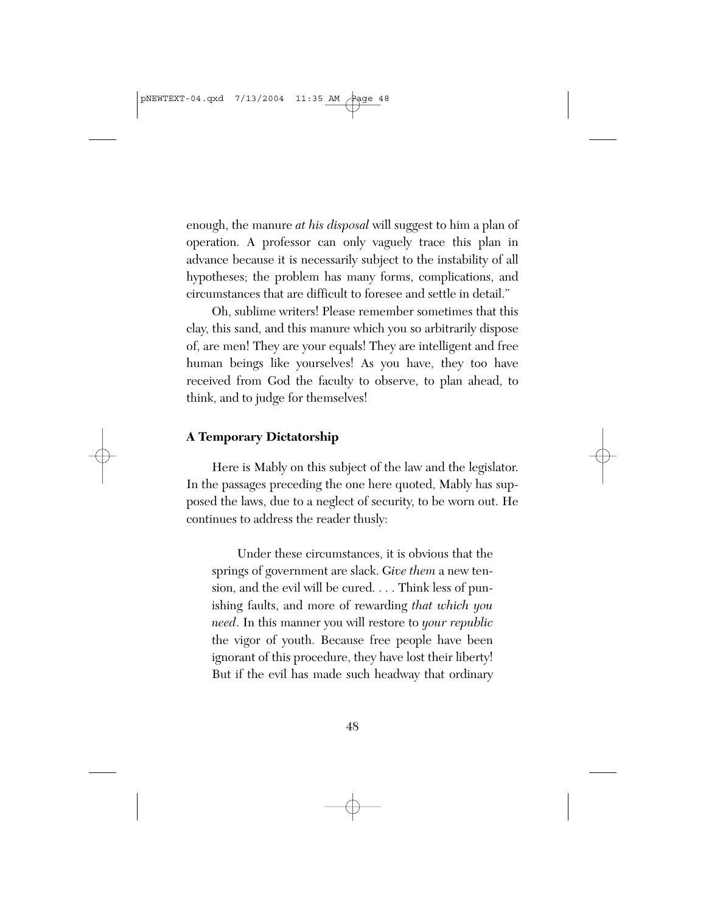enough, the manure *at his disposal* will suggest to him a plan of operation. A professor can only vaguely trace this plan in advance because it is necessarily subject to the instability of all hypotheses; the problem has many forms, complications, and circumstances that are difficult to foresee and settle in detail."

Oh, sublime writers! Please remember sometimes that this clay, this sand, and this manure which you so arbitrarily dispose of, are men! They are your equals! They are intelligent and free human beings like yourselves! As you have, they too have received from God the faculty to observe, to plan ahead, to think, and to judge for themselves!

### A Temporary Dictatorship

Here is Mably on this subject of the law and the legislator. In the passages preceding the one here quoted, Mably has supposed the laws, due to a neglect of security, to be worn out. He continues to address the reader thusly:

> Under these circumstances, it is obvious that the springs of government are slack. G*ive them* a new tension, and the evil will be cured. . . . Think less of punishing faults, and more of rewarding *that which you need*. In this manner you will restore to *your republic* the vigor of youth. Because free people have been ignorant of this procedure, they have lost their liberty! But if the evil has made such headway that ordinary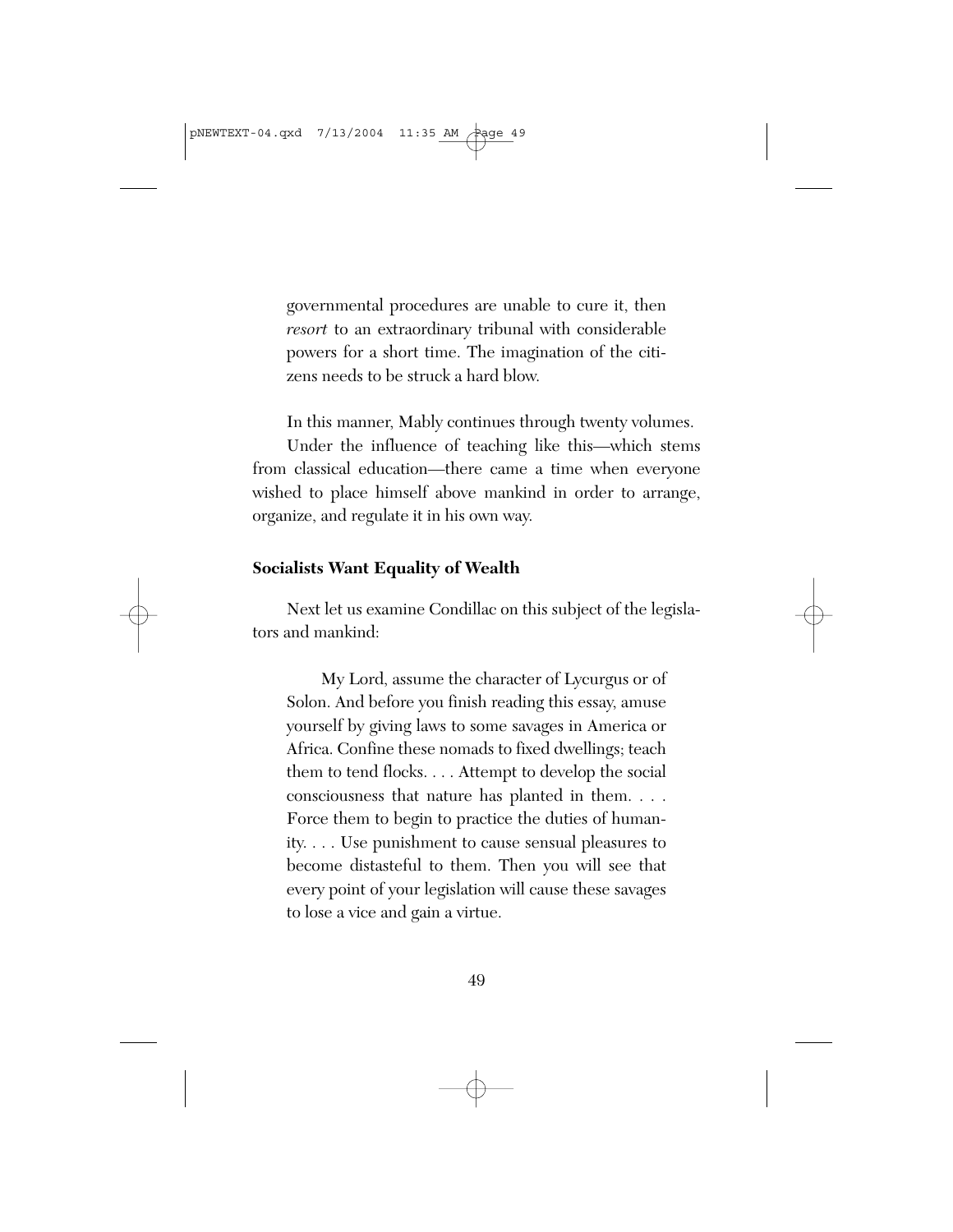> governmental procedures are unable to cure it, then *resort* to an extraordinary tribunal with considerable powers for a short time. The imagination of the citizens needs to be struck a hard blow.

In this manner, Mably continues through twenty volumes.

Under the influence of teaching like this—which stems from classical education—there came a time when everyone wished to place himself above mankind in order to arrange, organize, and regulate it in his own way.

**Socialists Want Equality of Wealth**

Next let us examine Condillac on this subject of the legislators and mankind:

> My Lord, assume the character of Lycurgus or of Solon. And before you finish reading this essay, amuse yourself by giving laws to some savages in America or Africa. Confine these nomads to fixed dwellings; teach them to tend flocks. . . . Attempt to develop the social consciousness that nature has planted in them. . . . Force them to begin to practice the duties of humanity. . . . Use punishment to cause sensual pleasures to become distasteful to them. Then you will see that every point of your legislation will cause these savages to lose a vice and gain a virtue.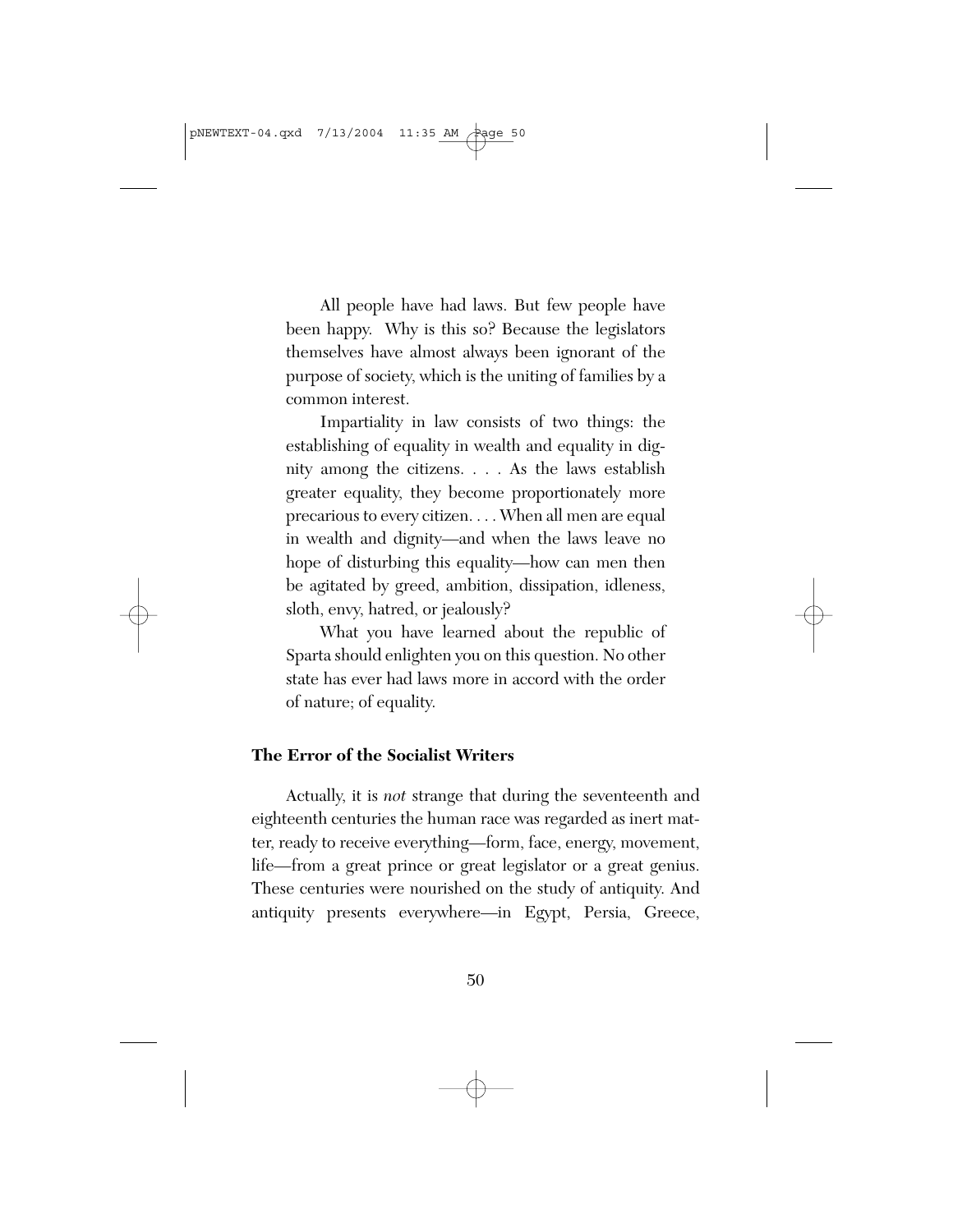All people have had laws. But few people have been happy. Why is this so? Because the legislators themselves have almost always been ignorant of the purpose of society, which is the uniting of families by a common interest.

Impartiality in law consists of two things: the establishing of equality in wealth and equality in dignity among the citizens. . . . As the laws establish greater equality, they become proportionately more precarious to every citizen. . . . When all men are equal in wealth and dignity—and when the laws leave no hope of disturbing this equality—how can men then be agitated by greed, ambition, dissipation, idleness, sloth, envy, hatred, or jealously?

What you have learned about the republic of Sparta should enlighten you on this question. No other state has ever had laws more in accord with the order of nature; of equality.

**The Error of the Socialist Writers**

Actually, it is *not* strange that during the seventeenth and eighteenth centuries the human race was regarded as inert matter, ready to receive everything—form, face, energy, movement, life—from a great prince or great legislator or a great genius. These centuries were nourished on the study of antiquity. And antiquity presents everywhere—in Egypt, Persia, Greece,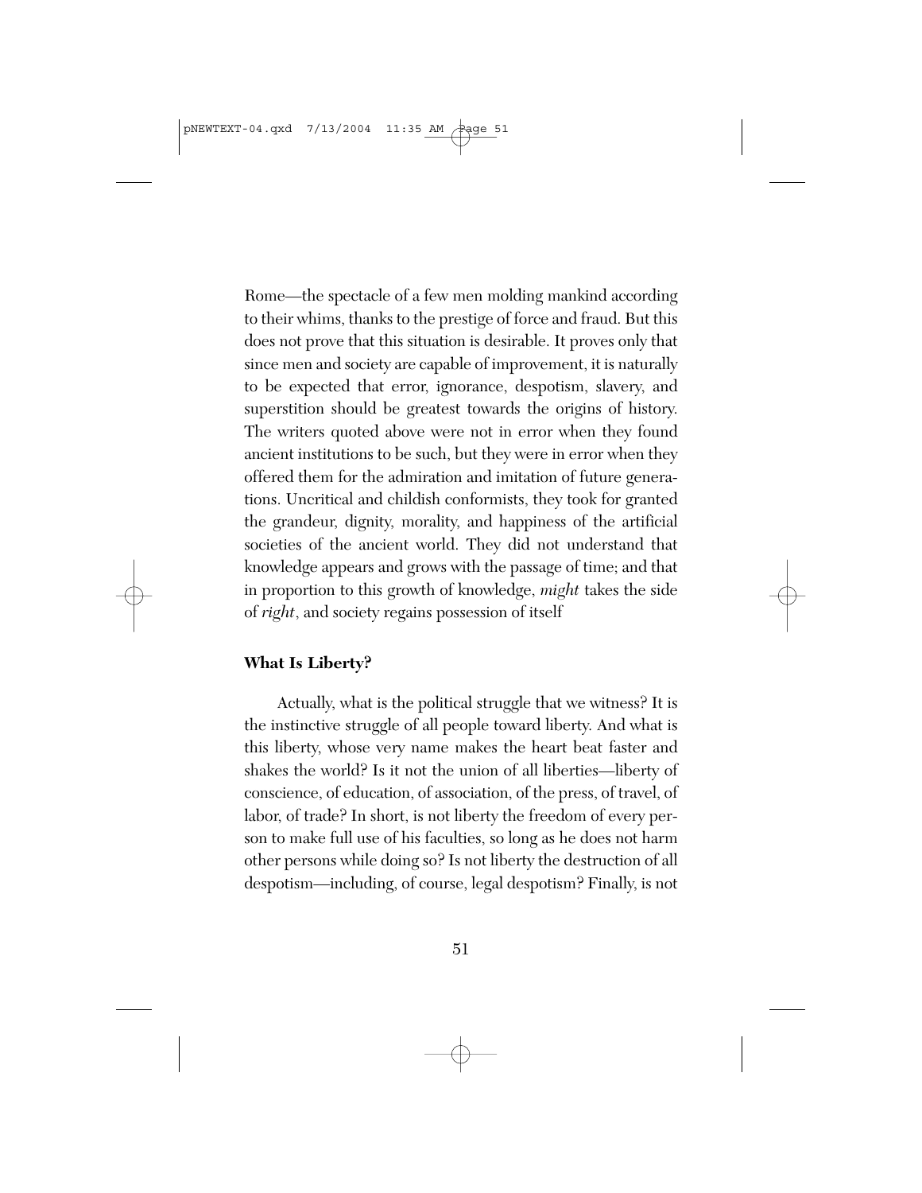Rome—the spectacle of a few men molding mankind according to their whims, thanks to the prestige of force and fraud. But this does not prove that this situation is desirable. It proves only that since men and society are capable of improvement, it is naturally to be expected that error, ignorance, despotism, slavery, and superstition should be greatest towards the origins of history. The writers quoted above were not in error when they found ancient institutions to be such, but they were in error when they offered them for the admiration and imitation of future generations. Uncritical and childish conformists, they took for granted the grandeur, dignity, morality, and happiness of the artificial societies of the ancient world. They did not understand that knowledge appears and grows with the passage of time; and that in proportion to this growth of knowledge, *might* takes the side of *right*, and society regains possession of itself

**What Is Liberty?**

Actually, what is the political struggle that we witness? It is the instinctive struggle of all people toward liberty. And what is this liberty, whose very name makes the heart beat faster and shakes the world? Is it not the union of all liberties—liberty of conscience, of education, of association, of the press, of travel, of labor, of trade? In short, is not liberty the freedom of every person to make full use of his faculties, so long as he does not harm other persons while doing so? Is not liberty the destruction of all despotism—including, of course, legal despotism? Finally, is not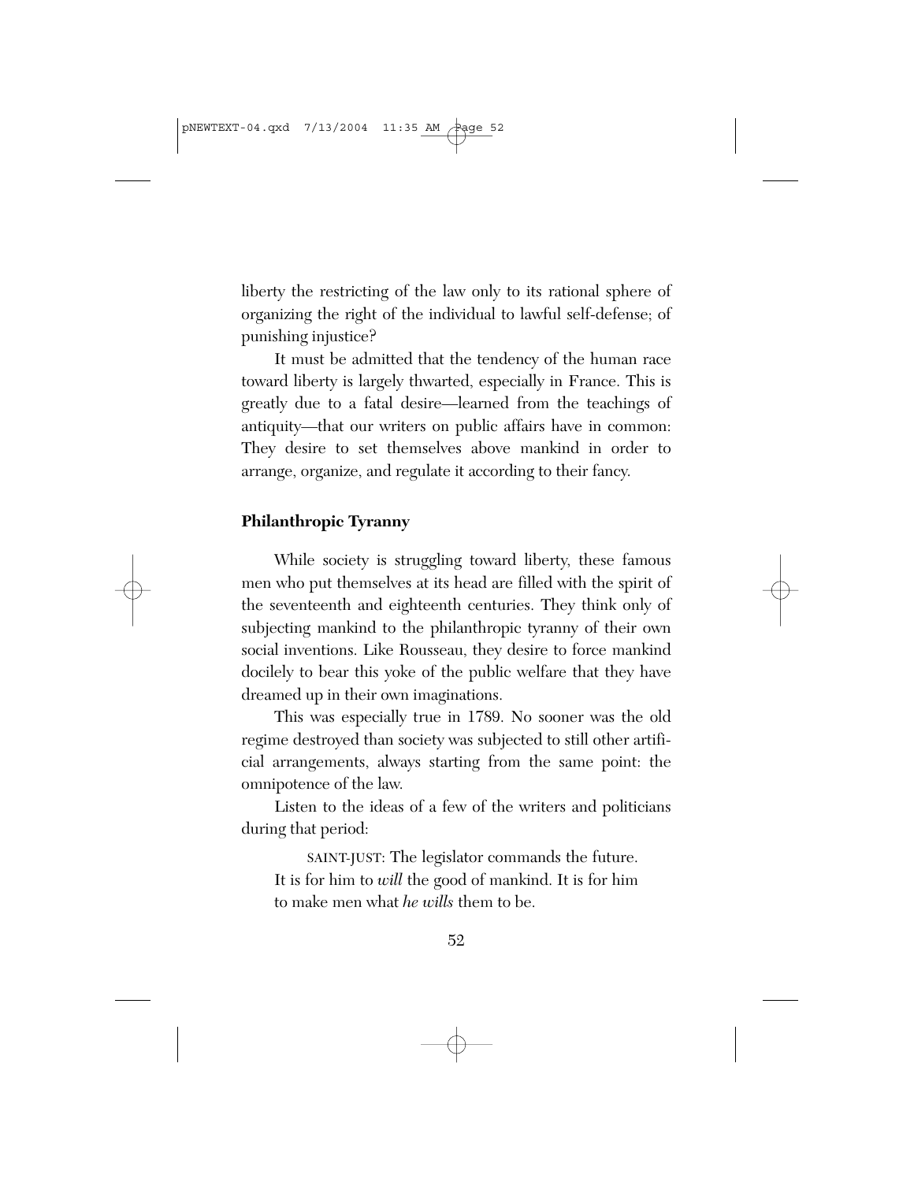liberty the restricting of the law only to its rational sphere of organizing the right of the individual to lawful self-defense; of punishing injustice?

It must be admitted that the tendency of the human race toward liberty is largely thwarted, especially in France. This is greatly due to a fatal desire—learned from the teachings of antiquity—that our writers on public affairs have in common: They desire to set themselves above mankind in order to arrange, organize, and regulate it according to their fancy.

### Philanthropic Tyranny

While society is struggling toward liberty, these famous men who put themselves at its head are filled with the spirit of the seventeenth and eighteenth centuries. They think only of subjecting mankind to the philanthropic tyranny of their own social inventions. Like Rousseau, they desire to force mankind docilely to bear this yoke of the public welfare that they have dreamed up in their own imaginations.

This was especially true in 1789. No sooner was the old regime destroyed than society was subjected to still other artificial arrangements, always starting from the same point: the omnipotence of the law.

Listen to the ideas of a few of the writers and politicians during that period:

> SAINT-JUST: The legislator commands the future. It is for him to *will* the good of mankind. It is for him to make men what *he wills* them to be.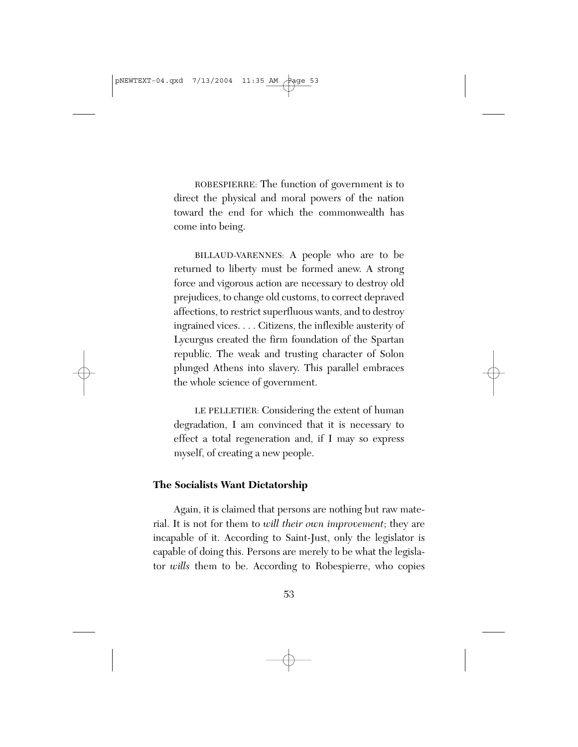ROBESPIERRE: The function of government is to direct the physical and moral powers of the nation toward the end for which the commonwealth has come into being.

BILLAUD-VARENNES: A people who are to be returned to liberty must be formed anew. A strong force and vigorous action are necessary to destroy old prejudices, to change old customs, to correct depraved affections, to restrict superfluous wants, and to destroy ingrained vices. . . . Citizens, the inflexible austerity of Lycurgus created the firm foundation of the Spartan republic. The weak and trusting character of Solon plunged Athens into slavery. This parallel embraces the whole science of government.

LE PELLETIER: Considering the extent of human degradation, I am convinced that it is necessary to effect a total regeneration and, if I may so express myself, of creating a new people.

**The Socialists Want Dictatorship**

Again, it is claimed that persons are nothing but raw material. It is not for them to *will their own improvement*; they are incapable of it. According to Saint-Just, only the legislator is capable of doing this. Persons are merely to be what the legislator *wills* them to be. According to Robespierre, who copies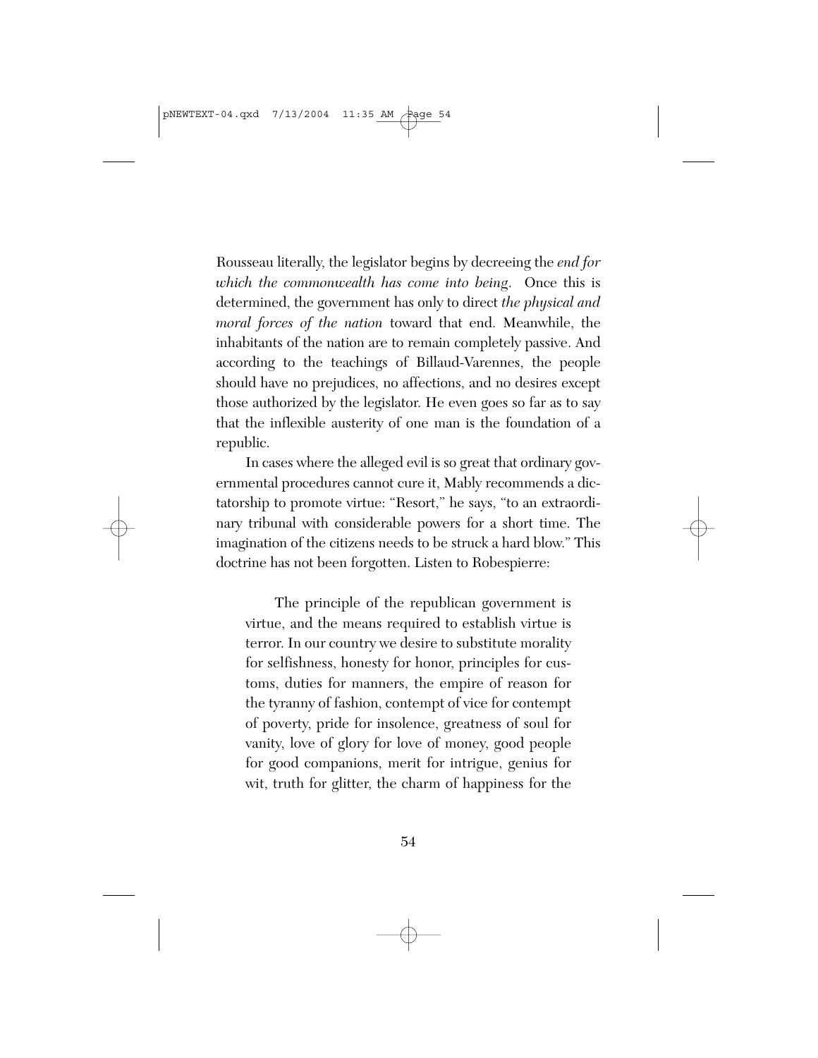Rousseau literally, the legislator begins by decreeing the *end for which the commonwealth has come into being*. Once this is determined, the government has only to direct *the physical and moral forces of the nation* toward that end. Meanwhile, the inhabitants of the nation are to remain completely passive. And according to the teachings of Billaud-Varennes, the people should have no prejudices, no affections, and no desires except those authorized by the legislator. He even goes so far as to say that the inflexible austerity of one man is the foundation of a republic.

In cases where the alleged evil is so great that ordinary governmental procedures cannot cure it, Mably recommends a dictatorship to promote virtue: "Resort," he says, "to an extraordinary tribunal with considerable powers for a short time. The imagination of the citizens needs to be struck a hard blow." This doctrine has not been forgotten. Listen to Robespierre:

> The principle of the republican government is virtue, and the means required to establish virtue is terror. In our country we desire to substitute morality for selfishness, honesty for honor, principles for customs, duties for manners, the empire of reason for the tyranny of fashion, contempt of vice for contempt of poverty, pride for insolence, greatness of soul for vanity, love of glory for love of money, good people for good companions, merit for intrigue, genius for wit, truth for glitter, the charm of happiness for the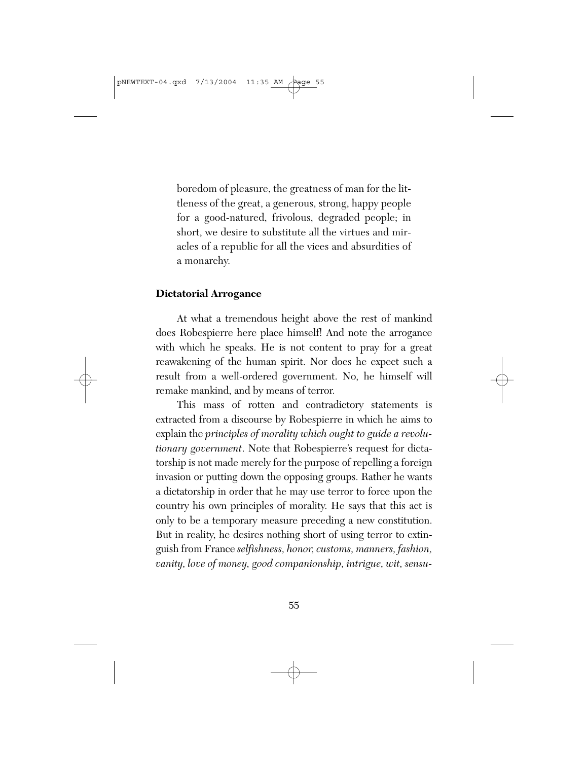boredom of pleasure, the greatness of man for the littleness of the great, a generous, strong, happy people for a good-natured, frivolous, degraded people; in short, we desire to substitute all the virtues and miracles of a republic for all the vices and absurdities of a monarchy.

**Dictatorial Arrogance**

At what a tremendous height above the rest of mankind does Robespierre here place himself! And note the arrogance with which he speaks. He is not content to pray for a great reawakening of the human spirit. Nor does he expect such a result from a well-ordered government. No, he himself will remake mankind, and by means of terror.

This mass of rotten and contradictory statements is extracted from a discourse by Robespierre in which he aims to explain the *principles of morality which ought to guide a revolutionary government*. Note that Robespierre's request for dictatorship is not made merely for the purpose of repelling a foreign invasion or putting down the opposing groups. Rather he wants a dictatorship in order that he may use terror to force upon the country his own principles of morality. He says that this act is only to be a temporary measure preceding a new constitution. But in reality, he desires nothing short of using terror to extinguish from France *selfishness, honor, customs, manners, fashion, vanity, love of money, good companionship, intrigue, wit, sensu-*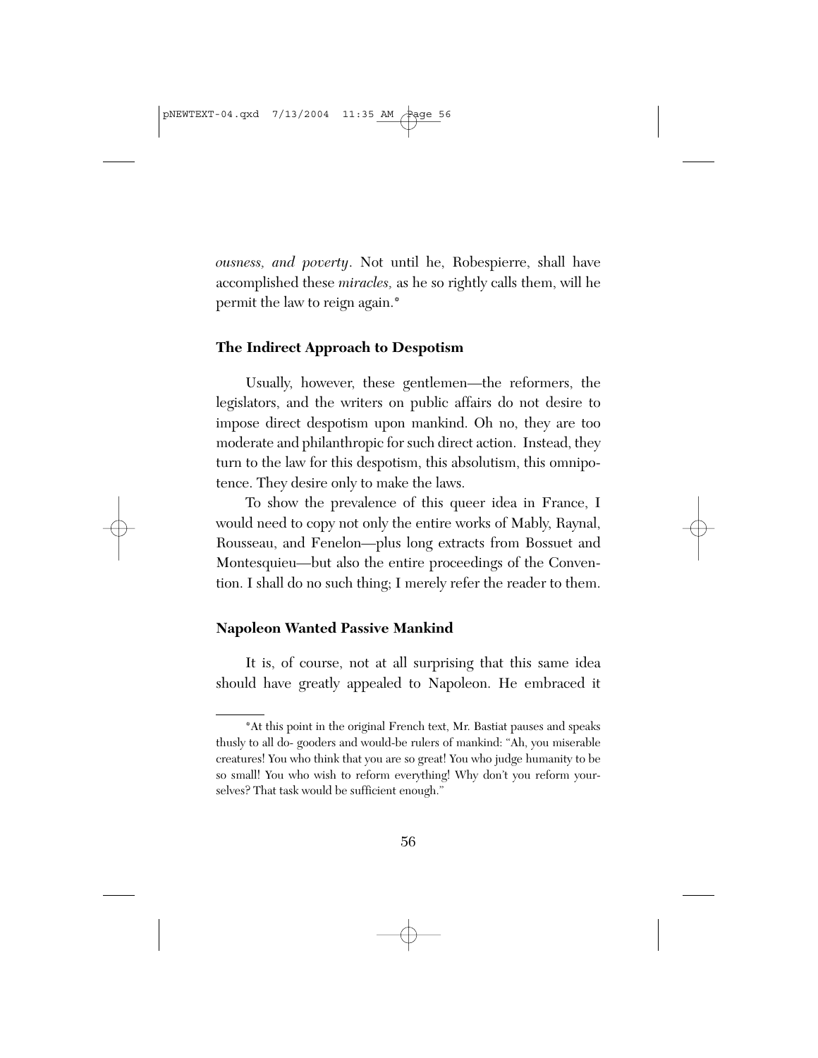*ousness, and poverty*. Not until he, Robespierre, shall have accomplished these *miracles,* as he so rightly calls them, will he permit the law to reign again.*

### The Indirect Approach to Despotism

Usually, however, these gentlemen—the reformers, the legislators, and the writers on public affairs do not desire to impose direct despotism upon mankind. Oh no, they are too moderate and philanthropic for such direct action. Instead, they turn to the law for this despotism, this absolutism, this omnipotence. They desire only to make the laws.

To show the prevalence of this queer idea in France, I would need to copy not only the entire works of Mably, Raynal, Rousseau, and Fenelon—plus long extracts from Bossuet and Montesquieu—but also the entire proceedings of the Convention. I shall do no such thing; I merely refer the reader to them.

### Napoleon Wanted Passive Mankind

It is, of course, not at all surprising that this same idea should have greatly appealed to Napoleon. He embraced it

---

*At this point in the original French text, Mr. Bastiat pauses and speaks thusly to all do- gooders and would-be rulers of mankind: "Ah, you miserable creatures! You who think that you are so great! You who judge humanity to be so small! You who wish to reform everything! Why don't you reform yourselves? That task would be sufficient enough."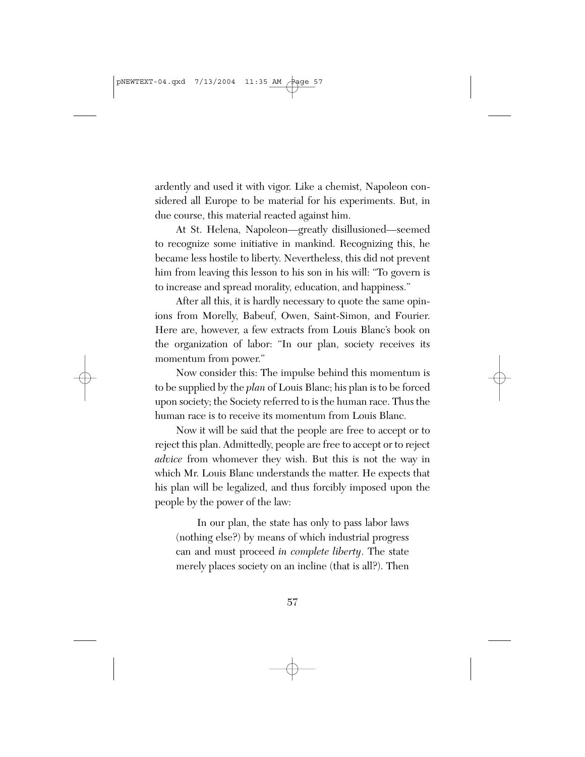ardently and used it with vigor. Like a chemist, Napoleon considered all Europe to be material for his experiments. But, in due course, this material reacted against him.

At St. Helena, Napoleon—greatly disillusioned—seemed to recognize some initiative in mankind. Recognizing this, he became less hostile to liberty. Nevertheless, this did not prevent him from leaving this lesson to his son in his will: "To govern is to increase and spread morality, education, and happiness."

After all this, it is hardly necessary to quote the same opinions from Morelly, Babeuf, Owen, Saint-Simon, and Fourier. Here are, however, a few extracts from Louis Blanc's book on the organization of labor: "In our plan, society receives its momentum from power."

Now consider this: The impulse behind this momentum is to be supplied by the *plan* of Louis Blanc; his plan is to be forced upon society; the Society referred to is the human race. Thus the human race is to receive its momentum from Louis Blanc.

Now it will be said that the people are free to accept or to reject this plan. Admittedly, people are free to accept or to reject *advice* from whomever they wish. But this is not the way in which Mr. Louis Blanc understands the matter. He expects that his plan will be legalized, and thus forcibly imposed upon the people by the power of the law:

> In our plan, the state has only to pass labor laws (nothing else?) by means of which industrial progress can and must proceed *in complete liberty*. The state merely places society on an incline (that is all?). Then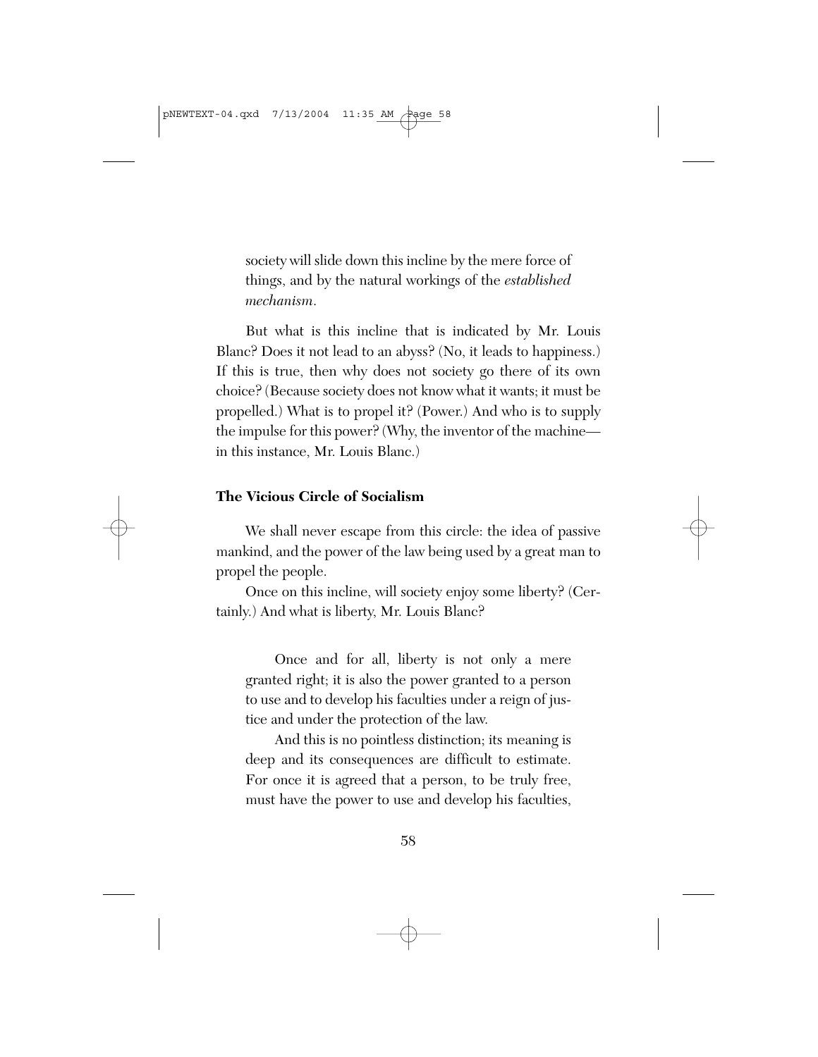> society will slide down this incline by the mere force of things, and by the natural workings of the *established mechanism*.

But what is this incline that is indicated by Mr. Louis Blanc? Does it not lead to an abyss? (No, it leads to happiness.) If this is true, then why does not society go there of its own choice? (Because society does not know what it wants; it must be propelled.) What is to propel it? (Power.) And who is to supply the impulse for this power? (Why, the inventor of the machine—in this instance, Mr. Louis Blanc.)

### The Vicious Circle of Socialism

We shall never escape from this circle: the idea of passive mankind, and the power of the law being used by a great man to propel the people.

Once on this incline, will society enjoy some liberty? (Certainly.) And what is liberty, Mr. Louis Blanc?

> Once and for all, liberty is not only a mere granted right; it is also the power granted to a person to use and to develop his faculties under a reign of justice and under the protection of the law.
>
> And this is no pointless distinction; its meaning is deep and its consequences are difficult to estimate. For once it is agreed that a person, to be truly free, must have the power to use and develop his faculties,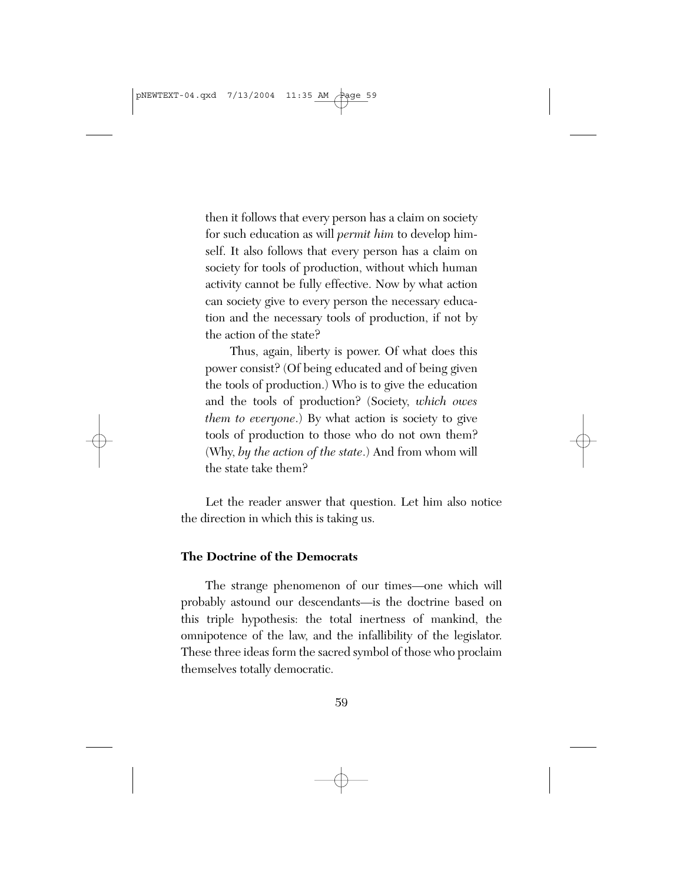then it follows that every person has a claim on society for such education as will *permit him* to develop himself. It also follows that every person has a claim on society for tools of production, without which human activity cannot be fully effective. Now by what action can society give to every person the necessary education and the necessary tools of production, if not by the action of the state?

> Thus, again, liberty is power. Of what does this power consist? (Of being educated and of being given the tools of production.) Who is to give the education and the tools of production? (Society, *which owes them to everyone*.) By what action is society to give tools of production to those who do not own them? (Why, *by the action of the state*.) And from whom will the state take them?

Let the reader answer that question. Let him also notice the direction in which this is taking us.

### The Doctrine of the Democrats

The strange phenomenon of our times—one which will probably astound our descendants—is the doctrine based on this triple hypothesis: the total inertness of mankind, the omnipotence of the law, and the infallibility of the legislator. These three ideas form the sacred symbol of those who proclaim themselves totally democratic.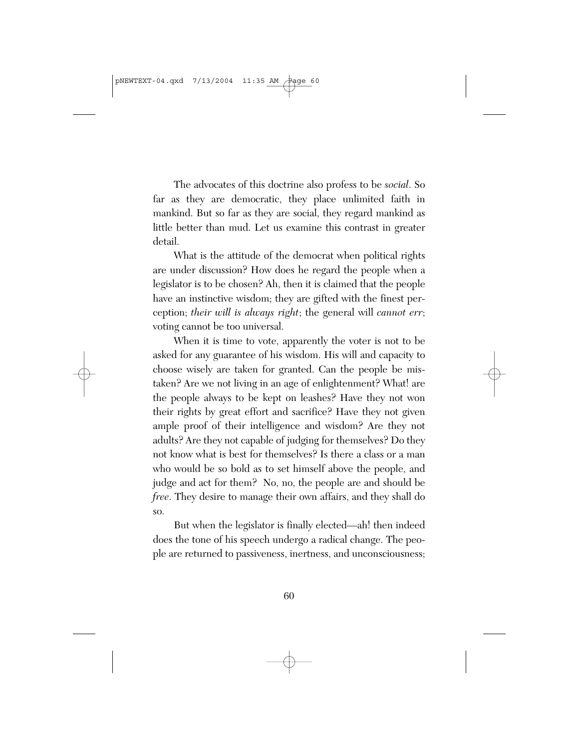The advocates of this doctrine also profess to be *social*. So far as they are democratic, they place unlimited faith in mankind. But so far as they are social, they regard mankind as little better than mud. Let us examine this contrast in greater detail.

What is the attitude of the democrat when political rights are under discussion? How does he regard the people when a legislator is to be chosen? Ah, then it is claimed that the people have an instinctive wisdom; they are gifted with the finest perception; *their will is always right*; the general will *cannot err*; voting cannot be too universal.

When it is time to vote, apparently the voter is not to be asked for any guarantee of his wisdom. His will and capacity to choose wisely are taken for granted. Can the people be mistaken? Are we not living in an age of enlightenment? What! are the people always to be kept on leashes? Have they not won their rights by great effort and sacrifice? Have they not given ample proof of their intelligence and wisdom? Are they not adults? Are they not capable of judging for themselves? Do they not know what is best for themselves? Is there a class or a man who would be so bold as to set himself above the people, and judge and act for them? No, no, the people are and should be *free*. They desire to manage their own affairs, and they shall do so.

But when the legislator is finally elected—ah! then indeed does the tone of his speech undergo a radical change. The people are returned to passiveness, inertness, and unconsciousness;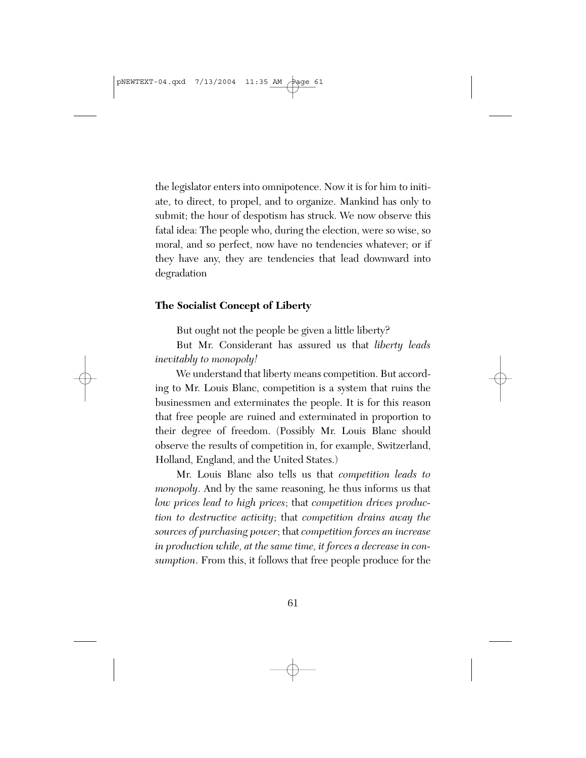the legislator enters into omnipotence. Now it is for him to initiate, to direct, to propel, and to organize. Mankind has only to submit; the hour of despotism has struck. We now observe this fatal idea: The people who, during the election, were so wise, so moral, and so perfect, now have no tendencies whatever; or if they have any, they are tendencies that lead downward into degradation

### The Socialist Concept of Liberty

But ought not the people be given a little liberty?

But Mr. Considerant has assured us that *liberty leads inevitably to monopoly!*

We understand that liberty means competition. But according to Mr. Louis Blanc, competition is a system that ruins the businessmen and exterminates the people. It is for this reason that free people are ruined and exterminated in proportion to their degree of freedom. (Possibly Mr. Louis Blanc should observe the results of competition in, for example, Switzerland, Holland, England, and the United States.)

Mr. Louis Blanc also tells us that *competition leads to monopoly*. And by the same reasoning, he thus informs us that *low prices lead to high prices*; that *competition drives production to destructive activity*; that *competition drains away the sources of purchasing power*; that *competition forces an increase in production while, at the same time, it forces a decrease in consumption*. From this, it follows that free people produce for the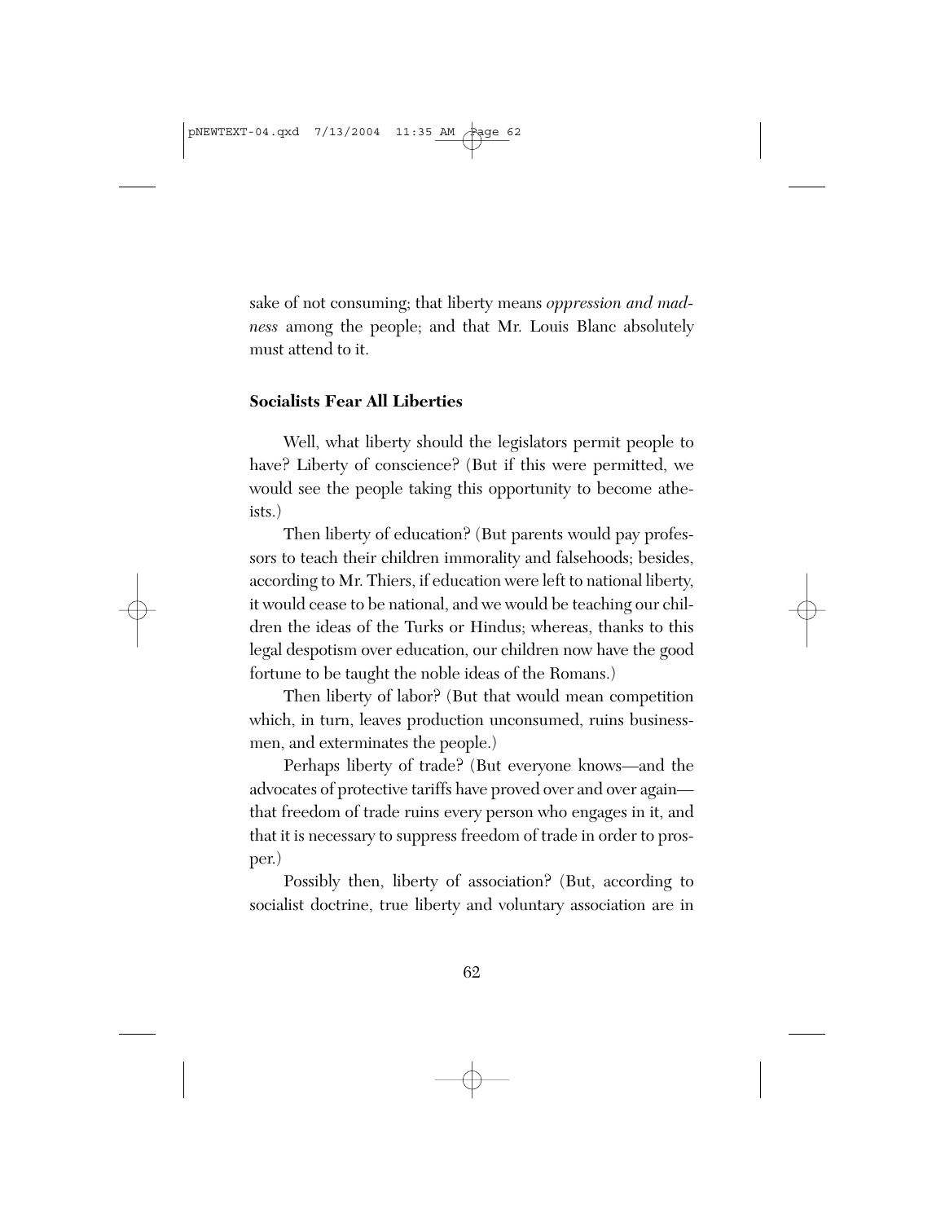sake of not consuming; that liberty means *oppression and madness* among the people; and that Mr. Louis Blanc absolutely must attend to it.

## Socialists Fear All Liberties

Well, what liberty should the legislators permit people to have? Liberty of conscience? (But if this were permitted, we would see the people taking this opportunity to become atheists.)

Then liberty of education? (But parents would pay professors to teach their children immorality and falsehoods; besides, according to Mr. Thiers, if education were left to national liberty, it would cease to be national, and we would be teaching our children the ideas of the Turks or Hindus; whereas, thanks to this legal despotism over education, our children now have the good fortune to be taught the noble ideas of the Romans.)

Then liberty of labor? (But that would mean competition which, in turn, leaves production unconsumed, ruins businessmen, and exterminates the people.)

Perhaps liberty of trade? (But everyone knows—and the advocates of protective tariffs have proved over and over again—that freedom of trade ruins every person who engages in it, and that it is necessary to suppress freedom of trade in order to prosper.)

Possibly then, liberty of association? (But, according to socialist doctrine, true liberty and voluntary association are in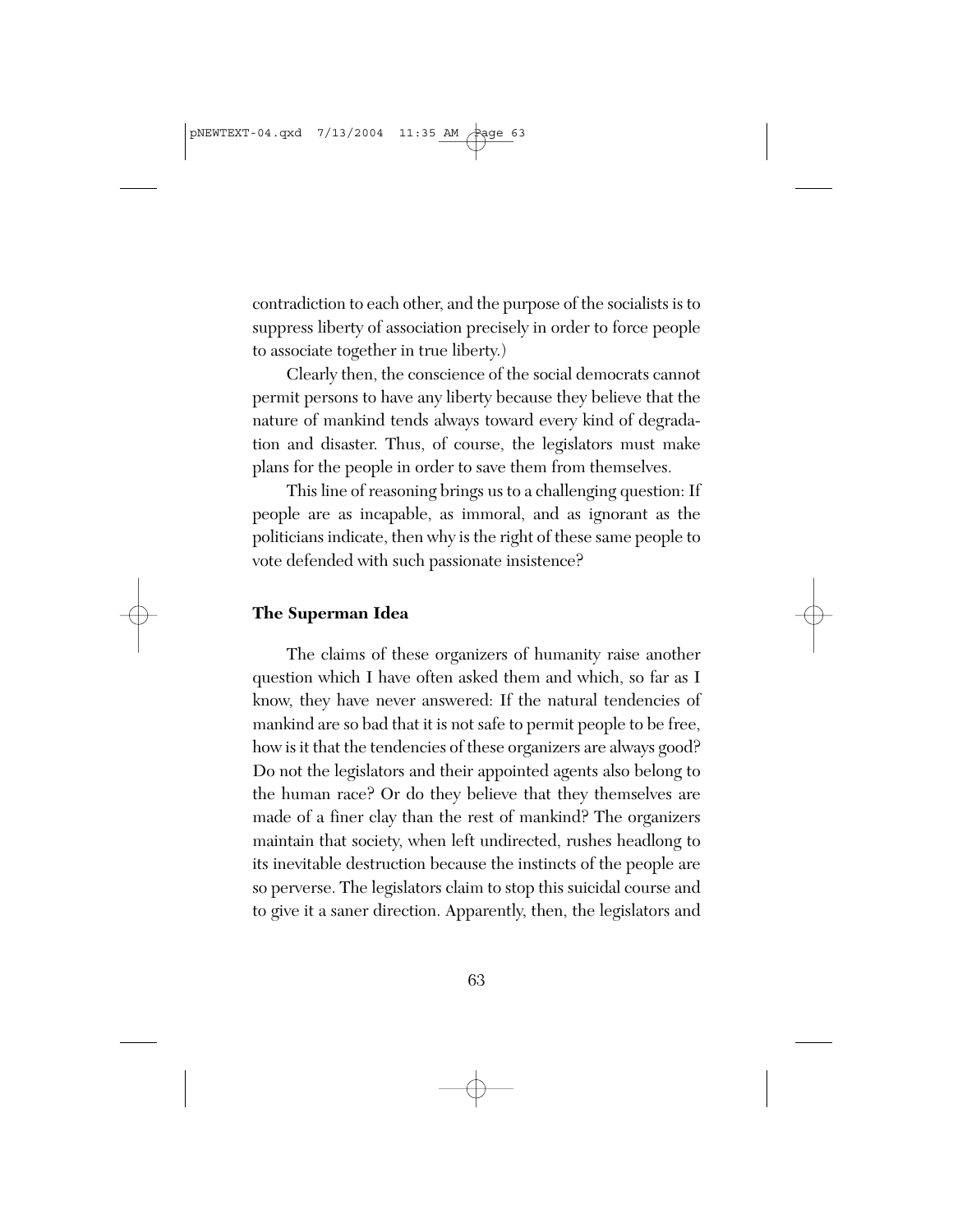contradiction to each other, and the purpose of the socialists is to suppress liberty of association precisely in order to force people to associate together in true liberty.)

Clearly then, the conscience of the social democrats cannot permit persons to have any liberty because they believe that the nature of mankind tends always toward every kind of degradation and disaster. Thus, of course, the legislators must make plans for the people in order to save them from themselves.

This line of reasoning brings us to a challenging question: If people are as incapable, as immoral, and as ignorant as the politicians indicate, then why is the right of these same people to vote defended with such passionate insistence?

## The Superman Idea

The claims of these organizers of humanity raise another question which I have often asked them and which, so far as I know, they have never answered: If the natural tendencies of mankind are so bad that it is not safe to permit people to be free, how is it that the tendencies of these organizers are always good? Do not the legislators and their appointed agents also belong to the human race? Or do they believe that they themselves are made of a finer clay than the rest of mankind? The organizers maintain that society, when left undirected, rushes headlong to its inevitable destruction because the instincts of the people are so perverse. The legislators claim to stop this suicidal course and to give it a saner direction. Apparently, then, the legislators and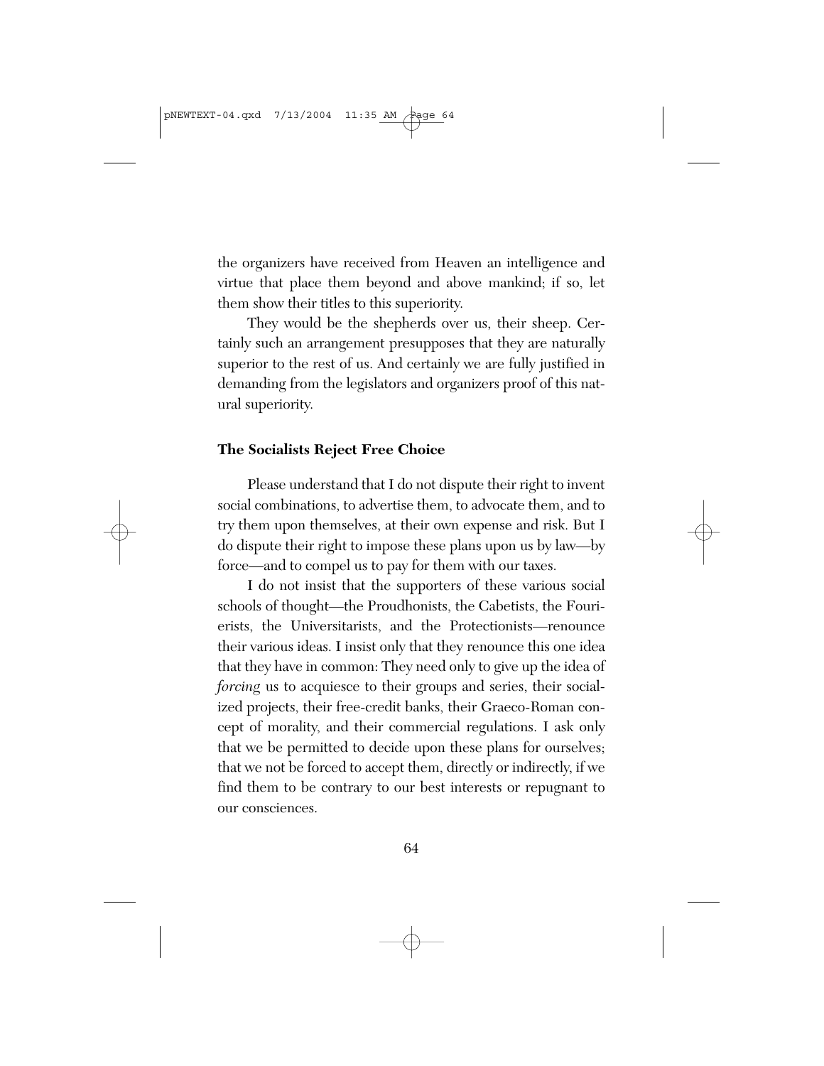the organizers have received from Heaven an intelligence and virtue that place them beyond and above mankind; if so, let them show their titles to this superiority.

They would be the shepherds over us, their sheep. Certainly such an arrangement presupposes that they are naturally superior to the rest of us. And certainly we are fully justified in demanding from the legislators and organizers proof of this natural superiority.

### The Socialists Reject Free Choice

Please understand that I do not dispute their right to invent social combinations, to advertise them, to advocate them, and to try them upon themselves, at their own expense and risk. But I do dispute their right to impose these plans upon us by law—by force—and to compel us to pay for them with our taxes.

I do not insist that the supporters of these various social schools of thought—the Proudhonists, the Cabetists, the Fourierists, the Universitarists, and the Protectionists—renounce their various ideas. I insist only that they renounce this one idea that they have in common: They need only to give up the idea of *forcing* us to acquiesce to their groups and series, their socialized projects, their free-credit banks, their Graeco-Roman concept of morality, and their commercial regulations. I ask only that we be permitted to decide upon these plans for ourselves; that we not be forced to accept them, directly or indirectly, if we find them to be contrary to our best interests or repugnant to our consciences.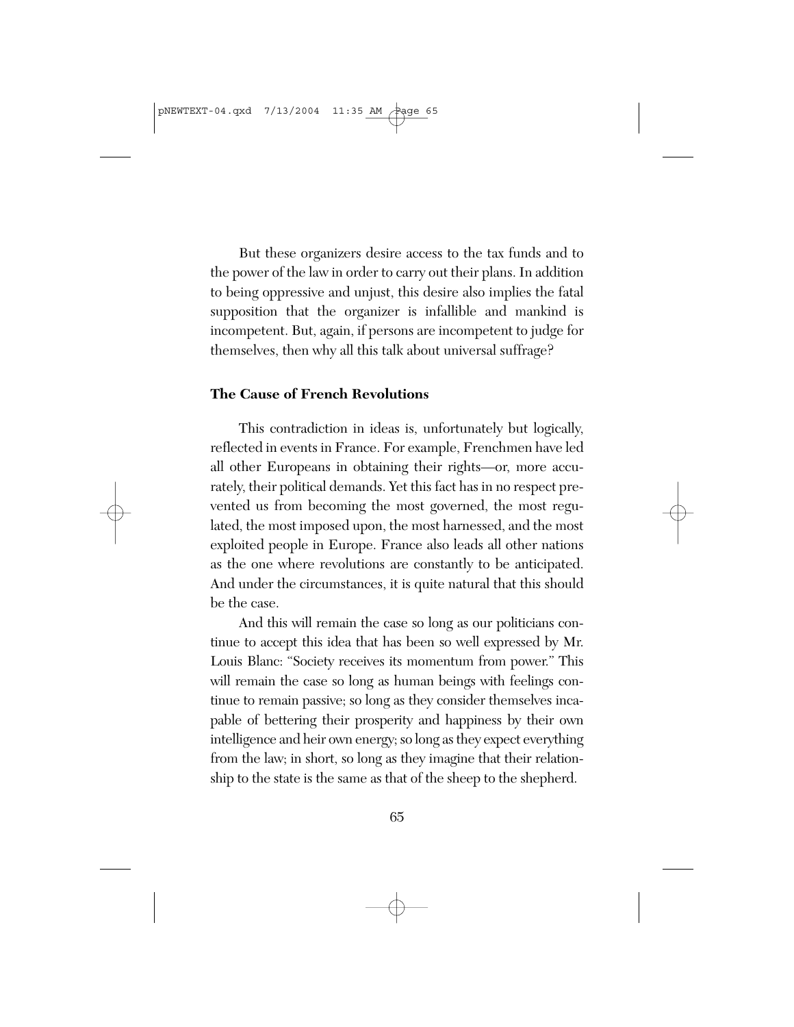But these organizers desire access to the tax funds and to the power of the law in order to carry out their plans. In addition to being oppressive and unjust, this desire also implies the fatal supposition that the organizer is infallible and mankind is incompetent. But, again, if persons are incompetent to judge for themselves, then why all this talk about universal suffrage?

### The Cause of French Revolutions

This contradiction in ideas is, unfortunately but logically, reflected in events in France. For example, Frenchmen have led all other Europeans in obtaining their rights—or, more accurately, their political demands. Yet this fact has in no respect prevented us from becoming the most governed, the most regulated, the most imposed upon, the most harnessed, and the most exploited people in Europe. France also leads all other nations as the one where revolutions are constantly to be anticipated. And under the circumstances, it is quite natural that this should be the case.

And this will remain the case so long as our politicians continue to accept this idea that has been so well expressed by Mr. Louis Blanc: "Society receives its momentum from power." This will remain the case so long as human beings with feelings continue to remain passive; so long as they consider themselves incapable of bettering their prosperity and happiness by their own intelligence and heir own energy; so long as they expect everything from the law; in short, so long as they imagine that their relationship to the state is the same as that of the sheep to the shepherd.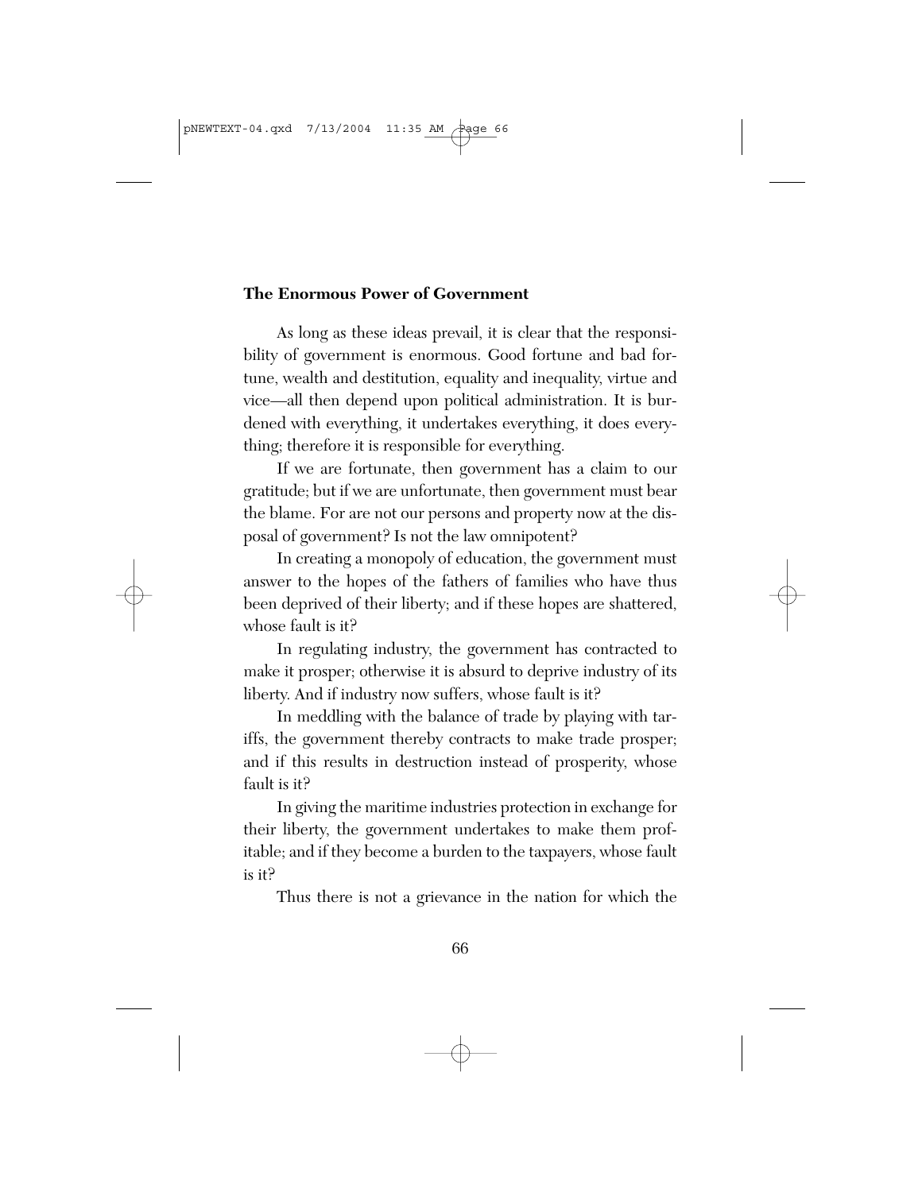### **The Enormous Power of Government**

As long as these ideas prevail, it is clear that the responsibility of government is enormous. Good fortune and bad fortune, wealth and destitution, equality and inequality, virtue and vice—all then depend upon political administration. It is burdened with everything, it undertakes everything, it does everything; therefore it is responsible for everything.

If we are fortunate, then government has a claim to our gratitude; but if we are unfortunate, then government must bear the blame. For are not our persons and property now at the disposal of government? Is not the law omnipotent?

In creating a monopoly of education, the government must answer to the hopes of the fathers of families who have thus been deprived of their liberty; and if these hopes are shattered, whose fault is it?

In regulating industry, the government has contracted to make it prosper; otherwise it is absurd to deprive industry of its liberty. And if industry now suffers, whose fault is it?

In meddling with the balance of trade by playing with tariffs, the government thereby contracts to make trade prosper; and if this results in destruction instead of prosperity, whose fault is it?

In giving the maritime industries protection in exchange for their liberty, the government undertakes to make them profitable; and if they become a burden to the taxpayers, whose fault is it?

Thus there is not a grievance in the nation for which the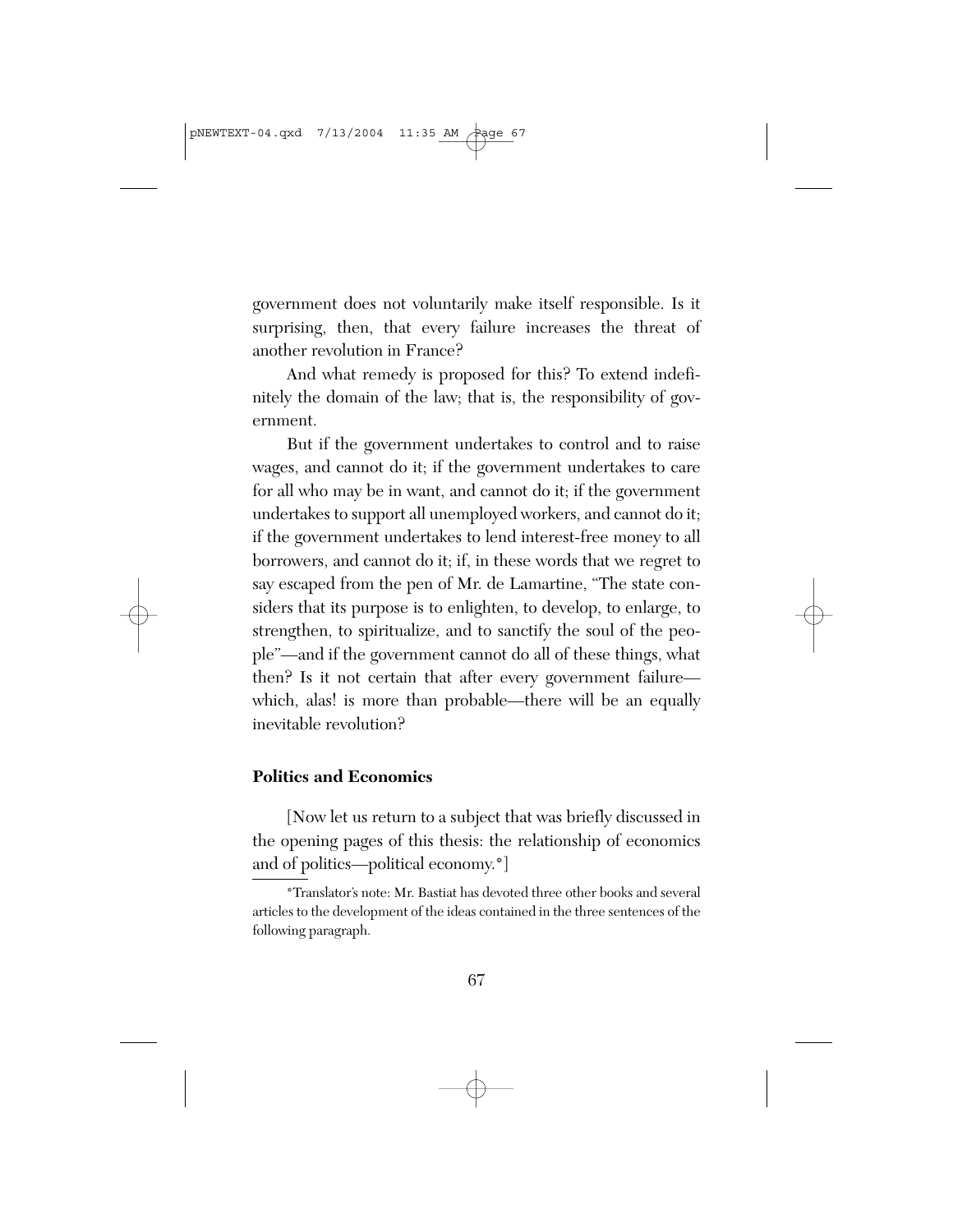government does not voluntarily make itself responsible. Is it surprising, then, that every failure increases the threat of another revolution in France?

And what remedy is proposed for this? To extend indefinitely the domain of the law; that is, the responsibility of government.

But if the government undertakes to control and to raise wages, and cannot do it; if the government undertakes to care for all who may be in want, and cannot do it; if the government undertakes to support all unemployed workers, and cannot do it; if the government undertakes to lend interest-free money to all borrowers, and cannot do it; if, in these words that we regret to say escaped from the pen of Mr. de Lamartine, "The state considers that its purpose is to enlighten, to develop, to enlarge, to strengthen, to spiritualize, and to sanctify the soul of the people"—and if the government cannot do all of these things, what then? Is it not certain that after every government failure—which, alas! is more than probable—there will be an equally inevitable revolution?

### Politics and Economics

[Now let us return to a subject that was briefly discussed in the opening pages of this thesis: the relationship of economics and of politics—political economy.*]

*Translator's note: Mr. Bastiat has devoted three other books and several articles to the development of the ideas contained in the three sentences of the following paragraph.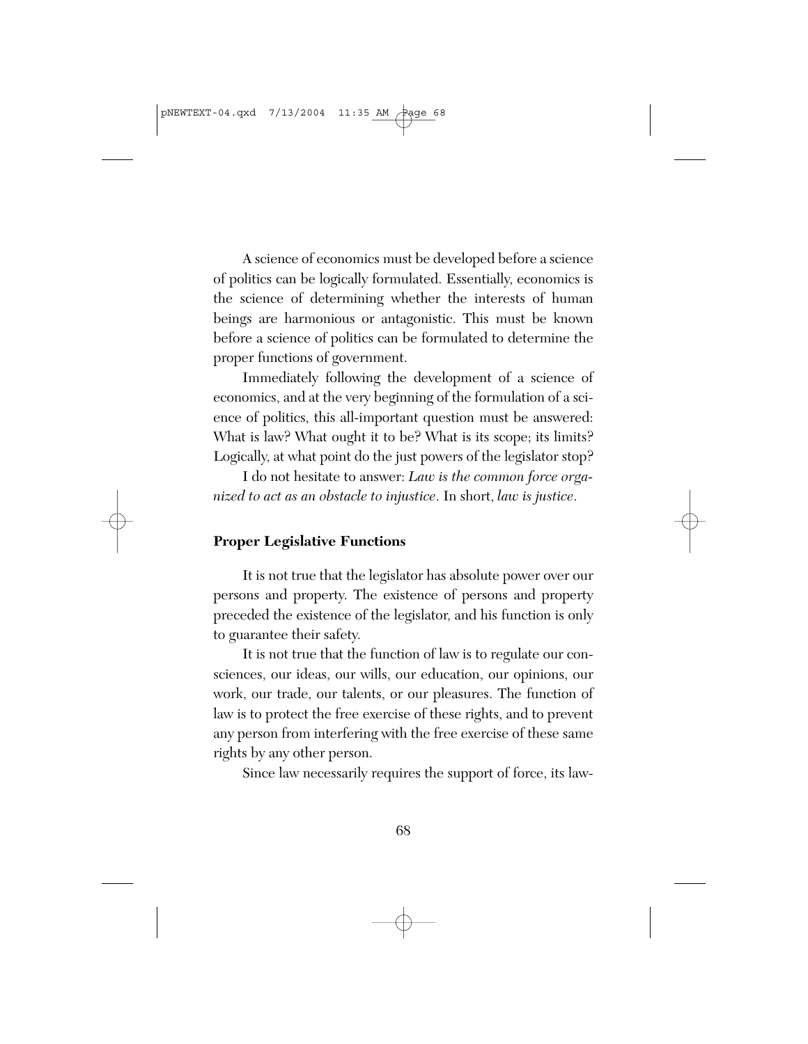A science of economics must be developed before a science of politics can be logically formulated. Essentially, economics is the science of determining whether the interests of human beings are harmonious or antagonistic. This must be known before a science of politics can be formulated to determine the proper functions of government.

Immediately following the development of a science of economics, and at the very beginning of the formulation of a science of politics, this all-important question must be answered: What is law? What ought it to be? What is its scope; its limits? Logically, at what point do the just powers of the legislator stop?

I do not hesitate to answer: *Law is the common force organized to act as an obstacle to injustice*. In short, *law is justice*.

## Proper Legislative Functions

It is not true that the legislator has absolute power over our persons and property. The existence of persons and property preceded the existence of the legislator, and his function is only to guarantee their safety.

It is not true that the function of law is to regulate our consciences, our ideas, our wills, our education, our opinions, our work, our trade, our talents, or our pleasures. The function of law is to protect the free exercise of these rights, and to prevent any person from interfering with the free exercise of these same rights by any other person.

Since law necessarily requires the support of force, its law-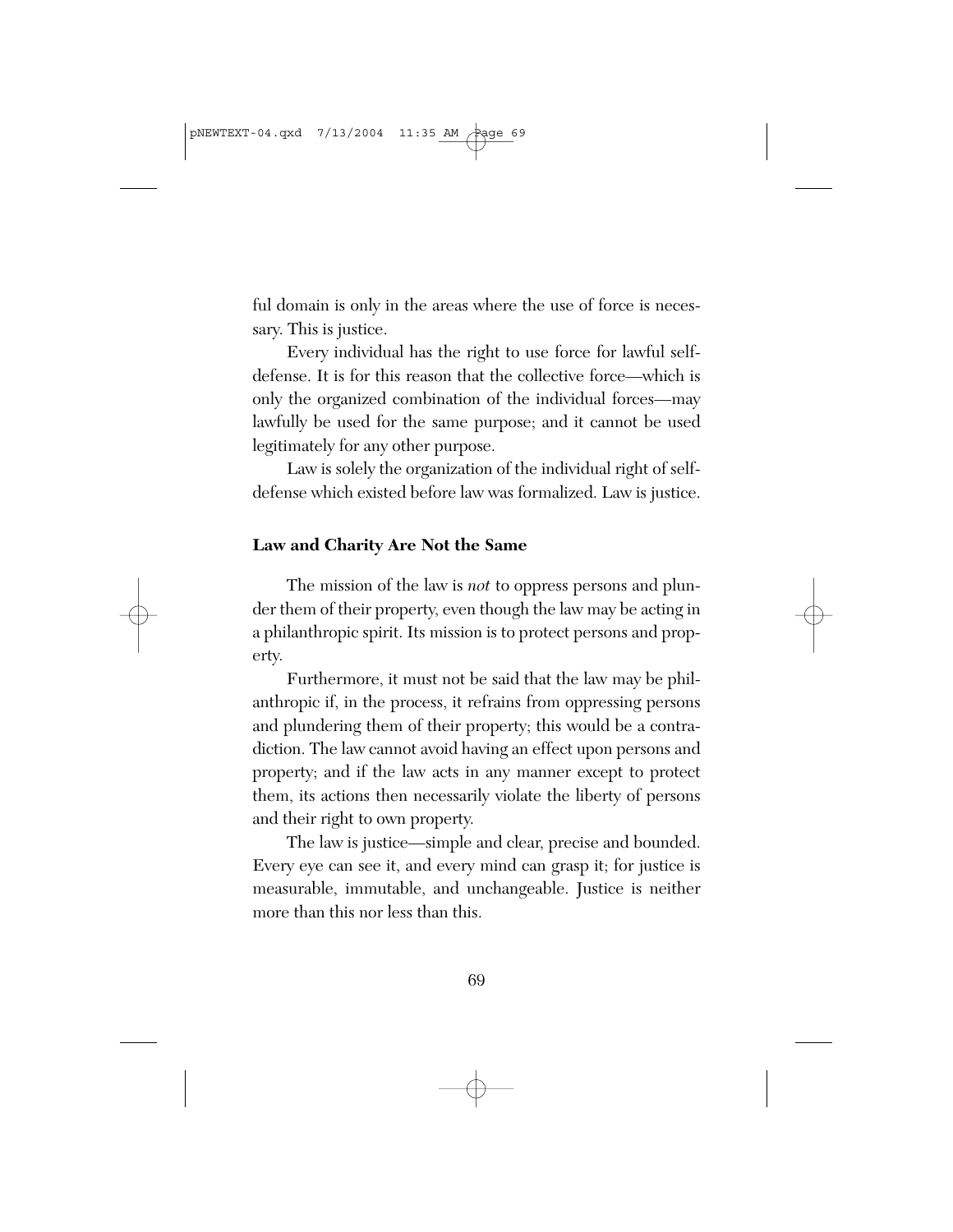ful domain is only in the areas where the use of force is necessary. This is justice.

Every individual has the right to use force for lawful self-defense. It is for this reason that the collective force—which is only the organized combination of the individual forces—may lawfully be used for the same purpose; and it cannot be used legitimately for any other purpose.

Law is solely the organization of the individual right of self-defense which existed before law was formalized. Law is justice.

**Law and Charity Are Not the Same**

The mission of the law is *not* to oppress persons and plunder them of their property, even though the law may be acting in a philanthropic spirit. Its mission is to protect persons and property.

Furthermore, it must not be said that the law may be philanthropic if, in the process, it refrains from oppressing persons and plundering them of their property; this would be a contradiction. The law cannot avoid having an effect upon persons and property; and if the law acts in any manner except to protect them, its actions then necessarily violate the liberty of persons and their right to own property.

The law is justice—simple and clear, precise and bounded. Every eye can see it, and every mind can grasp it; for justice is measurable, immutable, and unchangeable. Justice is neither more than this nor less than this.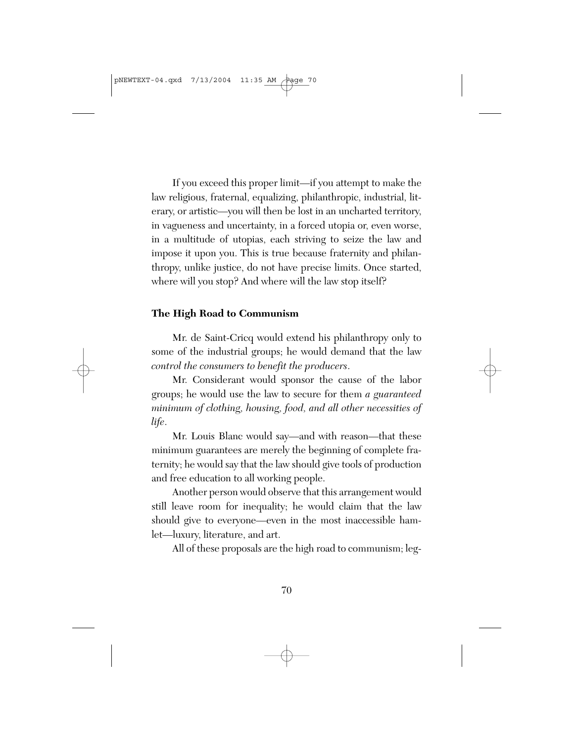If you exceed this proper limit—if you attempt to make the law religious, fraternal, equalizing, philanthropic, industrial, literary, or artistic—you will then be lost in an uncharted territory, in vagueness and uncertainty, in a forced utopia or, even worse, in a multitude of utopias, each striving to seize the law and impose it upon you. This is true because fraternity and philanthropy, unlike justice, do not have precise limits. Once started, where will you stop? And where will the law stop itself?

### The High Road to Communism

Mr. de Saint-Cricq would extend his philanthropy only to some of the industrial groups; he would demand that the law *control the consumers to benefit the producers*.

Mr. Considerant would sponsor the cause of the labor groups; he would use the law to secure for them *a guaranteed minimum of clothing, housing, food, and all other necessities of life*.

Mr. Louis Blanc would say—and with reason—that these minimum guarantees are merely the beginning of complete fraternity; he would say that the law should give tools of production and free education to all working people.

Another person would observe that this arrangement would still leave room for inequality; he would claim that the law should give to everyone—even in the most inaccessible hamlet—luxury, literature, and art.

All of these proposals are the high road to communism; leg-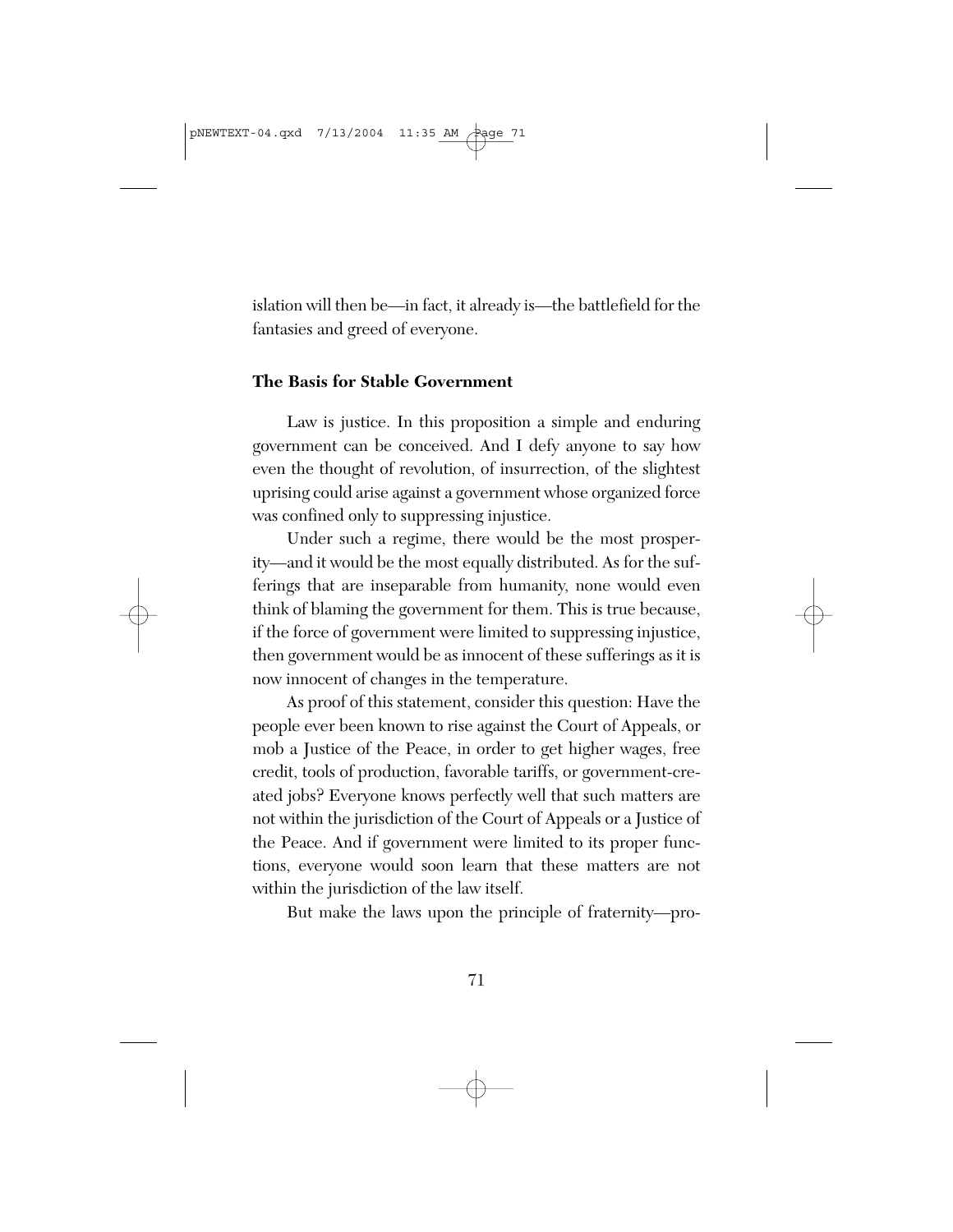islation will then be—in fact, it already is—the battlefield for the fantasies and greed of everyone.

### The Basis for Stable Government

Law is justice. In this proposition a simple and enduring government can be conceived. And I defy anyone to say how even the thought of revolution, of insurrection, of the slightest uprising could arise against a government whose organized force was confined only to suppressing injustice.

Under such a regime, there would be the most prosperity—and it would be the most equally distributed. As for the sufferings that are inseparable from humanity, none would even think of blaming the government for them. This is true because, if the force of government were limited to suppressing injustice, then government would be as innocent of these sufferings as it is now innocent of changes in the temperature.

As proof of this statement, consider this question: Have the people ever been known to rise against the Court of Appeals, or mob a Justice of the Peace, in order to get higher wages, free credit, tools of production, favorable tariffs, or government-created jobs? Everyone knows perfectly well that such matters are not within the jurisdiction of the Court of Appeals or a Justice of the Peace. And if government were limited to its proper functions, everyone would soon learn that these matters are not within the jurisdiction of the law itself.

But make the laws upon the principle of fraternity—pro-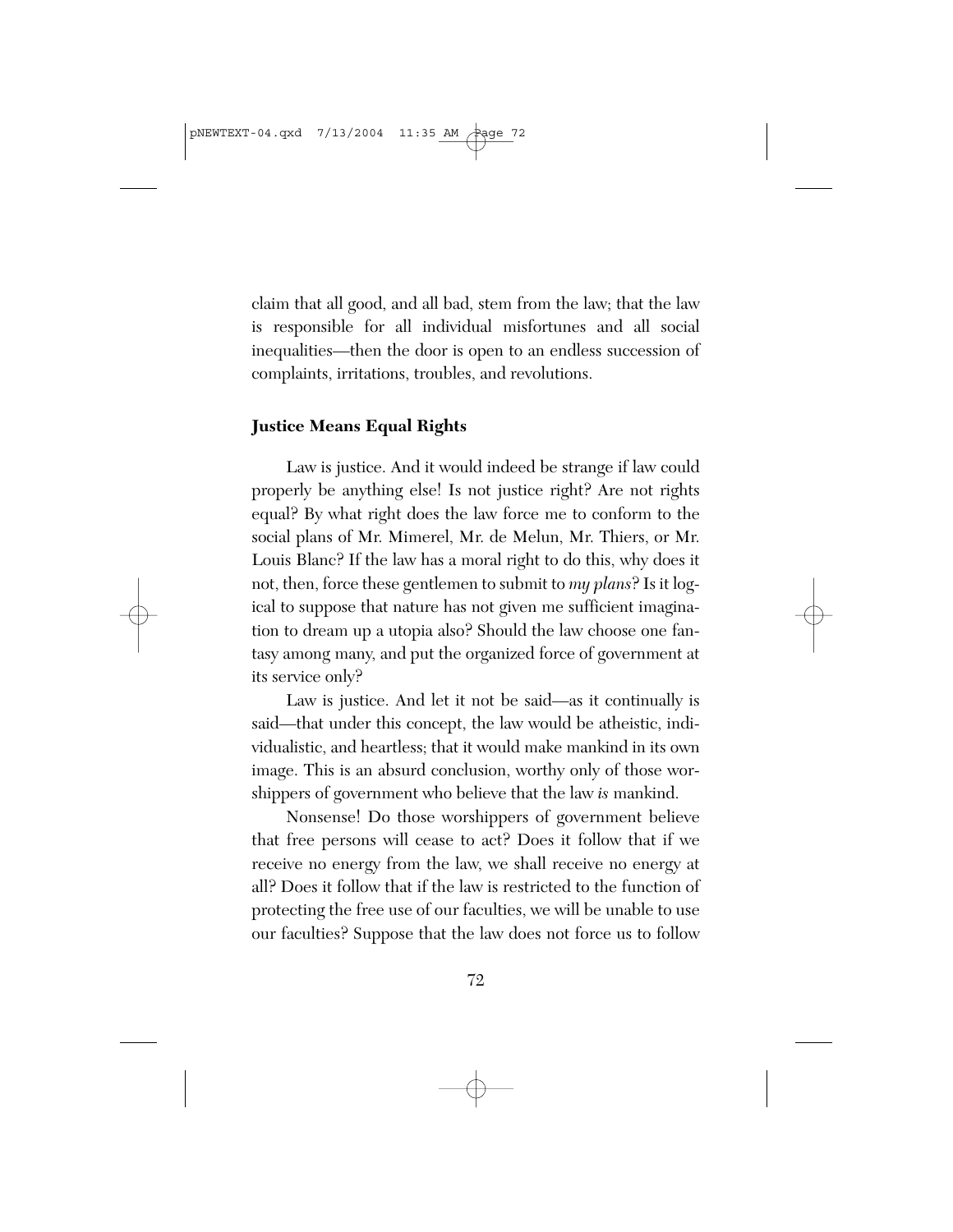claim that all good, and all bad, stem from the law; that the law is responsible for all individual misfortunes and all social inequalities—then the door is open to an endless succession of complaints, irritations, troubles, and revolutions.

### Justice Means Equal Rights

Law is justice. And it would indeed be strange if law could properly be anything else! Is not justice right? Are not rights equal? By what right does the law force me to conform to the social plans of Mr. Mimerel, Mr. de Melun, Mr. Thiers, or Mr. Louis Blanc? If the law has a moral right to do this, why does it not, then, force these gentlemen to submit to *my plans*? Is it logical to suppose that nature has not given me sufficient imagination to dream up a utopia also? Should the law choose one fantasy among many, and put the organized force of government at its service only?

Law is justice. And let it not be said—as it continually is said—that under this concept, the law would be atheistic, individualistic, and heartless; that it would make mankind in its own image. This is an absurd conclusion, worthy only of those worshippers of government who believe that the law *is* mankind.

Nonsense! Do those worshippers of government believe that free persons will cease to act? Does it follow that if we receive no energy from the law, we shall receive no energy at all? Does it follow that if the law is restricted to the function of protecting the free use of our faculties, we will be unable to use our faculties? Suppose that the law does not force us to follow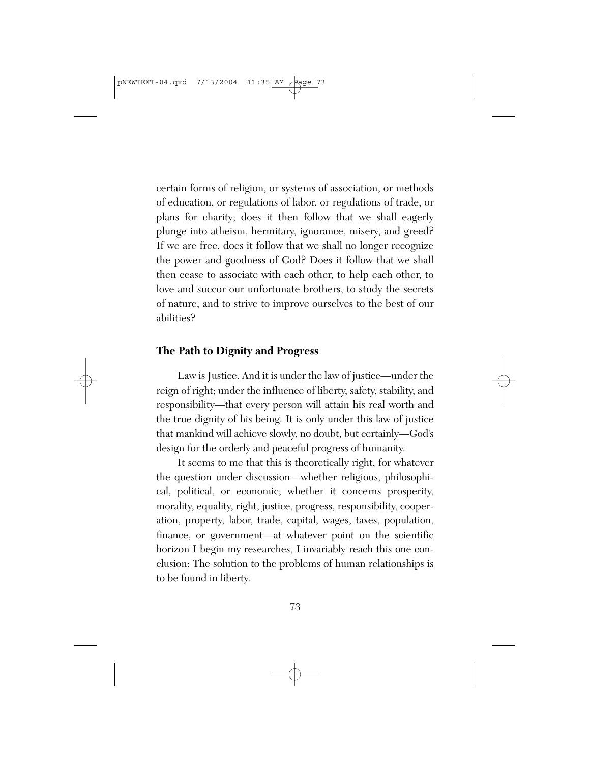certain forms of religion, or systems of association, or methods of education, or regulations of labor, or regulations of trade, or plans for charity; does it then follow that we shall eagerly plunge into atheism, hermitary, ignorance, misery, and greed? If we are free, does it follow that we shall no longer recognize the power and goodness of God? Does it follow that we shall then cease to associate with each other, to help each other, to love and succor our unfortunate brothers, to study the secrets of nature, and to strive to improve ourselves to the best of our abilities?

**The Path to Dignity and Progress**

Law is Justice. And it is under the law of justice—under the reign of right; under the influence of liberty, safety, stability, and responsibility—that every person will attain his real worth and the true dignity of his being. It is only under this law of justice that mankind will achieve slowly, no doubt, but certainly—God's design for the orderly and peaceful progress of humanity.

It seems to me that this is theoretically right, for whatever the question under discussion—whether religious, philosophical, political, or economic; whether it concerns prosperity, morality, equality, right, justice, progress, responsibility, cooperation, property, labor, trade, capital, wages, taxes, population, finance, or government—at whatever point on the scientific horizon I begin my researches, I invariably reach this one conclusion: The solution to the problems of human relationships is to be found in liberty.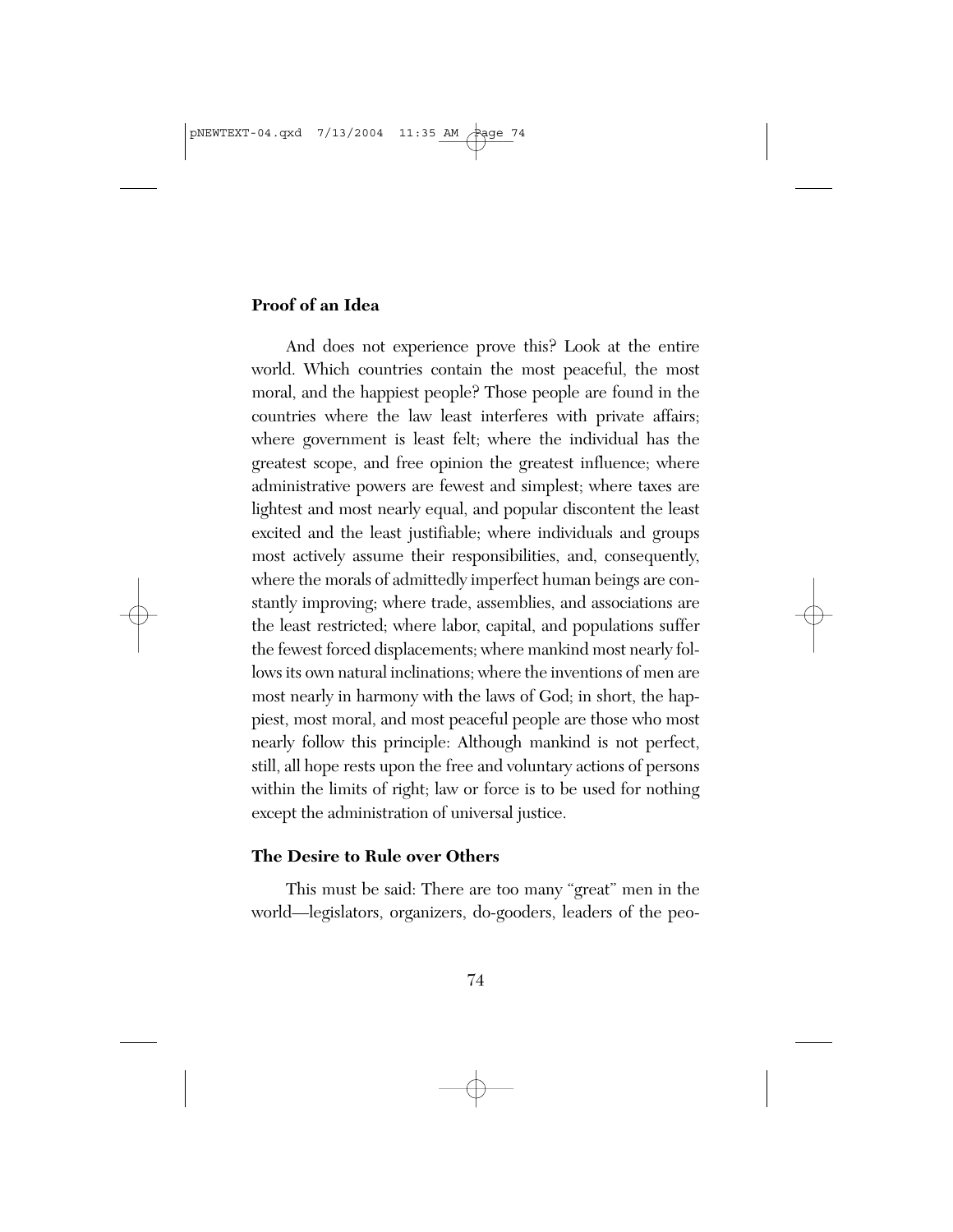### Proof of an Idea

And does not experience prove this? Look at the entire world. Which countries contain the most peaceful, the most moral, and the happiest people? Those people are found in the countries where the law least interferes with private affairs; where government is least felt; where the individual has the greatest scope, and free opinion the greatest influence; where administrative powers are fewest and simplest; where taxes are lightest and most nearly equal, and popular discontent the least excited and the least justifiable; where individuals and groups most actively assume their responsibilities, and, consequently, where the morals of admittedly imperfect human beings are constantly improving; where trade, assemblies, and associations are the least restricted; where labor, capital, and populations suffer the fewest forced displacements; where mankind most nearly follows its own natural inclinations; where the inventions of men are most nearly in harmony with the laws of God; in short, the happiest, most moral, and most peaceful people are those who most nearly follow this principle: Although mankind is not perfect, still, all hope rests upon the free and voluntary actions of persons within the limits of right; law or force is to be used for nothing except the administration of universal justice.

### The Desire to Rule over Others

This must be said: There are too many "great" men in the world—legislators, organizers, do-gooders, leaders of the peo-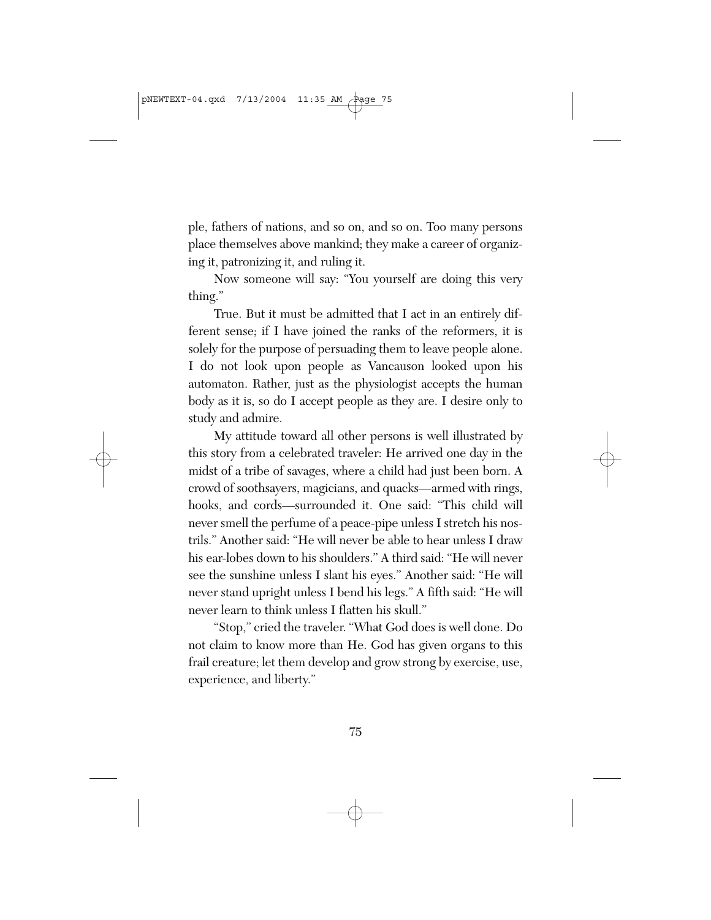ple, fathers of nations, and so on, and so on. Too many persons place themselves above mankind; they make a career of organizing it, patronizing it, and ruling it.

Now someone will say: "You yourself are doing this very thing."

True. But it must be admitted that I act in an entirely different sense; if I have joined the ranks of the reformers, it is solely for the purpose of persuading them to leave people alone. I do not look upon people as Vancauson looked upon his automaton. Rather, just as the physiologist accepts the human body as it is, so do I accept people as they are. I desire only to study and admire.

My attitude toward all other persons is well illustrated by this story from a celebrated traveler: He arrived one day in the midst of a tribe of savages, where a child had just been born. A crowd of soothsayers, magicians, and quacks—armed with rings, hooks, and cords—surrounded it. One said: "This child will never smell the perfume of a peace-pipe unless I stretch his nostrils." Another said: "He will never be able to hear unless I draw his ear-lobes down to his shoulders." A third said: "He will never see the sunshine unless I slant his eyes." Another said: "He will never stand upright unless I bend his legs." A fifth said: "He will never learn to think unless I flatten his skull."

"Stop," cried the traveler. "What God does is well done. Do not claim to know more than He. God has given organs to this frail creature; let them develop and grow strong by exercise, use, experience, and liberty."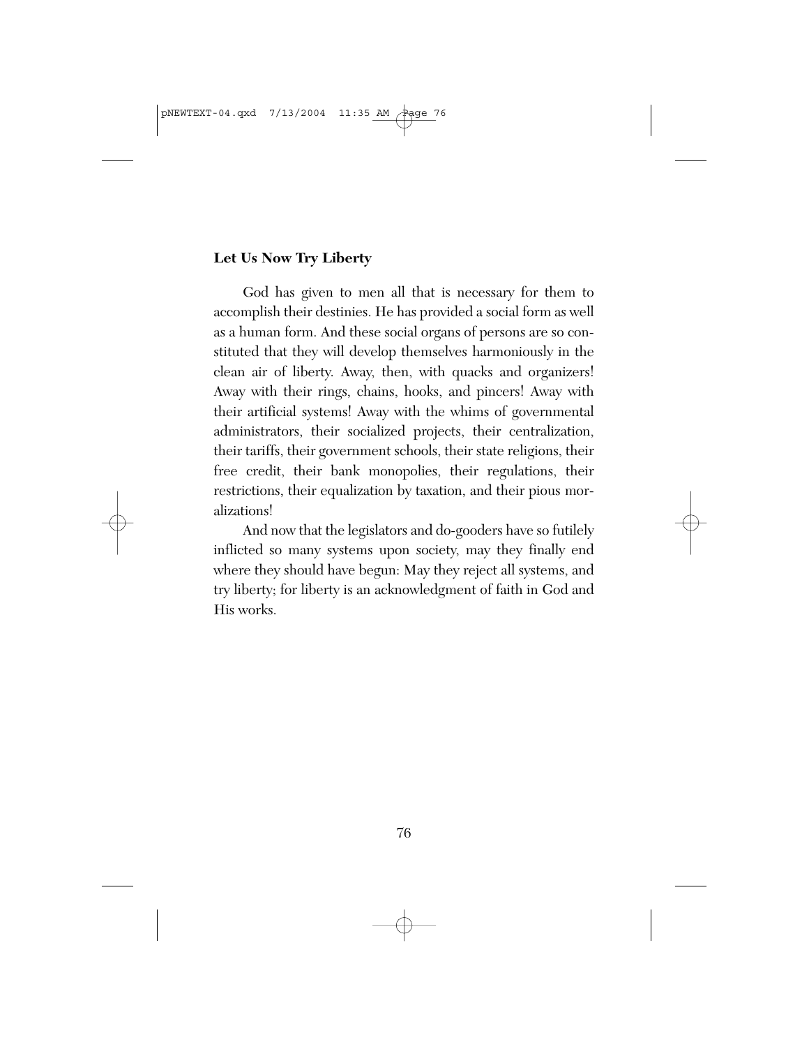### Let Us Now Try Liberty

God has given to men all that is necessary for them to accomplish their destinies. He has provided a social form as well as a human form. And these social organs of persons are so constituted that they will develop themselves harmoniously in the clean air of liberty. Away, then, with quacks and organizers! Away with their rings, chains, hooks, and pincers! Away with their artificial systems! Away with the whims of governmental administrators, their socialized projects, their centralization, their tariffs, their government schools, their state religions, their free credit, their bank monopolies, their regulations, their restrictions, their equalization by taxation, and their pious moralizations!

And now that the legislators and do-gooders have so futilely inflicted so many systems upon society, may they finally end where they should have begun: May they reject all systems, and try liberty; for liberty is an acknowledgment of faith in God and His works.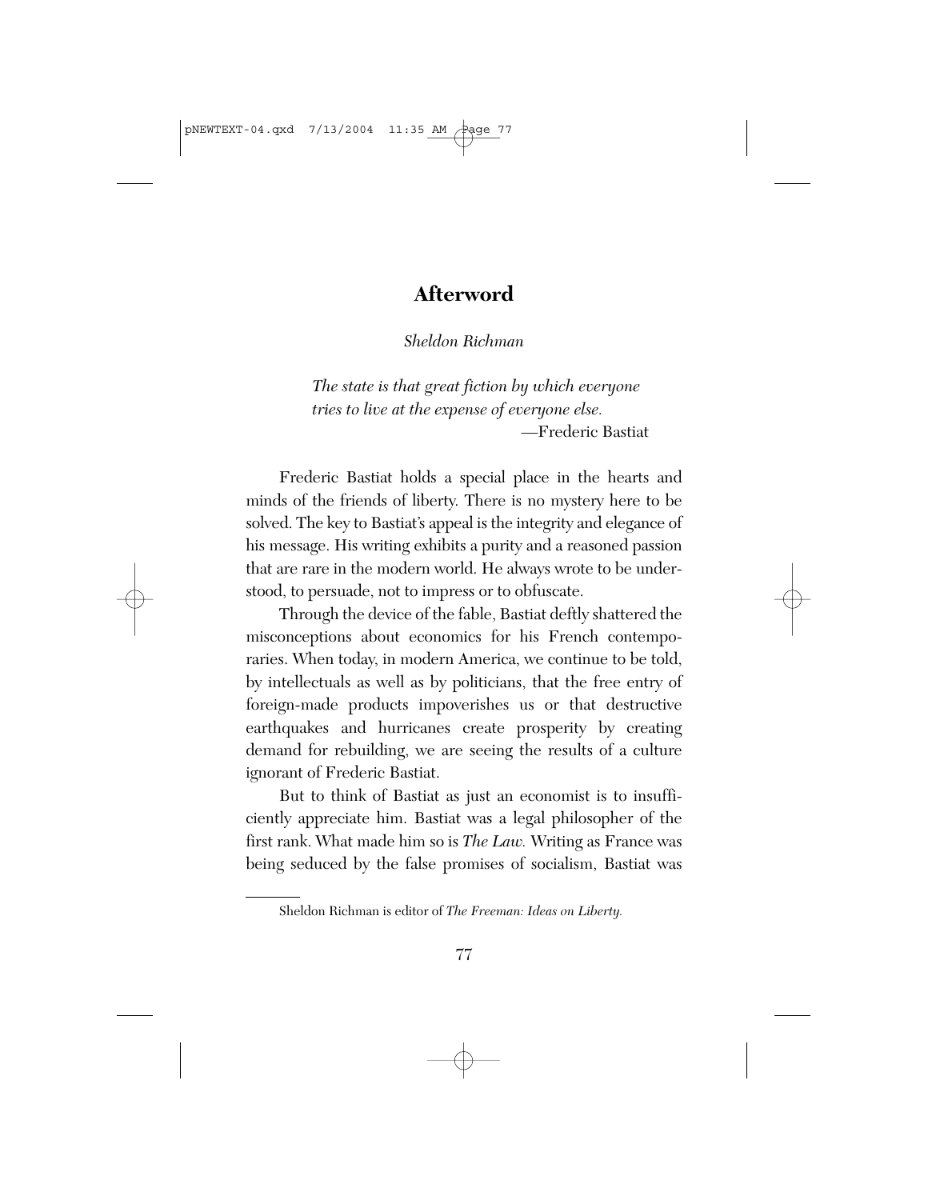# Afterword

*Sheldon Richman*

> *The state is that great fiction by which everyone tries to live at the expense of everyone else.*
>
> —Frederic Bastiat

Frederic Bastiat holds a special place in the hearts and minds of the friends of liberty. There is no mystery here to be solved. The key to Bastiat's appeal is the integrity and elegance of his message. His writing exhibits a purity and a reasoned passion that are rare in the modern world. He always wrote to be understood, to persuade, not to impress or to obfuscate.

Through the device of the fable, Bastiat deftly shattered the misconceptions about economics for his French contemporaries. When today, in modern America, we continue to be told, by intellectuals as well as by politicians, that the free entry of foreign-made products impoverishes us or that destructive earthquakes and hurricanes create prosperity by creating demand for rebuilding, we are seeing the results of a culture ignorant of Frederic Bastiat.

But to think of Bastiat as just an economist is to insufficiently appreciate him. Bastiat was a legal philosopher of the first rank. What made him so is *The Law.* Writing as France was being seduced by the false promises of socialism, Bastiat was

---

Sheldon Richman is editor of *The Freeman: Ideas on Liberty.*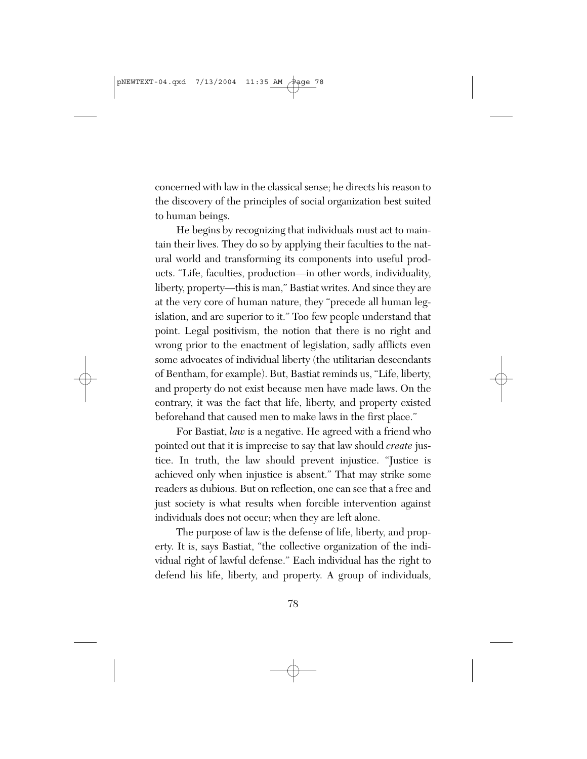concerned with law in the classical sense; he directs his reason to the discovery of the principles of social organization best suited to human beings.

He begins by recognizing that individuals must act to maintain their lives. They do so by applying their faculties to the natural world and transforming its components into useful products. "Life, faculties, production—in other words, individuality, liberty, property—this is man," Bastiat writes. And since they are at the very core of human nature, they "precede all human legislation, and are superior to it." Too few people understand that point. Legal positivism, the notion that there is no right and wrong prior to the enactment of legislation, sadly afflicts even some advocates of individual liberty (the utilitarian descendants of Bentham, for example). But, Bastiat reminds us, "Life, liberty, and property do not exist because men have made laws. On the contrary, it was the fact that life, liberty, and property existed beforehand that caused men to make laws in the first place."

For Bastiat, *law* is a negative. He agreed with a friend who pointed out that it is imprecise to say that law should *create* justice. In truth, the law should prevent injustice. "Justice is achieved only when injustice is absent." That may strike some readers as dubious. But on reflection, one can see that a free and just society is what results when forcible intervention against individuals does not occur; when they are left alone.

The purpose of law is the defense of life, liberty, and property. It is, says Bastiat, "the collective organization of the individual right of lawful defense." Each individual has the right to defend his life, liberty, and property. A group of individuals,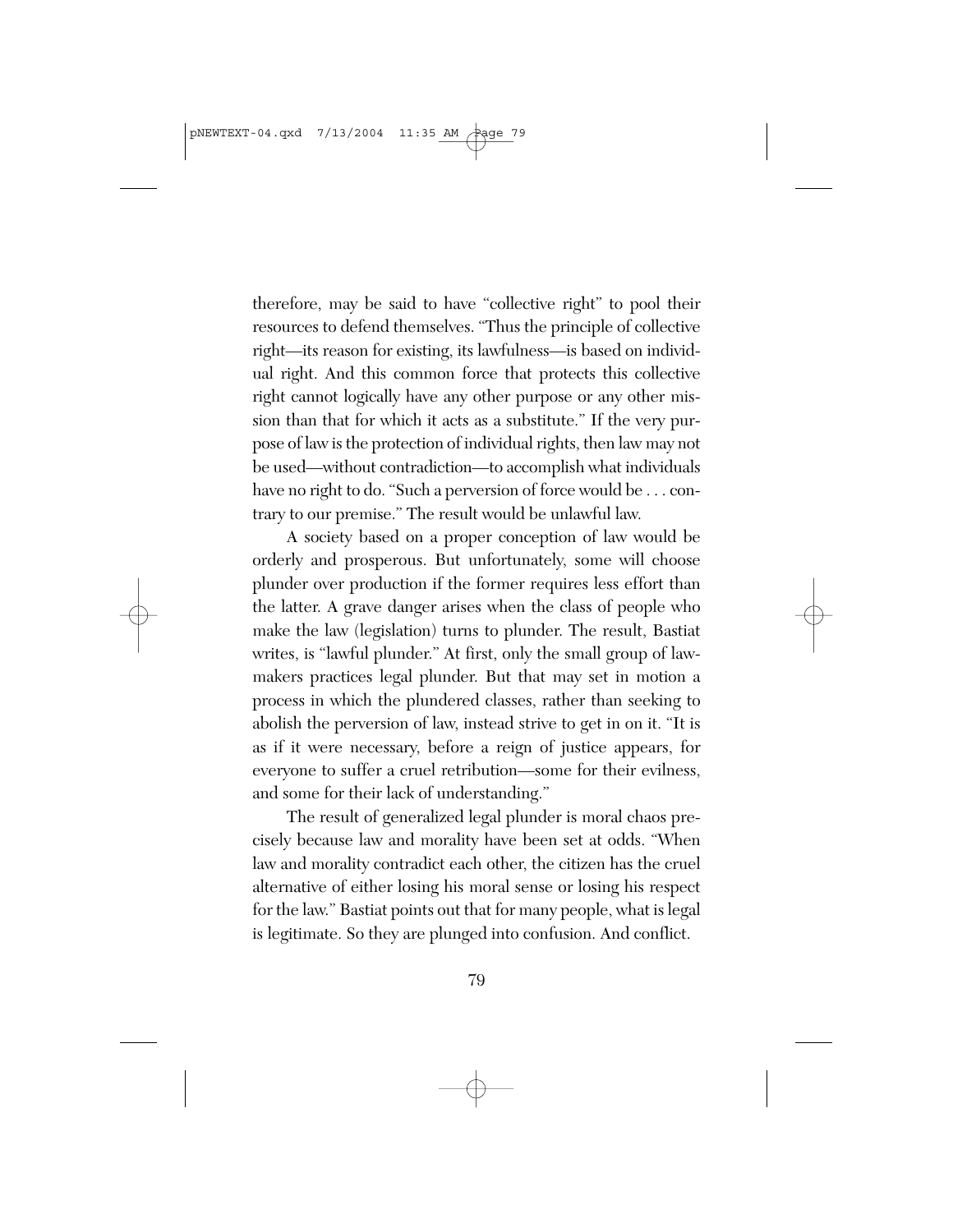therefore, may be said to have "collective right" to pool their resources to defend themselves. "Thus the principle of collective right—its reason for existing, its lawfulness—is based on individual right. And this common force that protects this collective right cannot logically have any other purpose or any other mission than that for which it acts as a substitute." If the very purpose of law is the protection of individual rights, then law may not be used—without contradiction—to accomplish what individuals have no right to do. "Such a perversion of force would be . . . contrary to our premise." The result would be unlawful law.

A society based on a proper conception of law would be orderly and prosperous. But unfortunately, some will choose plunder over production if the former requires less effort than the latter. A grave danger arises when the class of people who make the law (legislation) turns to plunder. The result, Bastiat writes, is "lawful plunder." At first, only the small group of lawmakers practices legal plunder. But that may set in motion a process in which the plundered classes, rather than seeking to abolish the perversion of law, instead strive to get in on it. "It is as if it were necessary, before a reign of justice appears, for everyone to suffer a cruel retribution—some for their evilness, and some for their lack of understanding."

The result of generalized legal plunder is moral chaos precisely because law and morality have been set at odds. "When law and morality contradict each other, the citizen has the cruel alternative of either losing his moral sense or losing his respect for the law." Bastiat points out that for many people, what is legal is legitimate. So they are plunged into confusion. And conflict.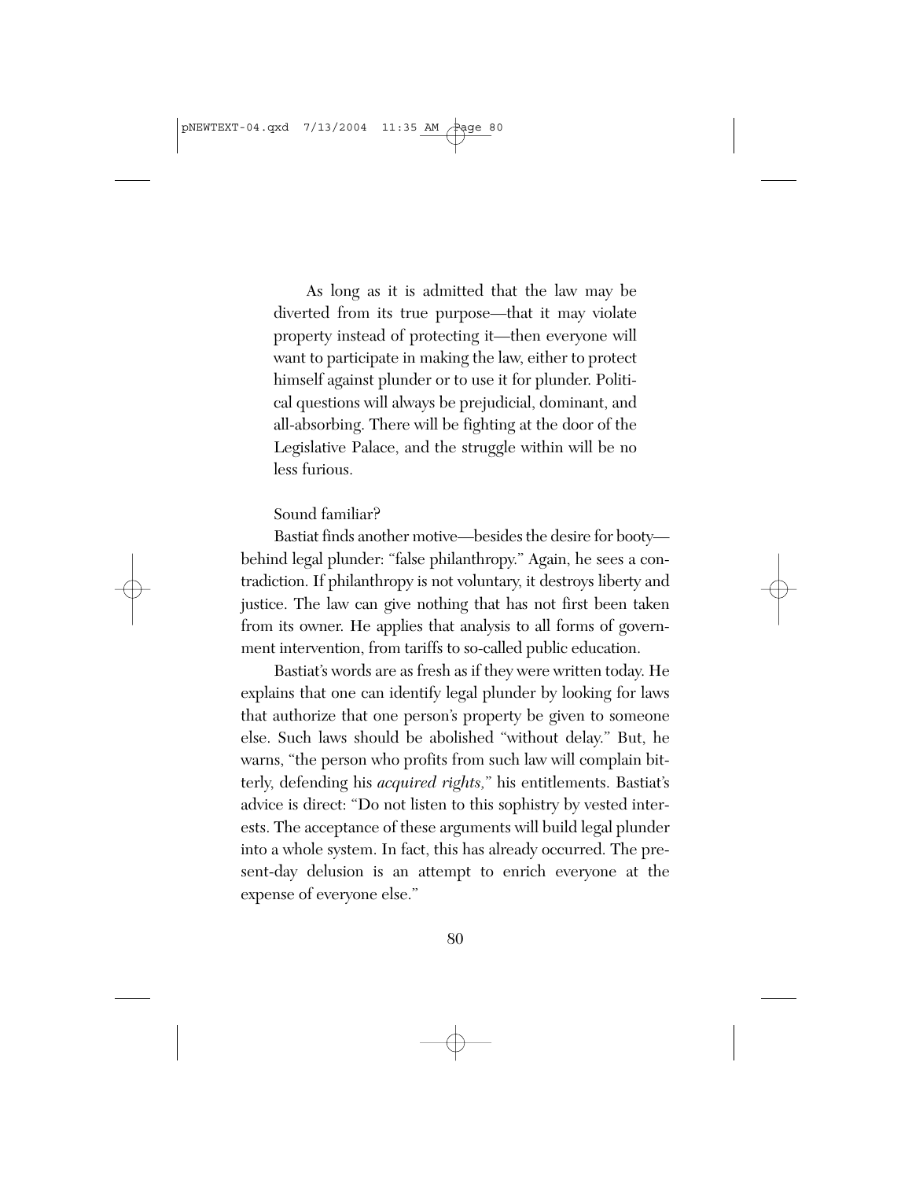> As long as it is admitted that the law may be diverted from its true purpose—that it may violate property instead of protecting it—then everyone will want to participate in making the law, either to protect himself against plunder or to use it for plunder. Political questions will always be prejudicial, dominant, and all-absorbing. There will be fighting at the door of the Legislative Palace, and the struggle within will be no less furious.

Sound familiar?

Bastiat finds another motive—besides the desire for booty—behind legal plunder: "false philanthropy." Again, he sees a contradiction. If philanthropy is not voluntary, it destroys liberty and justice. The law can give nothing that has not first been taken from its owner. He applies that analysis to all forms of government intervention, from tariffs to so-called public education.

Bastiat's words are as fresh as if they were written today. He explains that one can identify legal plunder by looking for laws that authorize that one person's property be given to someone else. Such laws should be abolished "without delay." But, he warns, "the person who profits from such law will complain bitterly, defending his *acquired rights,*" his entitlements. Bastiat's advice is direct: "Do not listen to this sophistry by vested interests. The acceptance of these arguments will build legal plunder into a whole system. In fact, this has already occurred. The present-day delusion is an attempt to enrich everyone at the expense of everyone else."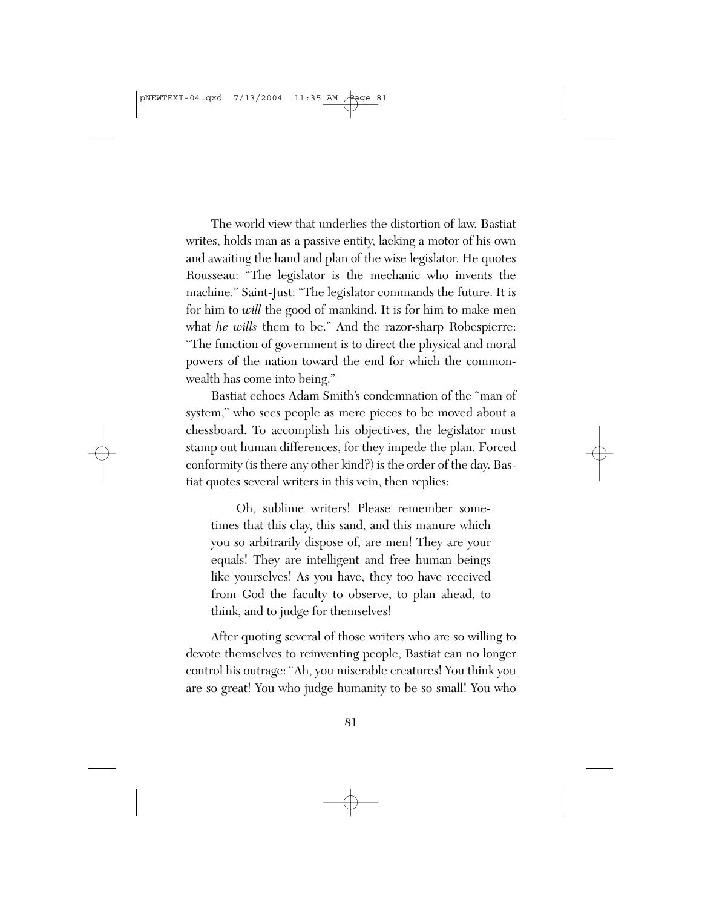The world view that underlies the distortion of law, Bastiat writes, holds man as a passive entity, lacking a motor of his own and awaiting the hand and plan of the wise legislator. He quotes Rousseau: "The legislator is the mechanic who invents the machine." Saint-Just: "The legislator commands the future. It is for him to *will* the good of mankind. It is for him to make men what *he wills* them to be." And the razor-sharp Robespierre: "The function of government is to direct the physical and moral powers of the nation toward the end for which the commonwealth has come into being."

Bastiat echoes Adam Smith's condemnation of the "man of system," who sees people as mere pieces to be moved about a chessboard. To accomplish his objectives, the legislator must stamp out human differences, for they impede the plan. Forced conformity (is there any other kind?) is the order of the day. Bastiat quotes several writers in this vein, then replies:

> Oh, sublime writers! Please remember sometimes that this clay, this sand, and this manure which you so arbitrarily dispose of, are men! They are your equals! They are intelligent and free human beings like yourselves! As you have, they too have received from God the faculty to observe, to plan ahead, to think, and to judge for themselves!

After quoting several of those writers who are so willing to devote themselves to reinventing people, Bastiat can no longer control his outrage: "Ah, you miserable creatures! You think you are so great! You who judge humanity to be so small! You who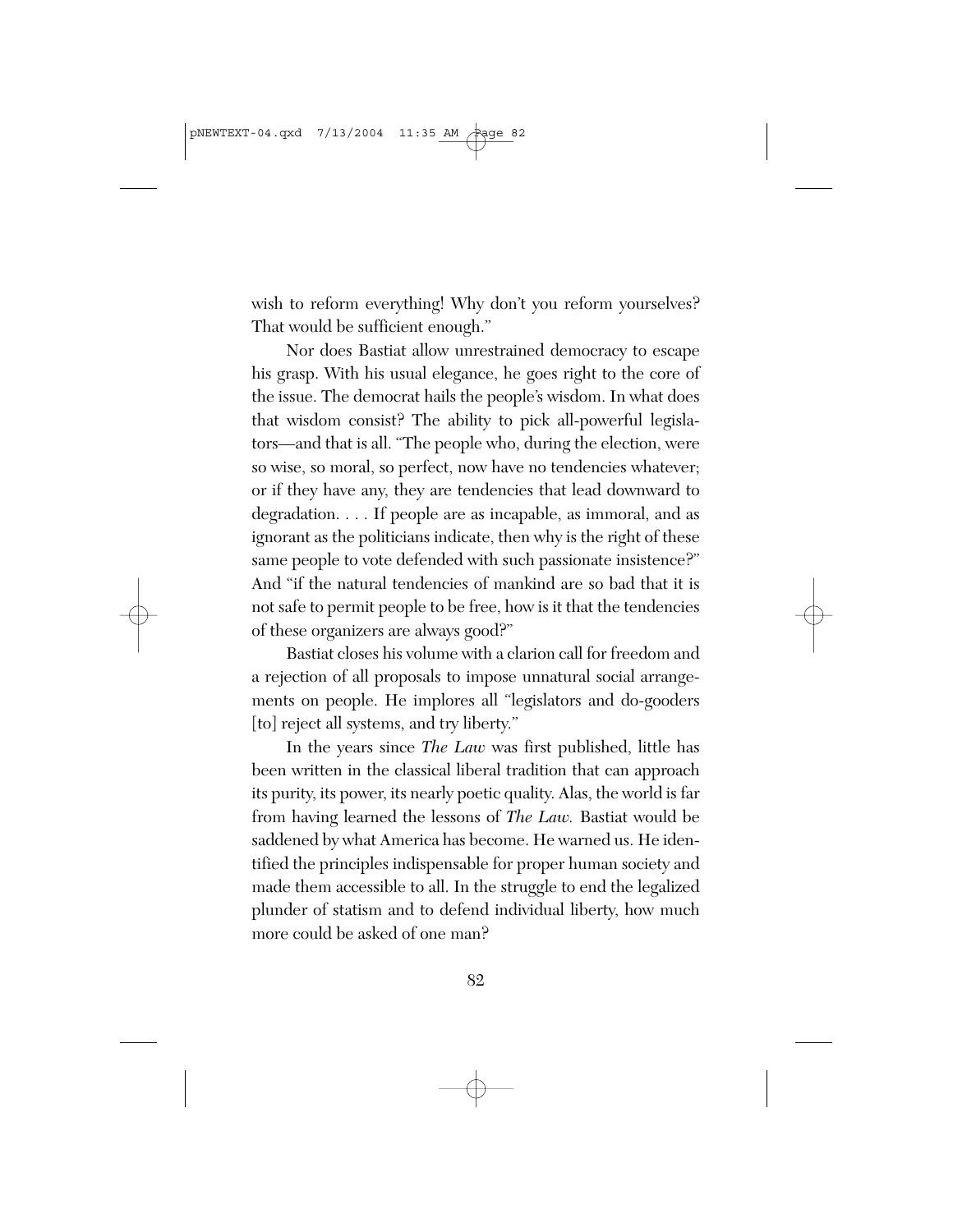wish to reform everything! Why don't you reform yourselves? That would be sufficient enough."

Nor does Bastiat allow unrestrained democracy to escape his grasp. With his usual elegance, he goes right to the core of the issue. The democrat hails the people's wisdom. In what does that wisdom consist? The ability to pick all-powerful legislators—and that is all. "The people who, during the election, were so wise, so moral, so perfect, now have no tendencies whatever; or if they have any, they are tendencies that lead downward to degradation. . . . If people are as incapable, as immoral, and as ignorant as the politicians indicate, then why is the right of these same people to vote defended with such passionate insistence?" And "if the natural tendencies of mankind are so bad that it is not safe to permit people to be free, how is it that the tendencies of these organizers are always good?"

Bastiat closes his volume with a clarion call for freedom and a rejection of all proposals to impose unnatural social arrangements on people. He implores all "legislators and do-gooders [to] reject all systems, and try liberty."

In the years since *The Law* was first published, little has been written in the classical liberal tradition that can approach its purity, its power, its nearly poetic quality. Alas, the world is far from having learned the lessons of *The Law.* Bastiat would be saddened by what America has become. He warned us. He identified the principles indispensable for proper human society and made them accessible to all. In the struggle to end the legalized plunder of statism and to defend individual liberty, how much more could be asked of one man?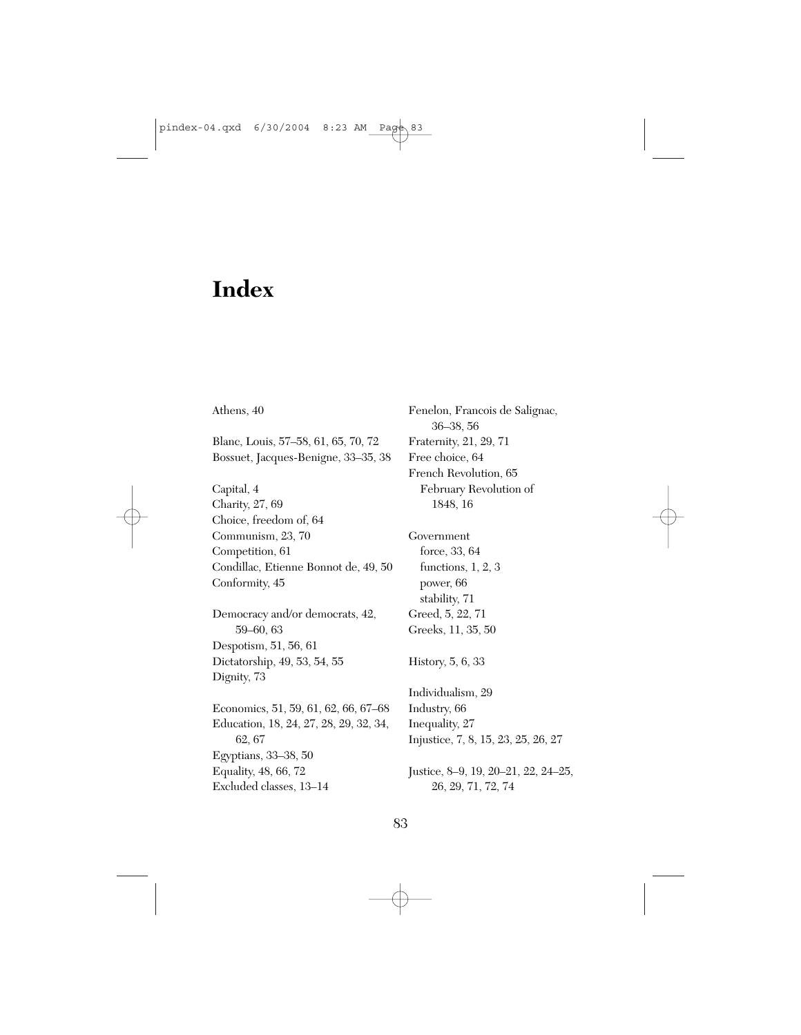# Index

Athens, 40

Blanc, Louis, 57–58, 61, 65, 70, 72
Bossuet, Jacques-Benigne, 33–35, 38

Capital, 4
Charity, 27, 69
Choice, freedom of, 64
Communism, 23, 70
Competition, 61
Condillac, Etienne Bonnot de, 49, 50
Conformity, 45

Democracy and/or democrats, 42, 59–60, 63
Despotism, 51, 56, 61
Dictatorship, 49, 53, 54, 55
Dignity, 73

Economics, 51, 59, 61, 62, 66, 67–68
Education, 18, 24, 27, 28, 29, 32, 34, 62, 67
Egyptians, 33–38, 50
Equality, 48, 66, 72
Excluded classes, 13–14

Fenelon, Francois de Salignac, 36–38, 56
Fraternity, 21, 29, 71
Free choice, 64
French Revolution, 65
  February Revolution of 1848, 16

Government
  force, 33, 64
  functions, 1, 2, 3
  power, 66
  stability, 71
Greed, 5, 22, 71
Greeks, 11, 35, 50

History, 5, 6, 33

Individualism, 29
Industry, 66
Inequality, 27
Injustice, 7, 8, 15, 23, 25, 26, 27

Justice, 8–9, 19, 20–21, 22, 24–25, 26, 29, 71, 72, 74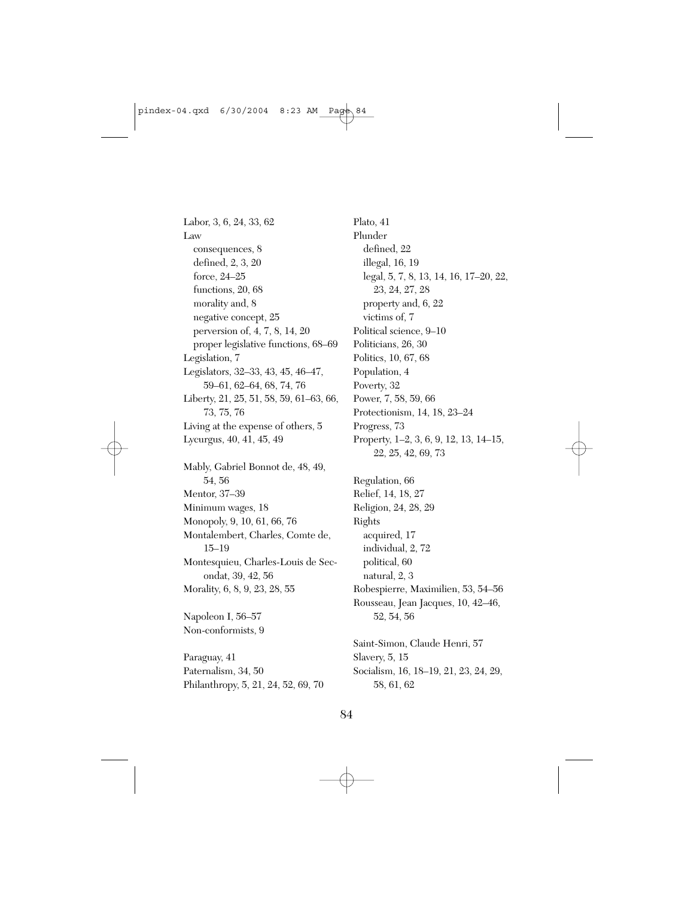Labor, 3, 6, 24, 33, 62
Law
  consequences, 8
  defined, 2, 3, 20
  force, 24–25
  functions, 20, 68
  morality and, 8
  negative concept, 25
  perversion of, 4, 7, 8, 14, 20
  proper legislative functions, 68–69
Legislation, 7
Legislators, 32–33, 43, 45, 46–47, 59–61, 62–64, 68, 74, 76
Liberty, 21, 25, 51, 58, 59, 61–63, 66, 73, 75, 76
Living at the expense of others, 5
Lycurgus, 40, 41, 45, 49

Mably, Gabriel Bonnot de, 48, 49, 54, 56
Mentor, 37–39
Minimum wages, 18
Monopoly, 9, 10, 61, 66, 76
Montalembert, Charles, Comte de, 15–19
Montesquieu, Charles-Louis de Secondat, 39, 42, 56
Morality, 6, 8, 9, 23, 28, 55

Napoleon I, 56–57
Non-conformists, 9

Paraguay, 41
Paternalism, 34, 50
Philanthropy, 5, 21, 24, 52, 69, 70
Plato, 41
Plunder
  defined, 22
  illegal, 16, 19
  legal, 5, 7, 8, 13, 14, 16, 17–20, 22, 23, 24, 27, 28
  property and, 6, 22
  victims of, 7
Political science, 9–10
Politicians, 26, 30
Politics, 10, 67, 68
Population, 4
Poverty, 32
Power, 7, 58, 59, 66
Protectionism, 14, 18, 23–24
Progress, 73
Property, 1–2, 3, 6, 9, 12, 13, 14–15, 22, 25, 42, 69, 73

Regulation, 66
Relief, 14, 18, 27
Religion, 24, 28, 29
Rights
  acquired, 17
  individual, 2, 72
  political, 60
  natural, 2, 3
Robespierre, Maximilien, 53, 54–56
Rousseau, Jean Jacques, 10, 42–46, 52, 54, 56

Saint-Simon, Claude Henri, 57
Slavery, 5, 15
Socialism, 16, 18–19, 21, 23, 24, 29, 58, 61, 62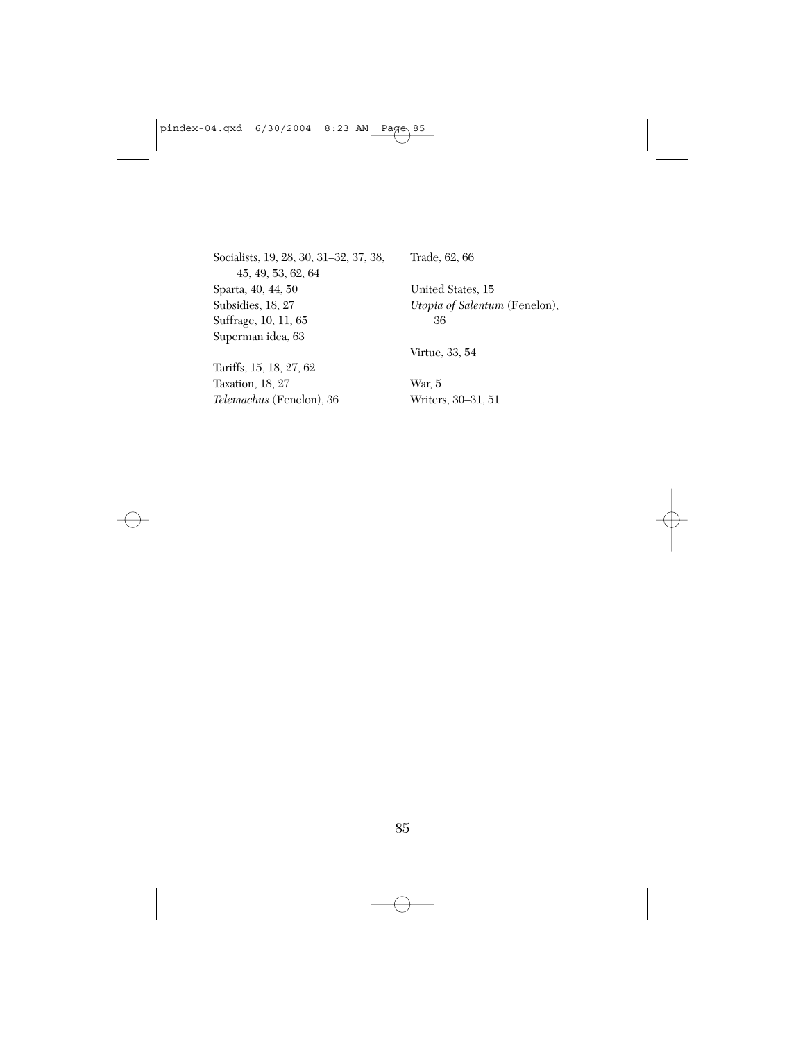Socialists, 19, 28, 30, 31–32, 37, 38, 45, 49, 53, 62, 64
Sparta, 40, 44, 50
Subsidies, 18, 27
Suffrage, 10, 11, 65
Superman idea, 63

Tariffs, 15, 18, 27, 62
Taxation, 18, 27
*Telemachus* (Fenelon), 36

Trade, 62, 66

United States, 15
*Utopia of Salentum* (Fenelon), 36

Virtue, 33, 54

War, 5
Writers, 30–31, 51